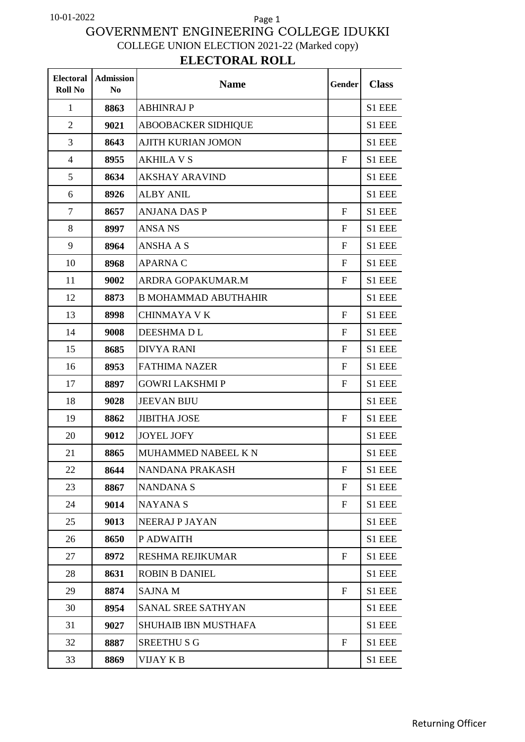10-01-2022

# GOVERNMENT ENGINEERING COLLEGE IDUKKI

COLLEGE UNION ELECTION 2021-22 (Marked copy)

## ELECTORAL ROLL

| Electoral Roll No | Admission No | Name | Gender | Class |
|---|---|---|---|---|
| 1 | 8863 | ABHINRAJ P | | S1 EEE |
| 2 | 9021 | ABOOBACKER SIDHIQUE | | S1 EEE |
| 3 | 8643 | AJITH KURIAN JOMON | | S1 EEE |
| 4 | 8955 | AKHILA V S | F | S1 EEE |
| 5 | 8634 | AKSHAY ARAVIND | | S1 EEE |
| 6 | 8926 | ALBY ANIL | | S1 EEE |
| 7 | 8657 | ANJANA DAS P | F | S1 EEE |
| 8 | 8997 | ANSA NS | F | S1 EEE |
| 9 | 8964 | ANSHA A S | F | S1 EEE |
| 10 | 8968 | APARNA C | F | S1 EEE |
| 11 | 9002 | ARDRA GOPAKUMAR.M | F | S1 EEE |
| 12 | 8873 | B MOHAMMAD ABUTHAHIR | | S1 EEE |
| 13 | 8998 | CHINMAYA V K | F | S1 EEE |
| 14 | 9008 | DEESHMA D L | F | S1 EEE |
| 15 | 8685 | DIVYA RANI | F | S1 EEE |
| 16 | 8953 | FATHIMA NAZER | F | S1 EEE |
| 17 | 8897 | GOWRI LAKSHMI P | F | S1 EEE |
| 18 | 9028 | JEEVAN BIJU | | S1 EEE |
| 19 | 8862 | JIBITHA JOSE | F | S1 EEE |
| 20 | 9012 | JOYEL JOFY | | S1 EEE |
| 21 | 8865 | MUHAMMED NABEEL K N | | S1 EEE |
| 22 | 8644 | NANDANA PRAKASH | F | S1 EEE |
| 23 | 8867 | NANDANA S | F | S1 EEE |
| 24 | 9014 | NAYANA S | F | S1 EEE |
| 25 | 9013 | NEERAJ P JAYAN | | S1 EEE |
| 26 | 8650 | P ADWAITH | | S1 EEE |
| 27 | 8972 | RESHMA REJIKUMAR | F | S1 EEE |
| 28 | 8631 | ROBIN B DANIEL | | S1 EEE |
| 29 | 8874 | SAJNA M | F | S1 EEE |
| 30 | 8954 | SANAL SREE SATHYAN | | S1 EEE |
| 31 | 9027 | SHUHAIB IBN MUSTHAFA | | S1 EEE |
| 32 | 8887 | SREETHU S G | F | S1 EEE |
| 33 | 8869 | VIJAY K B | | S1 EEE |

Returning Officer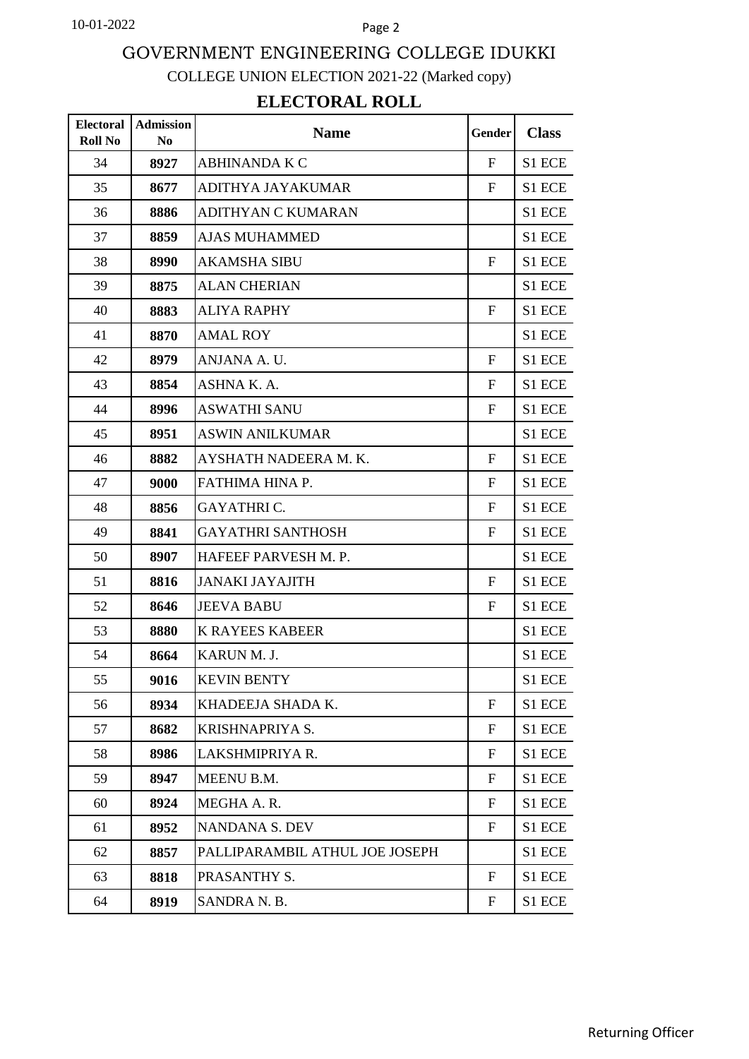10-01-2022

# GOVERNMENT ENGINEERING COLLEGE IDUKKI

COLLEGE UNION ELECTION 2021-22 (Marked copy)

## ELECTORAL ROLL

| Electoral Roll No | Admission No | Name | Gender | Class |
|---|---|---|---|---|
| 34 | **8927** | ABHINANDA K C | F | S1 ECE |
| 35 | **8677** | ADITHYA JAYAKUMAR | F | S1 ECE |
| 36 | **8886** | ADITHYAN C KUMARAN | | S1 ECE |
| 37 | **8859** | AJAS MUHAMMED | | S1 ECE |
| 38 | **8990** | AKAMSHA SIBU | F | S1 ECE |
| 39 | **8875** | ALAN CHERIAN | | S1 ECE |
| 40 | **8883** | ALIYA RAPHY | F | S1 ECE |
| 41 | **8870** | AMAL ROY | | S1 ECE |
| 42 | **8979** | ANJANA A. U. | F | S1 ECE |
| 43 | **8854** | ASHNA K. A. | F | S1 ECE |
| 44 | **8996** | ASWATHI SANU | F | S1 ECE |
| 45 | **8951** | ASWIN ANILKUMAR | | S1 ECE |
| 46 | **8882** | AYSHATH NADEERA M. K. | F | S1 ECE |
| 47 | **9000** | FATHIMA HINA P. | F | S1 ECE |
| 48 | **8856** | GAYATHRI C. | F | S1 ECE |
| 49 | **8841** | GAYATHRI SANTHOSH | F | S1 ECE |
| 50 | **8907** | HAFEEF PARVESH M. P. | | S1 ECE |
| 51 | **8816** | JANAKI JAYAJITH | F | S1 ECE |
| 52 | **8646** | JEEVA BABU | F | S1 ECE |
| 53 | **8880** | K RAYEES KABEER | | S1 ECE |
| 54 | **8664** | KARUN M. J. | | S1 ECE |
| 55 | **9016** | KEVIN BENTY | | S1 ECE |
| 56 | **8934** | KHADEEJA SHADA K. | F | S1 ECE |
| 57 | **8682** | KRISHNAPRIYA S. | F | S1 ECE |
| 58 | **8986** | LAKSHMIPRIYA R. | F | S1 ECE |
| 59 | **8947** | MEENU B.M. | F | S1 ECE |
| 60 | **8924** | MEGHA A. R. | F | S1 ECE |
| 61 | **8952** | NANDANA S. DEV | F | S1 ECE |
| 62 | **8857** | PALLIPARAMBIL ATHUL JOE JOSEPH | | S1 ECE |
| 63 | **8818** | PRASANTHY S. | F | S1 ECE |
| 64 | **8919** | SANDRA N. B. | F | S1 ECE |

Returning Officer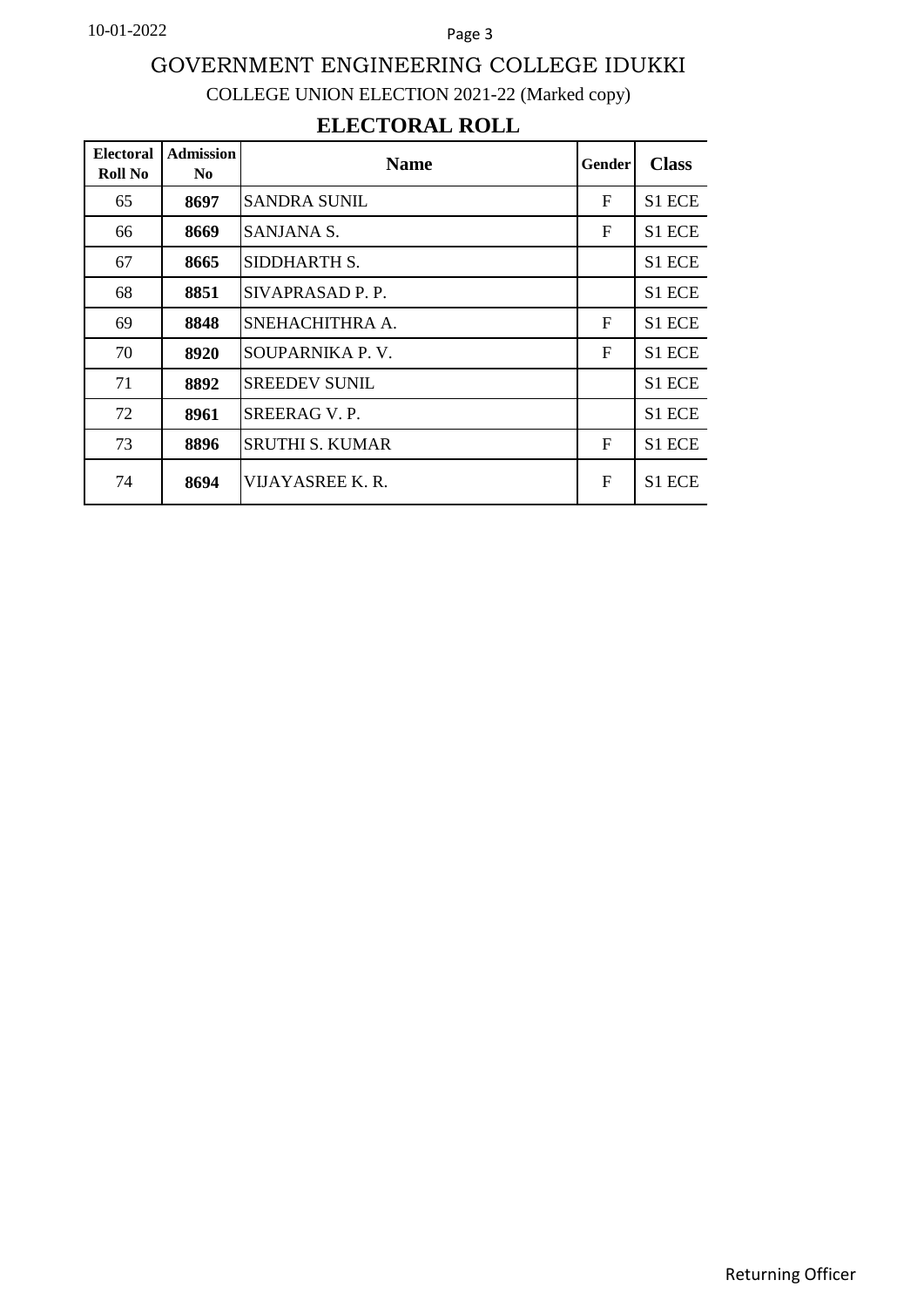# GOVERNMENT ENGINEERING COLLEGE IDUKKI

## COLLEGE UNION ELECTION 2021-22 (Marked copy)

## ELECTORAL ROLL

| Electoral Roll No | Admission No | Name | Gender | Class |
|---|---|---|---|---|
| 65 | **8697** | SANDRA SUNIL | F | S1 ECE |
| 66 | **8669** | SANJANA S. | F | S1 ECE |
| 67 | **8665** | SIDDHARTH S. | | S1 ECE |
| 68 | **8851** | SIVAPRASAD P. P. | | S1 ECE |
| 69 | **8848** | SNEHACHITHRA A. | F | S1 ECE |
| 70 | **8920** | SOUPARNIKA P. V. | F | S1 ECE |
| 71 | **8892** | SREEDEV SUNIL | | S1 ECE |
| 72 | **8961** | SREERAG V. P. | | S1 ECE |
| 73 | **8896** | SRUTHI S. KUMAR | F | S1 ECE |
| 74 | **8694** | VIJAYASREE K. R. | F | S1 ECE |

Returning Officer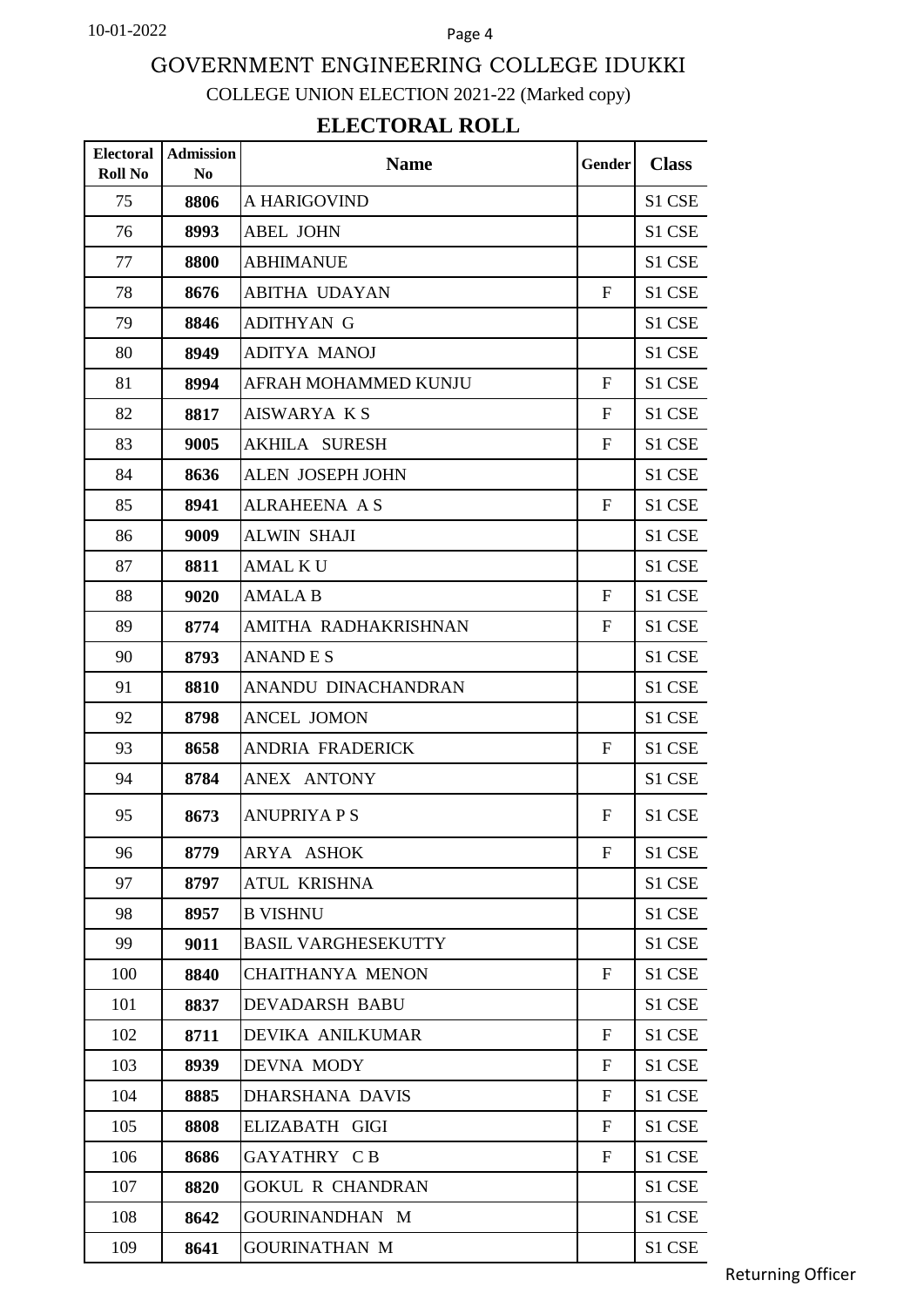# GOVERNMENT ENGINEERING COLLEGE IDUKKI

## COLLEGE UNION ELECTION 2021-22 (Marked copy)

## ELECTORAL ROLL

| Electoral Roll No | Admission No | Name | Gender | Class |
|---|---|---|---|---|
| 75 | 8806 | A HARIGOVIND | | S1 CSE |
| 76 | 8993 | ABEL JOHN | | S1 CSE |
| 77 | 8800 | ABHIMANUE | | S1 CSE |
| 78 | 8676 | ABITHA UDAYAN | F | S1 CSE |
| 79 | 8846 | ADITHYAN G | | S1 CSE |
| 80 | 8949 | ADITYA MANOJ | | S1 CSE |
| 81 | 8994 | AFRAH MOHAMMED KUNJU | F | S1 CSE |
| 82 | 8817 | AISWARYA K S | F | S1 CSE |
| 83 | 9005 | AKHILA SURESH | F | S1 CSE |
| 84 | 8636 | ALEN JOSEPH JOHN | | S1 CSE |
| 85 | 8941 | ALRAHEENA A S | F | S1 CSE |
| 86 | 9009 | ALWIN SHAJI | | S1 CSE |
| 87 | 8811 | AMAL K U | | S1 CSE |
| 88 | 9020 | AMALA B | F | S1 CSE |
| 89 | 8774 | AMITHA RADHAKRISHNAN | F | S1 CSE |
| 90 | 8793 | ANAND E S | | S1 CSE |
| 91 | 8810 | ANANDU DINACHANDRAN | | S1 CSE |
| 92 | 8798 | ANCEL JOMON | | S1 CSE |
| 93 | 8658 | ANDRIA FRADERICK | F | S1 CSE |
| 94 | 8784 | ANEX ANTONY | | S1 CSE |
| 95 | 8673 | ANUPRIYA P S | F | S1 CSE |
| 96 | 8779 | ARYA ASHOK | F | S1 CSE |
| 97 | 8797 | ATUL KRISHNA | | S1 CSE |
| 98 | 8957 | B VISHNU | | S1 CSE |
| 99 | 9011 | BASIL VARGHESEKUTTY | | S1 CSE |
| 100 | 8840 | CHAITHANYA MENON | F | S1 CSE |
| 101 | 8837 | DEVADARSH BABU | | S1 CSE |
| 102 | 8711 | DEVIKA ANILKUMAR | F | S1 CSE |
| 103 | 8939 | DEVNA MODY | F | S1 CSE |
| 104 | 8885 | DHARSHANA DAVIS | F | S1 CSE |
| 105 | 8808 | ELIZABATH GIGI | F | S1 CSE |
| 106 | 8686 | GAYATHRY C B | F | S1 CSE |
| 107 | 8820 | GOKUL R CHANDRAN | | S1 CSE |
| 108 | 8642 | GOURINANDHAN M | | S1 CSE |
| 109 | 8641 | GOURINATHAN M | | S1 CSE |

Returning Officer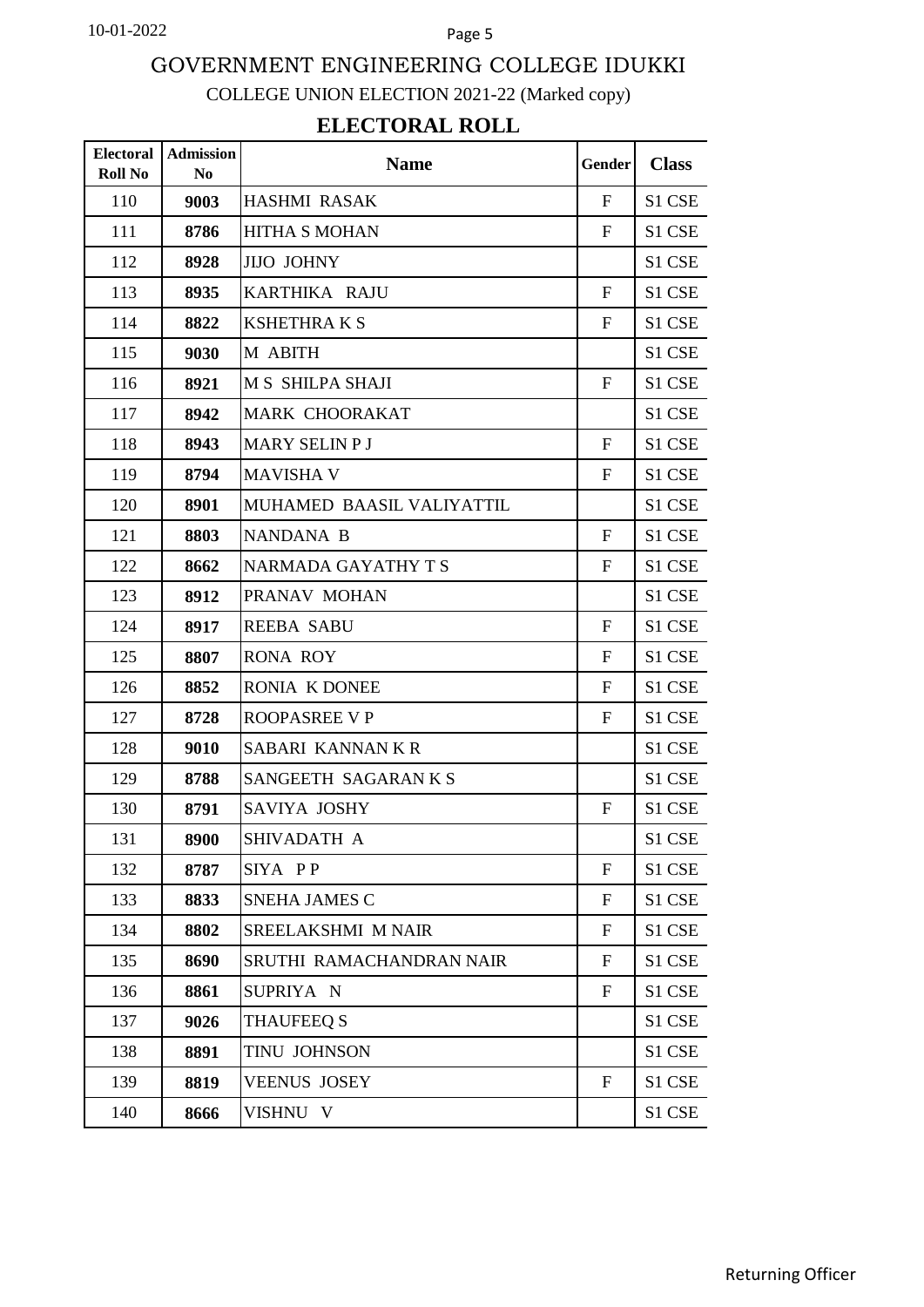# GOVERNMENT ENGINEERING COLLEGE IDUKKI

## COLLEGE UNION ELECTION 2021-22 (Marked copy)

## ELECTORAL ROLL

| Electoral Roll No | Admission No | Name | Gender | Class |
|---|---|---|---|---|
| 110 | **9003** | HASHMI RASAK | F | S1 CSE |
| 111 | **8786** | HITHA S MOHAN | F | S1 CSE |
| 112 | **8928** | JIJO JOHNY | | S1 CSE |
| 113 | **8935** | KARTHIKA RAJU | F | S1 CSE |
| 114 | **8822** | KSHETHRA K S | F | S1 CSE |
| 115 | **9030** | M ABITH | | S1 CSE |
| 116 | **8921** | M S SHILPA SHAJI | F | S1 CSE |
| 117 | **8942** | MARK CHOORAKAT | | S1 CSE |
| 118 | **8943** | MARY SELIN P J | F | S1 CSE |
| 119 | **8794** | MAVISHA V | F | S1 CSE |
| 120 | **8901** | MUHAMED BAASIL VALIYATTIL | | S1 CSE |
| 121 | **8803** | NANDANA B | F | S1 CSE |
| 122 | **8662** | NARMADA GAYATHY T S | F | S1 CSE |
| 123 | **8912** | PRANAV MOHAN | | S1 CSE |
| 124 | **8917** | REEBA SABU | F | S1 CSE |
| 125 | **8807** | RONA ROY | F | S1 CSE |
| 126 | **8852** | RONIA K DONEE | F | S1 CSE |
| 127 | **8728** | ROOPASREE V P | F | S1 CSE |
| 128 | **9010** | SABARI KANNAN K R | | S1 CSE |
| 129 | **8788** | SANGEETH SAGARAN K S | | S1 CSE |
| 130 | **8791** | SAVIYA JOSHY | F | S1 CSE |
| 131 | **8900** | SHIVADATH A | | S1 CSE |
| 132 | **8787** | SIYA P P | F | S1 CSE |
| 133 | **8833** | SNEHA JAMES C | F | S1 CSE |
| 134 | **8802** | SREELAKSHMI M NAIR | F | S1 CSE |
| 135 | **8690** | SRUTHI RAMACHANDRAN NAIR | F | S1 CSE |
| 136 | **8861** | SUPRIYA N | F | S1 CSE |
| 137 | **9026** | THAUFEEQ S | | S1 CSE |
| 138 | **8891** | TINU JOHNSON | | S1 CSE |
| 139 | **8819** | VEENUS JOSEY | F | S1 CSE |
| 140 | **8666** | VISHNU V | | S1 CSE |

Returning Officer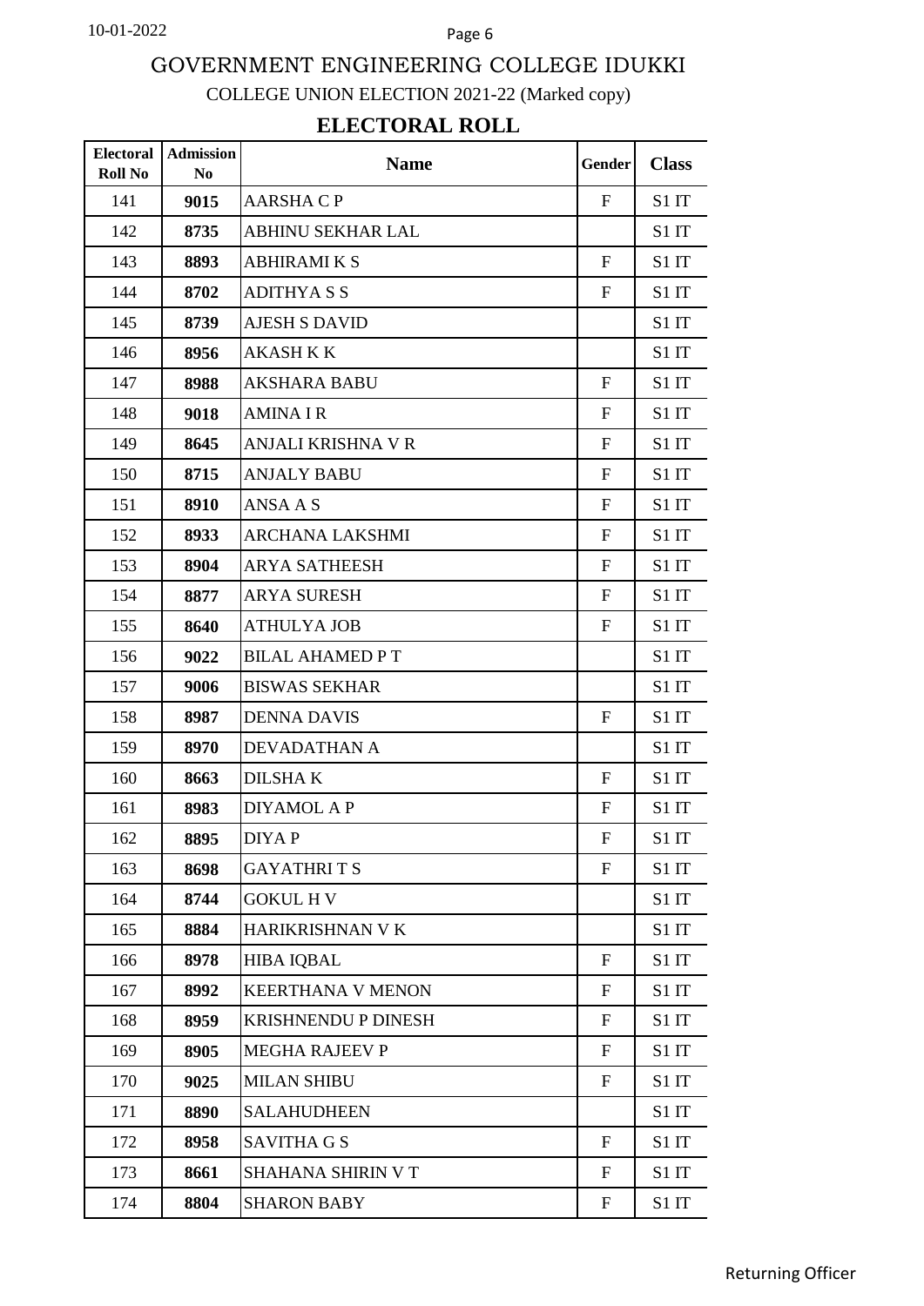# GOVERNMENT ENGINEERING COLLEGE IDUKKI

## COLLEGE UNION ELECTION 2021-22 (Marked copy)

## ELECTORAL ROLL

| Electoral Roll No | Admission No | Name | Gender | Class |
|---|---|---|---|---|
| 141 | **9015** | AARSHA C P | F | S1 IT |
| 142 | **8735** | ABHINU SEKHAR LAL | | S1 IT |
| 143 | **8893** | ABHIRAMI K S | F | S1 IT |
| 144 | **8702** | ADITHYA S S | F | S1 IT |
| 145 | **8739** | AJESH S DAVID | | S1 IT |
| 146 | **8956** | AKASH K K | | S1 IT |
| 147 | **8988** | AKSHARA BABU | F | S1 IT |
| 148 | **9018** | AMINA I R | F | S1 IT |
| 149 | **8645** | ANJALI KRISHNA V R | F | S1 IT |
| 150 | **8715** | ANJALY BABU | F | S1 IT |
| 151 | **8910** | ANSA A S | F | S1 IT |
| 152 | **8933** | ARCHANA LAKSHMI | F | S1 IT |
| 153 | **8904** | ARYA SATHEESH | F | S1 IT |
| 154 | **8877** | ARYA SURESH | F | S1 IT |
| 155 | **8640** | ATHULYA JOB | F | S1 IT |
| 156 | **9022** | BILAL AHAMED P T | | S1 IT |
| 157 | **9006** | BISWAS SEKHAR | | S1 IT |
| 158 | **8987** | DENNA DAVIS | F | S1 IT |
| 159 | **8970** | DEVADATHAN A | | S1 IT |
| 160 | **8663** | DILSHA K | F | S1 IT |
| 161 | **8983** | DIYAMOL A P | F | S1 IT |
| 162 | **8895** | DIYA P | F | S1 IT |
| 163 | **8698** | GAYATHRI T S | F | S1 IT |
| 164 | **8744** | GOKUL H V | | S1 IT |
| 165 | **8884** | HARIKRISHNAN V K | | S1 IT |
| 166 | **8978** | HIBA IQBAL | F | S1 IT |
| 167 | **8992** | KEERTHANA V MENON | F | S1 IT |
| 168 | **8959** | KRISHNENDU P DINESH | F | S1 IT |
| 169 | **8905** | MEGHA RAJEEV P | F | S1 IT |
| 170 | **9025** | MILAN SHIBU | F | S1 IT |
| 171 | **8890** | SALAHUDHEEN | | S1 IT |
| 172 | **8958** | SAVITHA G S | F | S1 IT |
| 173 | **8661** | SHAHANA SHIRIN V T | F | S1 IT |
| 174 | **8804** | SHARON BABY | F | S1 IT |

Returning Officer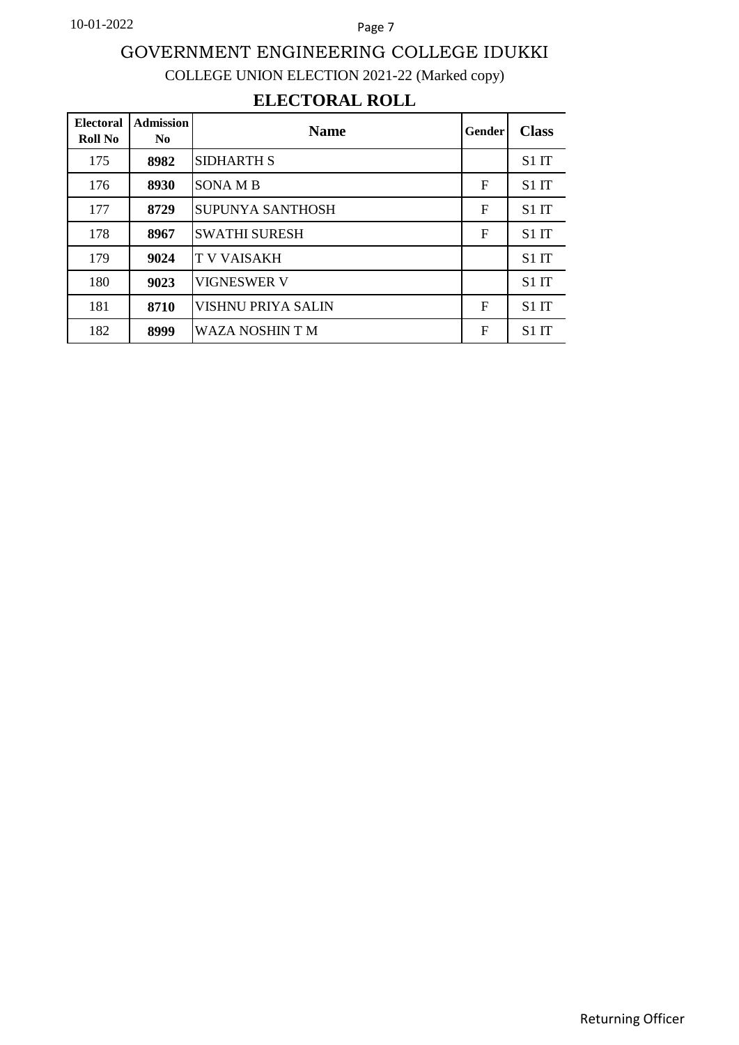GOVERNMENT ENGINEERING COLLEGE IDUKKI

COLLEGE UNION ELECTION 2021-22 (Marked copy)

## ELECTORAL ROLL

| Electoral Roll No | Admission No | Name | Gender | Class |
|---|---|---|---|---|
| 175 | **8982** | SIDHARTH S | | S1 IT |
| 176 | **8930** | SONA M B | F | S1 IT |
| 177 | **8729** | SUPUNYA SANTHOSH | F | S1 IT |
| 178 | **8967** | SWATHI SURESH | F | S1 IT |
| 179 | **9024** | T V VAISAKH | | S1 IT |
| 180 | **9023** | VIGNESWER V | | S1 IT |
| 181 | **8710** | VISHNU PRIYA SALIN | F | S1 IT |
| 182 | **8999** | WAZA NOSHIN T M | F | S1 IT |

Returning Officer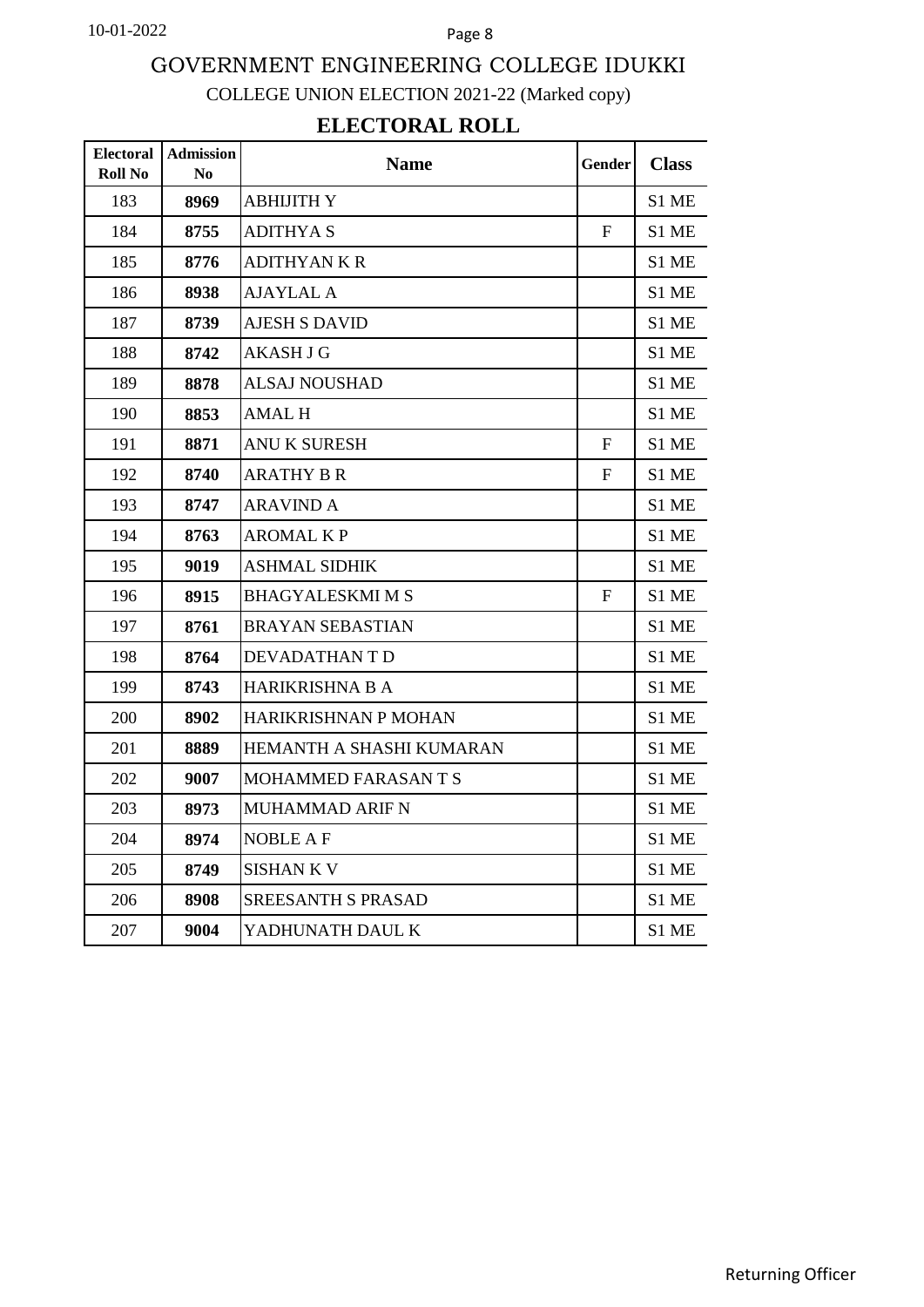# GOVERNMENT ENGINEERING COLLEGE IDUKKI

COLLEGE UNION ELECTION 2021-22 (Marked copy)

## ELECTORAL ROLL

| Electoral Roll No | Admission No | Name | Gender | Class |
|---|---|---|---|---|
| 183 | **8969** | ABHIJITH Y | | S1 ME |
| 184 | **8755** | ADITHYA S | F | S1 ME |
| 185 | **8776** | ADITHYAN K R | | S1 ME |
| 186 | **8938** | AJAYLAL A | | S1 ME |
| 187 | **8739** | AJESH S DAVID | | S1 ME |
| 188 | **8742** | AKASH J G | | S1 ME |
| 189 | **8878** | ALSAJ NOUSHAD | | S1 ME |
| 190 | **8853** | AMAL H | | S1 ME |
| 191 | **8871** | ANU K SURESH | F | S1 ME |
| 192 | **8740** | ARATHY B R | F | S1 ME |
| 193 | **8747** | ARAVIND A | | S1 ME |
| 194 | **8763** | AROMAL K P | | S1 ME |
| 195 | **9019** | ASHMAL SIDHIK | | S1 ME |
| 196 | **8915** | BHAGYALESKMI M S | F | S1 ME |
| 197 | **8761** | BRAYAN SEBASTIAN | | S1 ME |
| 198 | **8764** | DEVADATHAN T D | | S1 ME |
| 199 | **8743** | HARIKRISHNA B A | | S1 ME |
| 200 | **8902** | HARIKRISHNAN P MOHAN | | S1 ME |
| 201 | **8889** | HEMANTH A SHASHI KUMARAN | | S1 ME |
| 202 | **9007** | MOHAMMED FARASAN T S | | S1 ME |
| 203 | **8973** | MUHAMMAD ARIF N | | S1 ME |
| 204 | **8974** | NOBLE A F | | S1 ME |
| 205 | **8749** | SISHAN K V | | S1 ME |
| 206 | **8908** | SREESANTH S PRASAD | | S1 ME |
| 207 | **9004** | YADHUNATH DAUL K | | S1 ME |

Returning Officer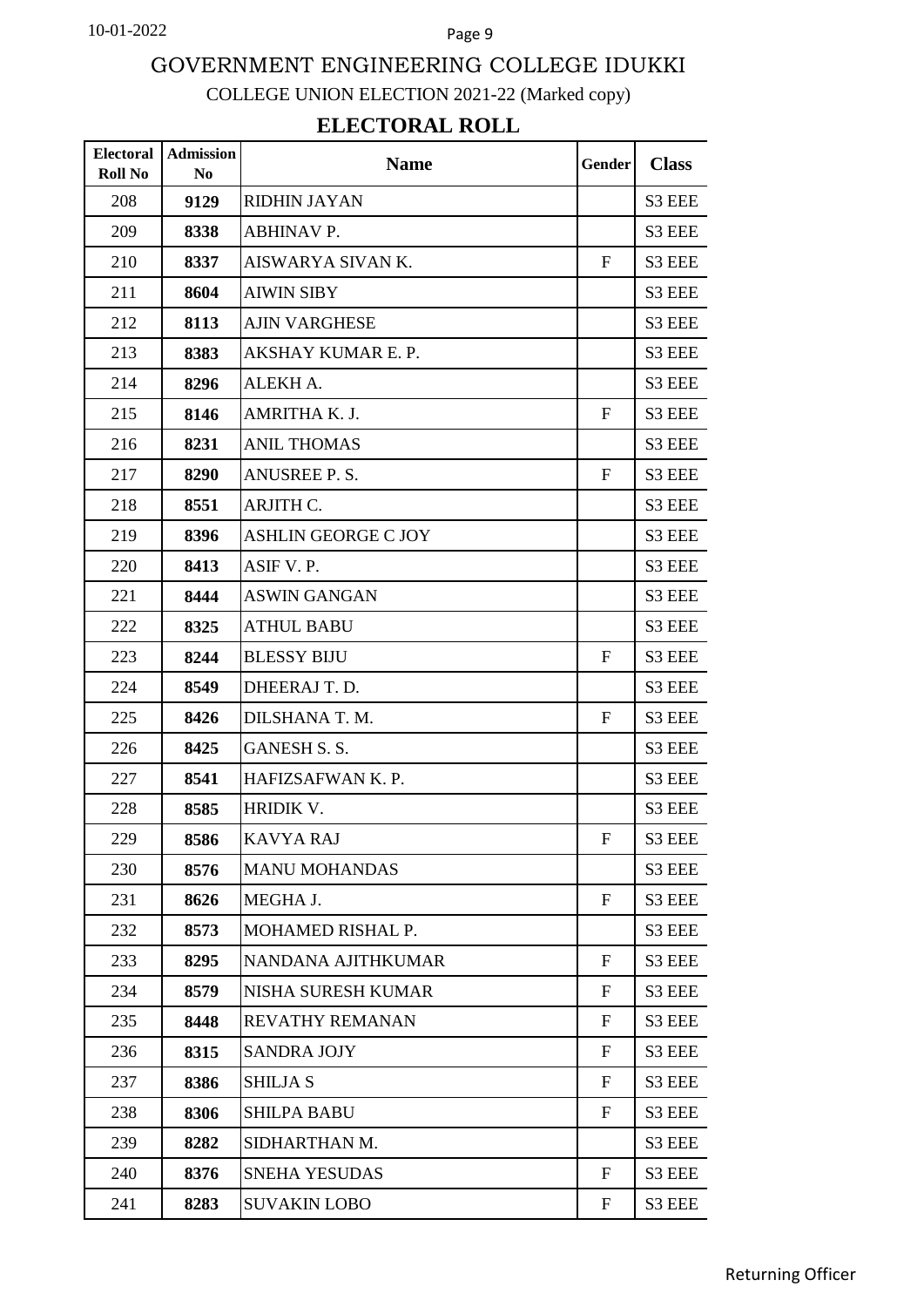# GOVERNMENT ENGINEERING COLLEGE IDUKKI

## COLLEGE UNION ELECTION 2021-22 (Marked copy)

## ELECTORAL ROLL

| Electoral Roll No | Admission No | Name | Gender | Class |
|---|---|---|---|---|
| 208 | **9129** | RIDHIN JAYAN | | S3 EEE |
| 209 | **8338** | ABHINAV P. | | S3 EEE |
| 210 | **8337** | AISWARYA SIVAN K. | F | S3 EEE |
| 211 | **8604** | AIWIN SIBY | | S3 EEE |
| 212 | **8113** | AJIN VARGHESE | | S3 EEE |
| 213 | **8383** | AKSHAY KUMAR E. P. | | S3 EEE |
| 214 | **8296** | ALEKH A. | | S3 EEE |
| 215 | **8146** | AMRITHA K. J. | F | S3 EEE |
| 216 | **8231** | ANIL THOMAS | | S3 EEE |
| 217 | **8290** | ANUSREE P. S. | F | S3 EEE |
| 218 | **8551** | ARJITH C. | | S3 EEE |
| 219 | **8396** | ASHLIN GEORGE C JOY | | S3 EEE |
| 220 | **8413** | ASIF V. P. | | S3 EEE |
| 221 | **8444** | ASWIN GANGAN | | S3 EEE |
| 222 | **8325** | ATHUL BABU | | S3 EEE |
| 223 | **8244** | BLESSY BIJU | F | S3 EEE |
| 224 | **8549** | DHEERAJ T. D. | | S3 EEE |
| 225 | **8426** | DILSHANA T. M. | F | S3 EEE |
| 226 | **8425** | GANESH S. S. | | S3 EEE |
| 227 | **8541** | HAFIZSAFWAN K. P. | | S3 EEE |
| 228 | **8585** | HRIDIK V. | | S3 EEE |
| 229 | **8586** | KAVYA RAJ | F | S3 EEE |
| 230 | **8576** | MANU MOHANDAS | | S3 EEE |
| 231 | **8626** | MEGHA J. | F | S3 EEE |
| 232 | **8573** | MOHAMED RISHAL P. | | S3 EEE |
| 233 | **8295** | NANDANA AJITHKUMAR | F | S3 EEE |
| 234 | **8579** | NISHA SURESH KUMAR | F | S3 EEE |
| 235 | **8448** | REVATHY REMANAN | F | S3 EEE |
| 236 | **8315** | SANDRA JOJY | F | S3 EEE |
| 237 | **8386** | SHILJA S | F | S3 EEE |
| 238 | **8306** | SHILPA BABU | F | S3 EEE |
| 239 | **8282** | SIDHARTHAN M. | | S3 EEE |
| 240 | **8376** | SNEHA YESUDAS | F | S3 EEE |
| 241 | **8283** | SUVAKIN LOBO | F | S3 EEE |

Returning Officer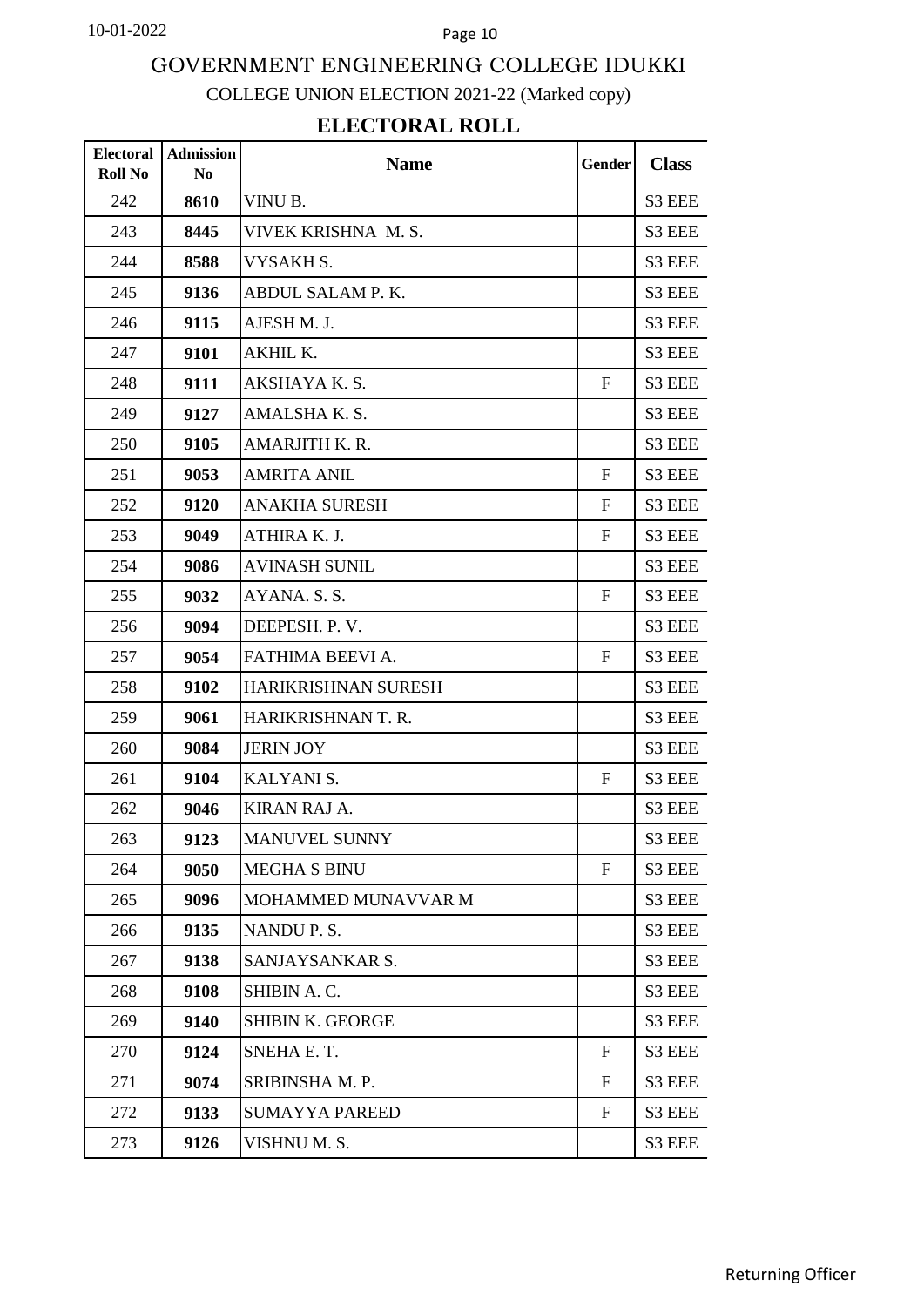# GOVERNMENT ENGINEERING COLLEGE IDUKKI

COLLEGE UNION ELECTION 2021-22 (Marked copy)

## ELECTORAL ROLL

| Electoral Roll No | Admission No | Name | Gender | Class |
|---|---|---|---|---|
| 242 | **8610** | VINU B. | | S3 EEE |
| 243 | **8445** | VIVEK KRISHNA M. S. | | S3 EEE |
| 244 | **8588** | VYSAKH S. | | S3 EEE |
| 245 | **9136** | ABDUL SALAM P. K. | | S3 EEE |
| 246 | **9115** | AJESH M. J. | | S3 EEE |
| 247 | **9101** | AKHIL K. | | S3 EEE |
| 248 | **9111** | AKSHAYA K. S. | F | S3 EEE |
| 249 | **9127** | AMALSHA K. S. | | S3 EEE |
| 250 | **9105** | AMARJITH K. R. | | S3 EEE |
| 251 | **9053** | AMRITA ANIL | F | S3 EEE |
| 252 | **9120** | ANAKHA SURESH | F | S3 EEE |
| 253 | **9049** | ATHIRA K. J. | F | S3 EEE |
| 254 | **9086** | AVINASH SUNIL | | S3 EEE |
| 255 | **9032** | AYANA. S. S. | F | S3 EEE |
| 256 | **9094** | DEEPESH. P. V. | | S3 EEE |
| 257 | **9054** | FATHIMA BEEVI A. | F | S3 EEE |
| 258 | **9102** | HARIKRISHNAN SURESH | | S3 EEE |
| 259 | **9061** | HARIKRISHNAN T. R. | | S3 EEE |
| 260 | **9084** | JERIN JOY | | S3 EEE |
| 261 | **9104** | KALYANI S. | F | S3 EEE |
| 262 | **9046** | KIRAN RAJ A. | | S3 EEE |
| 263 | **9123** | MANUVEL SUNNY | | S3 EEE |
| 264 | **9050** | MEGHA S BINU | F | S3 EEE |
| 265 | **9096** | MOHAMMED MUNAVVAR M | | S3 EEE |
| 266 | **9135** | NANDU P. S. | | S3 EEE |
| 267 | **9138** | SANJAYSANKAR S. | | S3 EEE |
| 268 | **9108** | SHIBIN A. C. | | S3 EEE |
| 269 | **9140** | SHIBIN K. GEORGE | | S3 EEE |
| 270 | **9124** | SNEHA E. T. | F | S3 EEE |
| 271 | **9074** | SRIBINSHA M. P. | F | S3 EEE |
| 272 | **9133** | SUMAYYA PAREED | F | S3 EEE |
| 273 | **9126** | VISHNU M. S. | | S3 EEE |

Returning Officer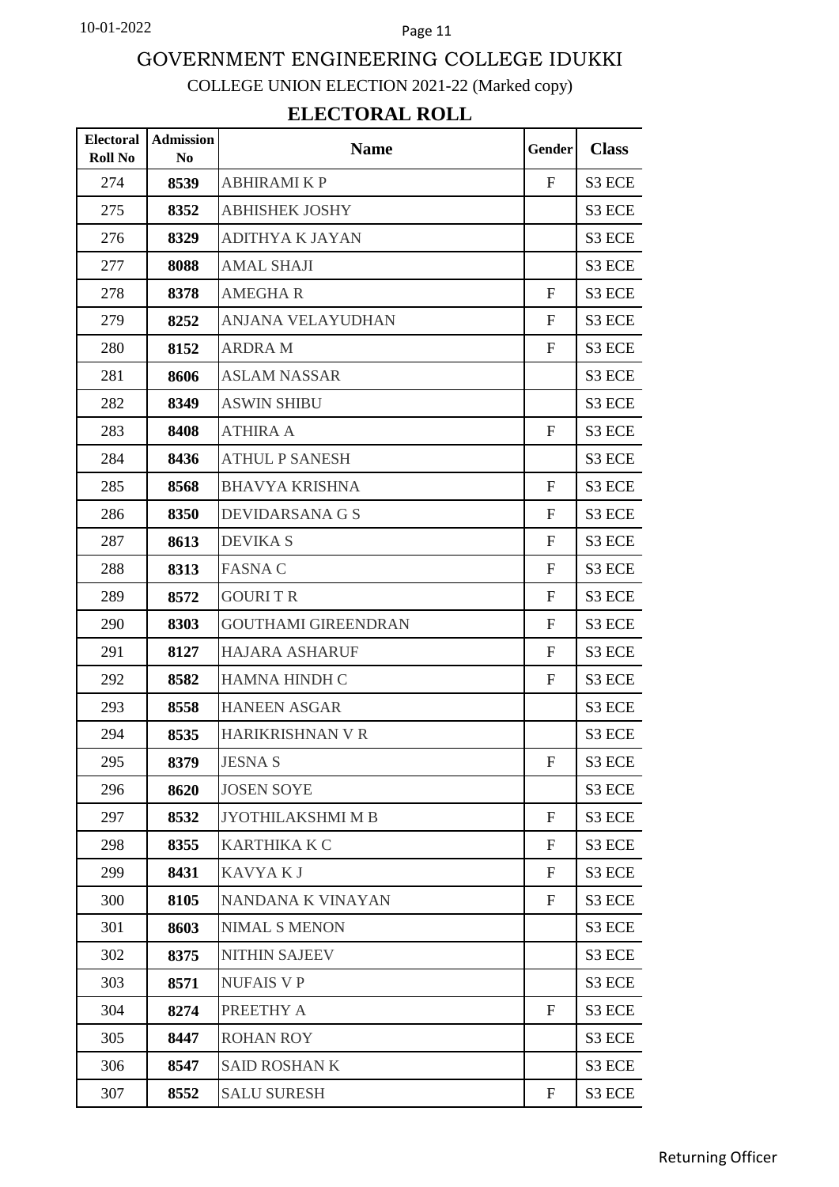# GOVERNMENT ENGINEERING COLLEGE IDUKKI

COLLEGE UNION ELECTION 2021-22 (Marked copy)

## ELECTORAL ROLL

| Electoral Roll No | Admission No | Name | Gender | Class |
|---|---|---|---|---|
| 274 | **8539** | ABHIRAMI K P | F | S3 ECE |
| 275 | **8352** | ABHISHEK JOSHY | | S3 ECE |
| 276 | **8329** | ADITHYA K JAYAN | | S3 ECE |
| 277 | **8088** | AMAL SHAJI | | S3 ECE |
| 278 | **8378** | AMEGHA R | F | S3 ECE |
| 279 | **8252** | ANJANA VELAYUDHAN | F | S3 ECE |
| 280 | **8152** | ARDRA M | F | S3 ECE |
| 281 | **8606** | ASLAM NASSAR | | S3 ECE |
| 282 | **8349** | ASWIN SHIBU | | S3 ECE |
| 283 | **8408** | ATHIRA A | F | S3 ECE |
| 284 | **8436** | ATHUL P SANESH | | S3 ECE |
| 285 | **8568** | BHAVYA KRISHNA | F | S3 ECE |
| 286 | **8350** | DEVIDARSANA G S | F | S3 ECE |
| 287 | **8613** | DEVIKA S | F | S3 ECE |
| 288 | **8313** | FASNA C | F | S3 ECE |
| 289 | **8572** | GOURI T R | F | S3 ECE |
| 290 | **8303** | GOUTHAMI GIREENDRAN | F | S3 ECE |
| 291 | **8127** | HAJARA ASHARUF | F | S3 ECE |
| 292 | **8582** | HAMNA HINDH C | F | S3 ECE |
| 293 | **8558** | HANEEN ASGAR | | S3 ECE |
| 294 | **8535** | HARIKRISHNAN V R | | S3 ECE |
| 295 | **8379** | JESNA S | F | S3 ECE |
| 296 | **8620** | JOSEN SOYE | | S3 ECE |
| 297 | **8532** | JYOTHILAKSHMI M B | F | S3 ECE |
| 298 | **8355** | KARTHIKA K C | F | S3 ECE |
| 299 | **8431** | KAVYA K J | F | S3 ECE |
| 300 | **8105** | NANDANA K VINAYAN | F | S3 ECE |
| 301 | **8603** | NIMAL S MENON | | S3 ECE |
| 302 | **8375** | NITHIN SAJEEV | | S3 ECE |
| 303 | **8571** | NUFAIS V P | | S3 ECE |
| 304 | **8274** | PREETHY A | F | S3 ECE |
| 305 | **8447** | ROHAN ROY | | S3 ECE |
| 306 | **8547** | SAID ROSHAN K | | S3 ECE |
| 307 | **8552** | SALU SURESH | F | S3 ECE |

Returning Officer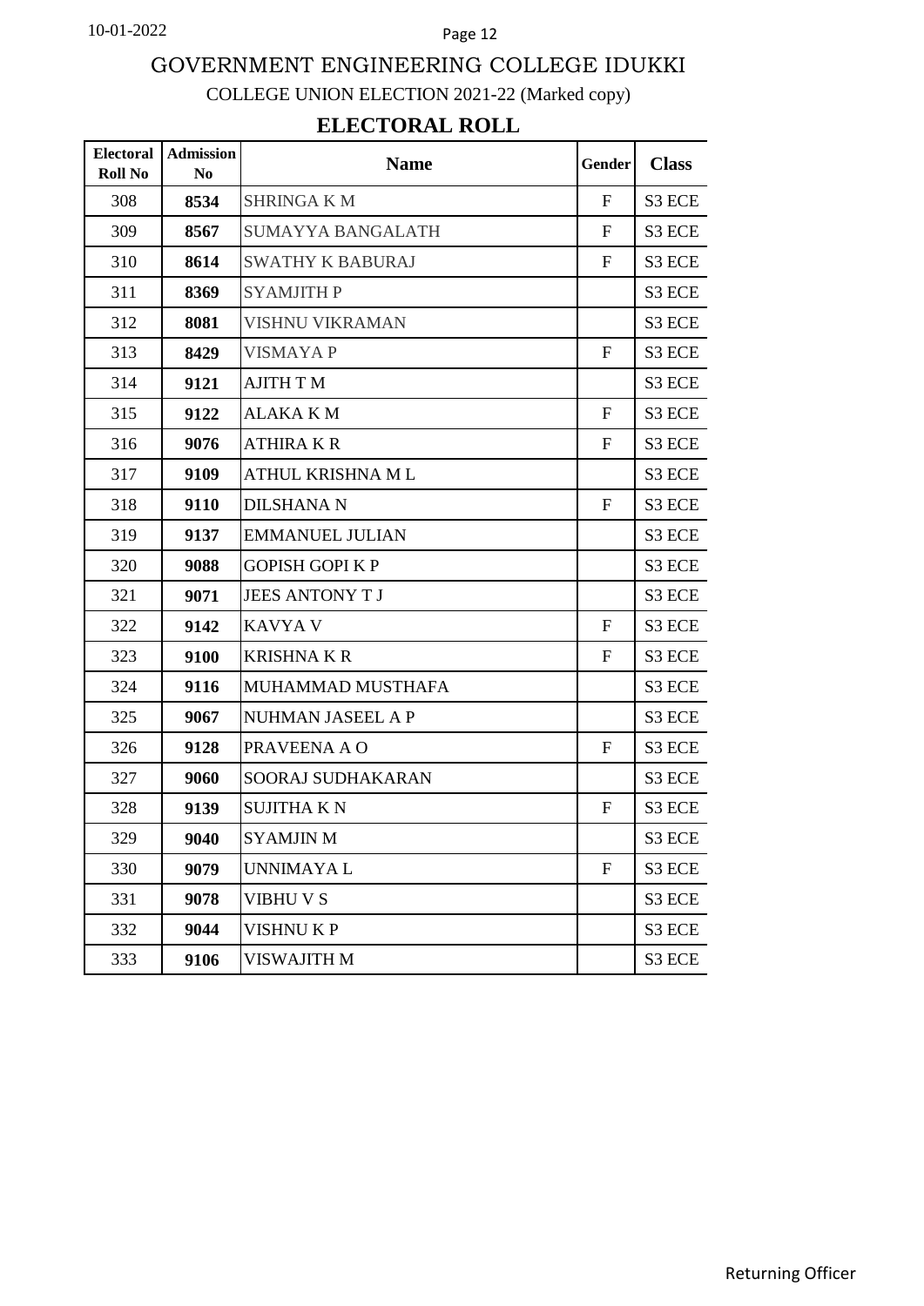# GOVERNMENT ENGINEERING COLLEGE IDUKKI

## COLLEGE UNION ELECTION 2021-22 (Marked copy)

## ELECTORAL ROLL

| Electoral Roll No | Admission No | Name | Gender | Class |
|---|---|---|---|---|
| 308 | 8534 | SHRINGA K M | F | S3 ECE |
| 309 | 8567 | SUMAYYA BANGALATH | F | S3 ECE |
| 310 | 8614 | SWATHY K BABURAJ | F | S3 ECE |
| 311 | 8369 | SYAMJITH P | | S3 ECE |
| 312 | 8081 | VISHNU VIKRAMAN | | S3 ECE |
| 313 | 8429 | VISMAYA P | F | S3 ECE |
| 314 | 9121 | AJITH T M | | S3 ECE |
| 315 | 9122 | ALAKA K M | F | S3 ECE |
| 316 | 9076 | ATHIRA K R | F | S3 ECE |
| 317 | 9109 | ATHUL KRISHNA M L | | S3 ECE |
| 318 | 9110 | DILSHANA N | F | S3 ECE |
| 319 | 9137 | EMMANUEL JULIAN | | S3 ECE |
| 320 | 9088 | GOPISH GOPI K P | | S3 ECE |
| 321 | 9071 | JEES ANTONY T J | | S3 ECE |
| 322 | 9142 | KAVYA V | F | S3 ECE |
| 323 | 9100 | KRISHNA K R | F | S3 ECE |
| 324 | 9116 | MUHAMMAD MUSTHAFA | | S3 ECE |
| 325 | 9067 | NUHMAN JASEEL A P | | S3 ECE |
| 326 | 9128 | PRAVEENA A O | F | S3 ECE |
| 327 | 9060 | SOORAJ SUDHAKARAN | | S3 ECE |
| 328 | 9139 | SUJITHA K N | F | S3 ECE |
| 329 | 9040 | SYAMJIN M | | S3 ECE |
| 330 | 9079 | UNNIMAYA L | F | S3 ECE |
| 331 | 9078 | VIBHU V S | | S3 ECE |
| 332 | 9044 | VISHNU K P | | S3 ECE |
| 333 | 9106 | VISWAJITH M | | S3 ECE |

Returning Officer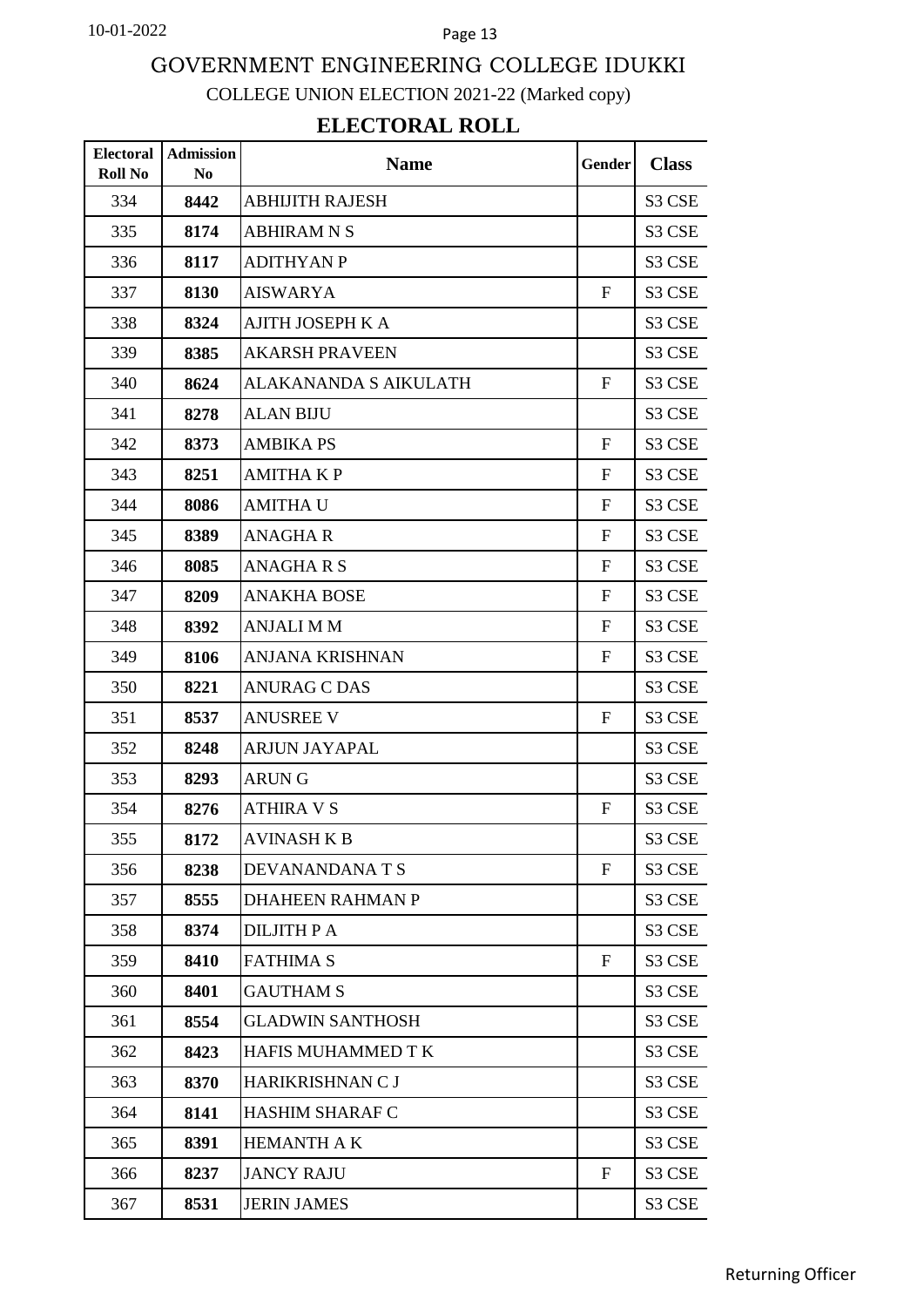# GOVERNMENT ENGINEERING COLLEGE IDUKKI

COLLEGE UNION ELECTION 2021-22 (Marked copy)

## ELECTORAL ROLL

| Electoral Roll No | Admission No | Name | Gender | Class |
|---|---|---|---|---|
| 334 | **8442** | ABHIJITH RAJESH | | S3 CSE |
| 335 | **8174** | ABHIRAM N S | | S3 CSE |
| 336 | **8117** | ADITHYAN P | | S3 CSE |
| 337 | **8130** | AISWARYA | F | S3 CSE |
| 338 | **8324** | AJITH JOSEPH K A | | S3 CSE |
| 339 | **8385** | AKARSH PRAVEEN | | S3 CSE |
| 340 | **8624** | ALAKANANDA S AIKULATH | F | S3 CSE |
| 341 | **8278** | ALAN BIJU | | S3 CSE |
| 342 | **8373** | AMBIKA PS | F | S3 CSE |
| 343 | **8251** | AMITHA K P | F | S3 CSE |
| 344 | **8086** | AMITHA U | F | S3 CSE |
| 345 | **8389** | ANAGHA R | F | S3 CSE |
| 346 | **8085** | ANAGHA R S | F | S3 CSE |
| 347 | **8209** | ANAKHA BOSE | F | S3 CSE |
| 348 | **8392** | ANJALI M M | F | S3 CSE |
| 349 | **8106** | ANJANA KRISHNAN | F | S3 CSE |
| 350 | **8221** | ANURAG C DAS | | S3 CSE |
| 351 | **8537** | ANUSREE V | F | S3 CSE |
| 352 | **8248** | ARJUN JAYAPAL | | S3 CSE |
| 353 | **8293** | ARUN G | | S3 CSE |
| 354 | **8276** | ATHIRA V S | F | S3 CSE |
| 355 | **8172** | AVINASH K B | | S3 CSE |
| 356 | **8238** | DEVANANDANA T S | F | S3 CSE |
| 357 | **8555** | DHAHEEN RAHMAN P | | S3 CSE |
| 358 | **8374** | DILJITH P A | | S3 CSE |
| 359 | **8410** | FATHIMA S | F | S3 CSE |
| 360 | **8401** | GAUTHAM S | | S3 CSE |
| 361 | **8554** | GLADWIN SANTHOSH | | S3 CSE |
| 362 | **8423** | HAFIS MUHAMMED T K | | S3 CSE |
| 363 | **8370** | HARIKRISHNAN C J | | S3 CSE |
| 364 | **8141** | HASHIM SHARAF C | | S3 CSE |
| 365 | **8391** | HEMANTH A K | | S3 CSE |
| 366 | **8237** | JANCY RAJU | F | S3 CSE |
| 367 | **8531** | JERIN JAMES | | S3 CSE |

Returning Officer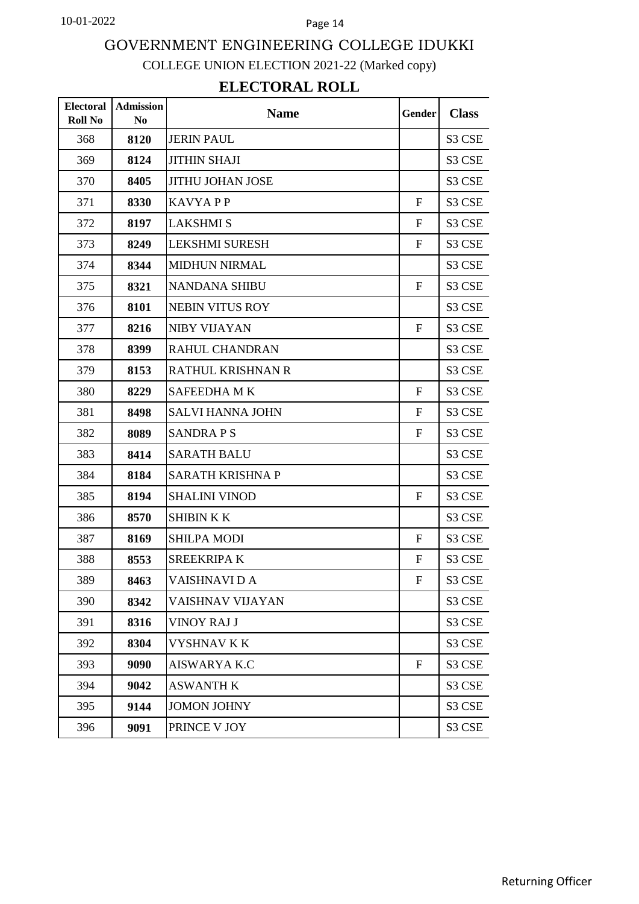# GOVERNMENT ENGINEERING COLLEGE IDUKKI

## COLLEGE UNION ELECTION 2021-22 (Marked copy)

## ELECTORAL ROLL

| Electoral Roll No | Admission No | Name | Gender | Class |
|---|---|---|---|---|
| 368 | **8120** | JERIN PAUL | | S3 CSE |
| 369 | **8124** | JITHIN SHAJI | | S3 CSE |
| 370 | **8405** | JITHU JOHAN JOSE | | S3 CSE |
| 371 | **8330** | KAVYA P P | F | S3 CSE |
| 372 | **8197** | LAKSHMI S | F | S3 CSE |
| 373 | **8249** | LEKSHMI SURESH | F | S3 CSE |
| 374 | **8344** | MIDHUN NIRMAL | | S3 CSE |
| 375 | **8321** | NANDANA SHIBU | F | S3 CSE |
| 376 | **8101** | NEBIN VITUS ROY | | S3 CSE |
| 377 | **8216** | NIBY VIJAYAN | F | S3 CSE |
| 378 | **8399** | RAHUL CHANDRAN | | S3 CSE |
| 379 | **8153** | RATHUL KRISHNAN R | | S3 CSE |
| 380 | **8229** | SAFEEDHA M K | F | S3 CSE |
| 381 | **8498** | SALVI HANNA JOHN | F | S3 CSE |
| 382 | **8089** | SANDRA P S | F | S3 CSE |
| 383 | **8414** | SARATH BALU | | S3 CSE |
| 384 | **8184** | SARATH KRISHNA P | | S3 CSE |
| 385 | **8194** | SHALINI VINOD | F | S3 CSE |
| 386 | **8570** | SHIBIN K K | | S3 CSE |
| 387 | **8169** | SHILPA MODI | F | S3 CSE |
| 388 | **8553** | SREEKRIPA K | F | S3 CSE |
| 389 | **8463** | VAISHNAVI D A | F | S3 CSE |
| 390 | **8342** | VAISHNAV VIJAYAN | | S3 CSE |
| 391 | **8316** | VINOY RAJ J | | S3 CSE |
| 392 | **8304** | VYSHNAV K K | | S3 CSE |
| 393 | **9090** | AISWARYA K.C | F | S3 CSE |
| 394 | **9042** | ASWANTH K | | S3 CSE |
| 395 | **9144** | JOMON JOHNY | | S3 CSE |
| 396 | **9091** | PRINCE V JOY | | S3 CSE |

Returning Officer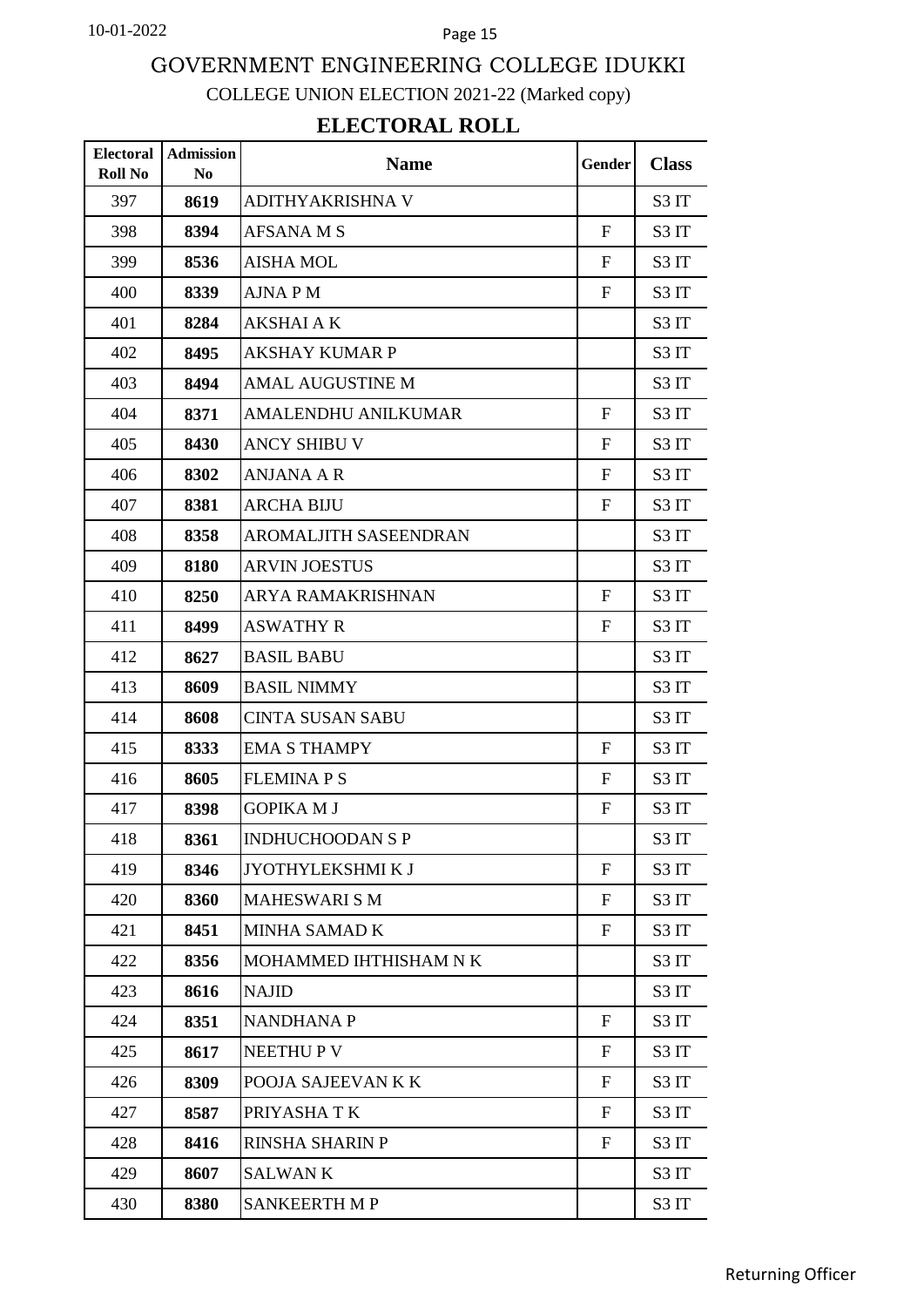# GOVERNMENT ENGINEERING COLLEGE IDUKKI

## COLLEGE UNION ELECTION 2021-22 (Marked copy)

### ELECTORAL ROLL

| Electoral Roll No | Admission No | Name | Gender | Class |
|---|---|---|---|---|
| 397 | **8619** | ADITHYAKRISHNA V | | S3 IT |
| 398 | **8394** | AFSANA M S | F | S3 IT |
| 399 | **8536** | AISHA MOL | F | S3 IT |
| 400 | **8339** | AJNA P M | F | S3 IT |
| 401 | **8284** | AKSHAI A K | | S3 IT |
| 402 | **8495** | AKSHAY KUMAR P | | S3 IT |
| 403 | **8494** | AMAL AUGUSTINE M | | S3 IT |
| 404 | **8371** | AMALENDHU ANILKUMAR | F | S3 IT |
| 405 | **8430** | ANCY SHIBU V | F | S3 IT |
| 406 | **8302** | ANJANA A R | F | S3 IT |
| 407 | **8381** | ARCHA BIJU | F | S3 IT |
| 408 | **8358** | AROMALJITH SASEENDRAN | | S3 IT |
| 409 | **8180** | ARVIN JOESTUS | | S3 IT |
| 410 | **8250** | ARYA RAMAKRISHNAN | F | S3 IT |
| 411 | **8499** | ASWATHY R | F | S3 IT |
| 412 | **8627** | BASIL BABU | | S3 IT |
| 413 | **8609** | BASIL NIMMY | | S3 IT |
| 414 | **8608** | CINTA SUSAN SABU | | S3 IT |
| 415 | **8333** | EMA S THAMPY | F | S3 IT |
| 416 | **8605** | FLEMINA P S | F | S3 IT |
| 417 | **8398** | GOPIKA M J | F | S3 IT |
| 418 | **8361** | INDHUCHOODAN S P | | S3 IT |
| 419 | **8346** | JYOTHYLEKSHMI K J | F | S3 IT |
| 420 | **8360** | MAHESWARI S M | F | S3 IT |
| 421 | **8451** | MINHA SAMAD K | F | S3 IT |
| 422 | **8356** | MOHAMMED IHTHISHAM N K | | S3 IT |
| 423 | **8616** | NAJID | | S3 IT |
| 424 | **8351** | NANDHANA P | F | S3 IT |
| 425 | **8617** | NEETHU P V | F | S3 IT |
| 426 | **8309** | POOJA SAJEEVAN K K | F | S3 IT |
| 427 | **8587** | PRIYASHA T K | F | S3 IT |
| 428 | **8416** | RINSHA SHARIN P | F | S3 IT |
| 429 | **8607** | SALWAN K | | S3 IT |
| 430 | **8380** | SANKEERTH M P | | S3 IT |

Returning Officer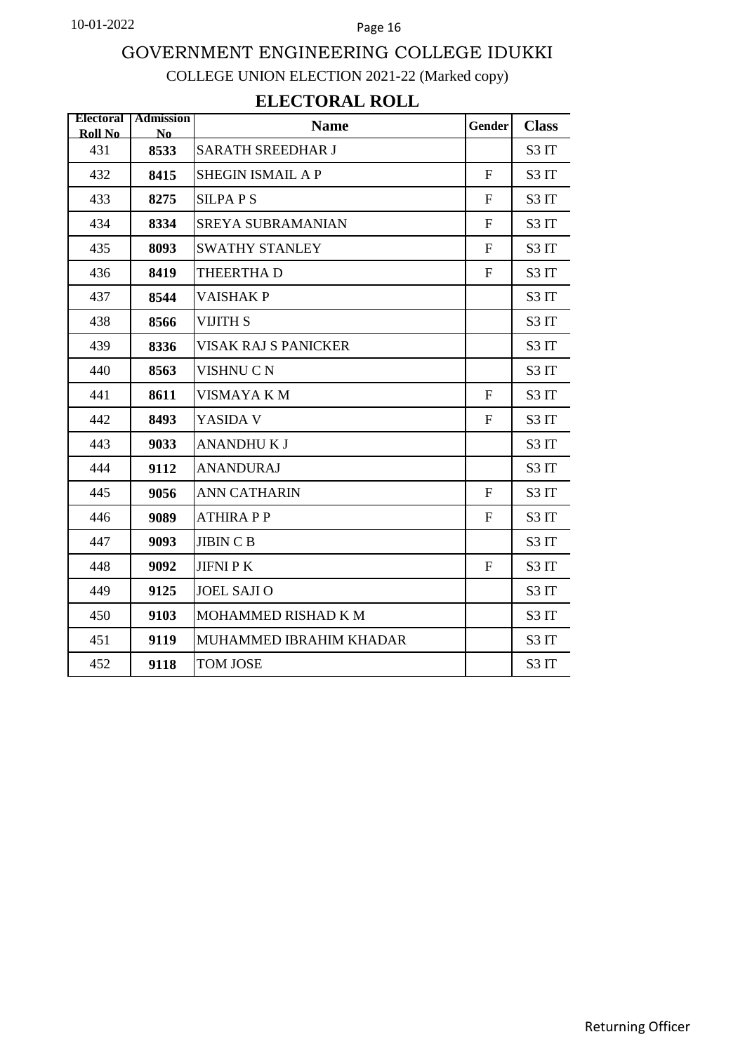# GOVERNMENT ENGINEERING COLLEGE IDUKKI

COLLEGE UNION ELECTION 2021-22 (Marked copy)

## ELECTORAL ROLL

| Electoral Roll No | Admission No | Name | Gender | Class |
|---|---|---|---|---|
| 431 | **8533** | SARATH SREEDHAR J | | S3 IT |
| 432 | **8415** | SHEGIN ISMAIL A P | F | S3 IT |
| 433 | **8275** | SILPA P S | F | S3 IT |
| 434 | **8334** | SREYA SUBRAMANIAN | F | S3 IT |
| 435 | **8093** | SWATHY STANLEY | F | S3 IT |
| 436 | **8419** | THEERTHA D | F | S3 IT |
| 437 | **8544** | VAISHAK P | | S3 IT |
| 438 | **8566** | VIJITH S | | S3 IT |
| 439 | **8336** | VISAK RAJ S PANICKER | | S3 IT |
| 440 | **8563** | VISHNU C N | | S3 IT |
| 441 | **8611** | VISMAYA K M | F | S3 IT |
| 442 | **8493** | YASIDA V | F | S3 IT |
| 443 | **9033** | ANANDHU K J | | S3 IT |
| 444 | **9112** | ANANDURAJ | | S3 IT |
| 445 | **9056** | ANN CATHARIN | F | S3 IT |
| 446 | **9089** | ATHIRA P P | F | S3 IT |
| 447 | **9093** | JIBIN C B | | S3 IT |
| 448 | **9092** | JIFNI P K | F | S3 IT |
| 449 | **9125** | JOEL SAJI O | | S3 IT |
| 450 | **9103** | MOHAMMED RISHAD K M | | S3 IT |
| 451 | **9119** | MUHAMMED IBRAHIM KHADAR | | S3 IT |
| 452 | **9118** | TOM JOSE | | S3 IT |

Returning Officer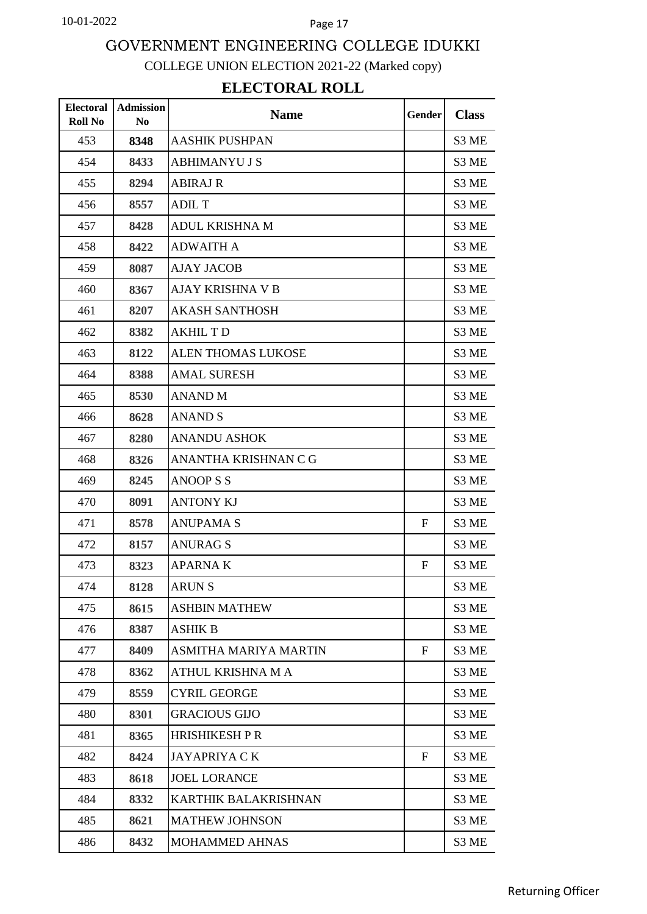# GOVERNMENT ENGINEERING COLLEGE IDUKKI

COLLEGE UNION ELECTION 2021-22 (Marked copy)

## ELECTORAL ROLL

| Electoral Roll No | Admission No | Name | Gender | Class |
|---|---|---|---|---|
| 453 | **8348** | AASHIK PUSHPAN | | S3 ME |
| 454 | **8433** | ABHIMANYU J S | | S3 ME |
| 455 | **8294** | ABIRAJ R | | S3 ME |
| 456 | **8557** | ADIL T | | S3 ME |
| 457 | **8428** | ADUL KRISHNA M | | S3 ME |
| 458 | **8422** | ADWAITH A | | S3 ME |
| 459 | **8087** | AJAY JACOB | | S3 ME |
| 460 | **8367** | AJAY KRISHNA V B | | S3 ME |
| 461 | **8207** | AKASH SANTHOSH | | S3 ME |
| 462 | **8382** | AKHIL T D | | S3 ME |
| 463 | **8122** | ALEN THOMAS LUKOSE | | S3 ME |
| 464 | **8388** | AMAL SURESH | | S3 ME |
| 465 | **8530** | ANAND M | | S3 ME |
| 466 | **8628** | ANAND S | | S3 ME |
| 467 | **8280** | ANANDU ASHOK | | S3 ME |
| 468 | **8326** | ANANTHA KRISHNAN C G | | S3 ME |
| 469 | **8245** | ANOOP S S | | S3 ME |
| 470 | **8091** | ANTONY KJ | | S3 ME |
| 471 | **8578** | ANUPAMA S | F | S3 ME |
| 472 | **8157** | ANURAG S | | S3 ME |
| 473 | **8323** | APARNA K | F | S3 ME |
| 474 | **8128** | ARUN S | | S3 ME |
| 475 | **8615** | ASHBIN MATHEW | | S3 ME |
| 476 | **8387** | ASHIK B | | S3 ME |
| 477 | **8409** | ASMITHA MARIYA MARTIN | F | S3 ME |
| 478 | **8362** | ATHUL KRISHNA M A | | S3 ME |
| 479 | **8559** | CYRIL GEORGE | | S3 ME |
| 480 | **8301** | GRACIOUS GIJO | | S3 ME |
| 481 | **8365** | HRISHIKESH P R | | S3 ME |
| 482 | **8424** | JAYAPRIYA C K | F | S3 ME |
| 483 | **8618** | JOEL LORANCE | | S3 ME |
| 484 | **8332** | KARTHIK BALAKRISHNAN | | S3 ME |
| 485 | **8621** | MATHEW JOHNSON | | S3 ME |
| 486 | **8432** | MOHAMMED AHNAS | | S3 ME |

Returning Officer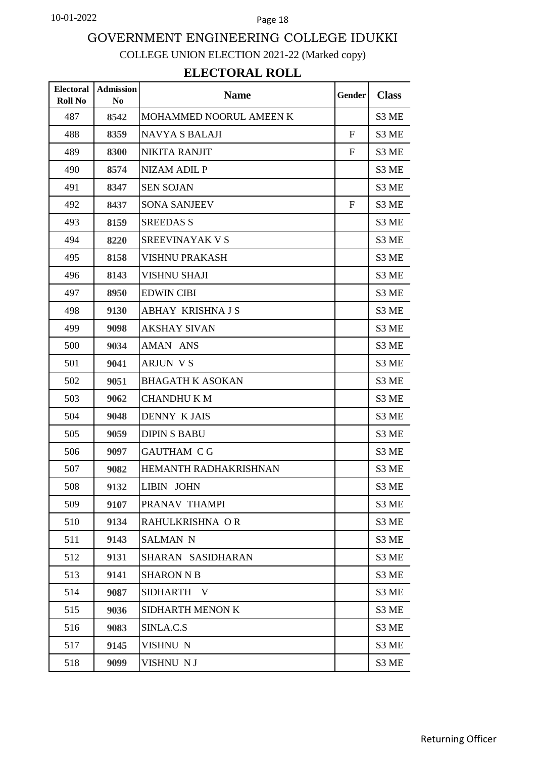# GOVERNMENT ENGINEERING COLLEGE IDUKKI

## COLLEGE UNION ELECTION 2021-22 (Marked copy)

## ELECTORAL ROLL

| Electoral Roll No | Admission No | Name | Gender | Class |
|---|---|---|---|---|
| 487 | 8542 | MOHAMMED NOORUL AMEEN K | | S3 ME |
| 488 | 8359 | NAVYA S BALAJI | F | S3 ME |
| 489 | 8300 | NIKITA RANJIT | F | S3 ME |
| 490 | 8574 | NIZAM ADIL P | | S3 ME |
| 491 | 8347 | SEN SOJAN | | S3 ME |
| 492 | 8437 | SONA SANJEEV | F | S3 ME |
| 493 | 8159 | SREEDAS S | | S3 ME |
| 494 | 8220 | SREEVINAYAK V S | | S3 ME |
| 495 | 8158 | VISHNU PRAKASH | | S3 ME |
| 496 | 8143 | VISHNU SHAJI | | S3 ME |
| 497 | 8950 | EDWIN CIBI | | S3 ME |
| 498 | 9130 | ABHAY KRISHNA J S | | S3 ME |
| 499 | 9098 | AKSHAY SIVAN | | S3 ME |
| 500 | 9034 | AMAN ANS | | S3 ME |
| 501 | 9041 | ARJUN V S | | S3 ME |
| 502 | 9051 | BHAGATH K ASOKAN | | S3 ME |
| 503 | 9062 | CHANDHU K M | | S3 ME |
| 504 | 9048 | DENNY K JAIS | | S3 ME |
| 505 | 9059 | DIPIN S BABU | | S3 ME |
| 506 | 9097 | GAUTHAM C G | | S3 ME |
| 507 | 9082 | HEMANTH RADHAKRISHNAN | | S3 ME |
| 508 | 9132 | LIBIN JOHN | | S3 ME |
| 509 | 9107 | PRANAV THAMPI | | S3 ME |
| 510 | 9134 | RAHULKRISHNA O R | | S3 ME |
| 511 | 9143 | SALMAN N | | S3 ME |
| 512 | 9131 | SHARAN SASIDHARAN | | S3 ME |
| 513 | 9141 | SHARON N B | | S3 ME |
| 514 | 9087 | SIDHARTH V | | S3 ME |
| 515 | 9036 | SIDHARTH MENON K | | S3 ME |
| 516 | 9083 | SINLA.C.S | | S3 ME |
| 517 | 9145 | VISHNU N | | S3 ME |
| 518 | 9099 | VISHNU N J | | S3 ME |

Returning Officer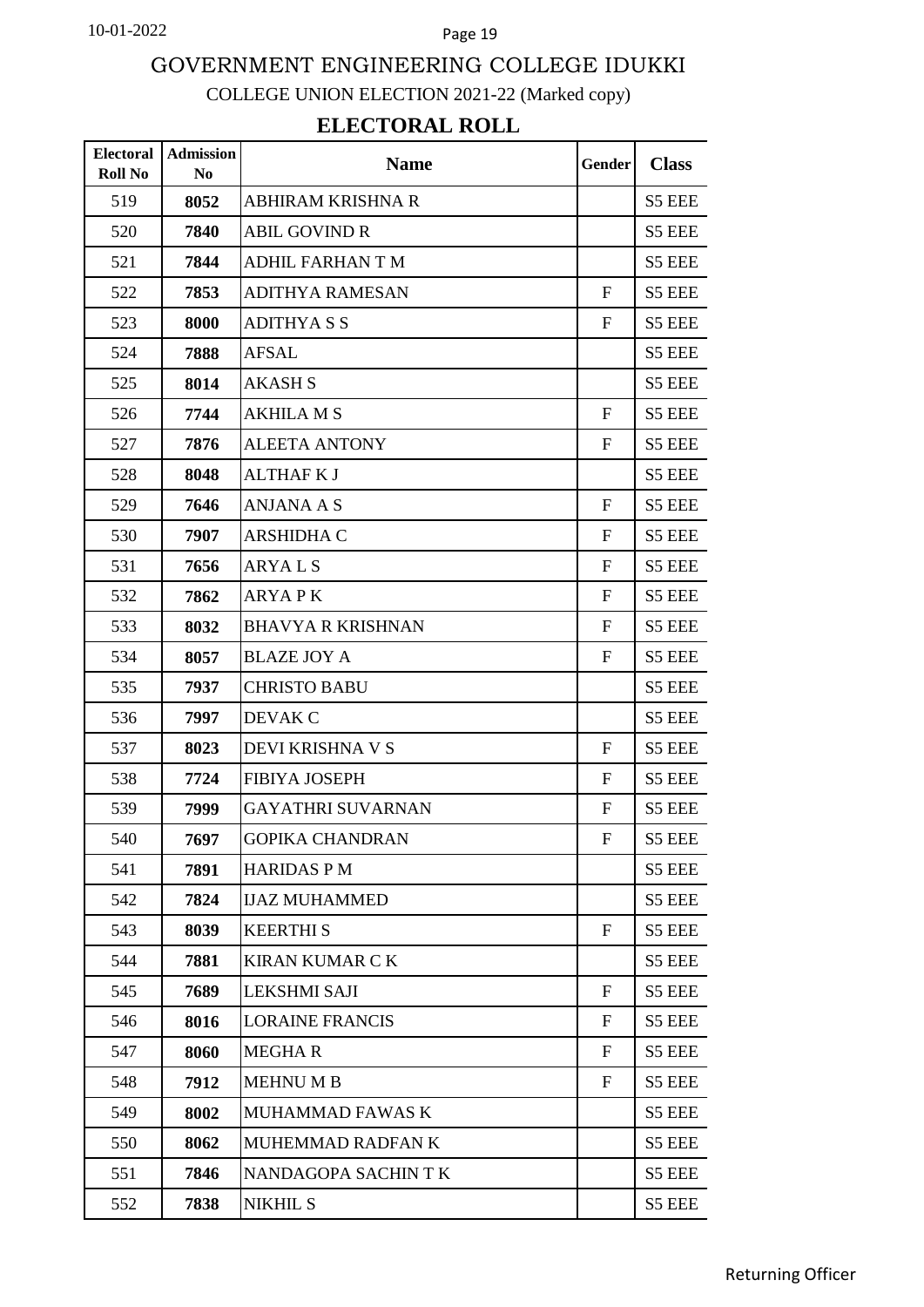# GOVERNMENT ENGINEERING COLLEGE IDUKKI

## COLLEGE UNION ELECTION 2021-22 (Marked copy)

## ELECTORAL ROLL

| Electoral Roll No | Admission No | Name | Gender | Class |
|---|---|---|---|---|
| 519 | **8052** | ABHIRAM KRISHNA R | | S5 EEE |
| 520 | **7840** | ABIL GOVIND R | | S5 EEE |
| 521 | **7844** | ADHIL FARHAN T M | | S5 EEE |
| 522 | **7853** | ADITHYA RAMESAN | F | S5 EEE |
| 523 | **8000** | ADITHYA S S | F | S5 EEE |
| 524 | **7888** | AFSAL | | S5 EEE |
| 525 | **8014** | AKASH S | | S5 EEE |
| 526 | **7744** | AKHILA M S | F | S5 EEE |
| 527 | **7876** | ALEETA ANTONY | F | S5 EEE |
| 528 | **8048** | ALTHAF K J | | S5 EEE |
| 529 | **7646** | ANJANA A S | F | S5 EEE |
| 530 | **7907** | ARSHIDHA C | F | S5 EEE |
| 531 | **7656** | ARYA L S | F | S5 EEE |
| 532 | **7862** | ARYA P K | F | S5 EEE |
| 533 | **8032** | BHAVYA R KRISHNAN | F | S5 EEE |
| 534 | **8057** | BLAZE JOY A | F | S5 EEE |
| 535 | **7937** | CHRISTO BABU | | S5 EEE |
| 536 | **7997** | DEVAK C | | S5 EEE |
| 537 | **8023** | DEVI KRISHNA V S | F | S5 EEE |
| 538 | **7724** | FIBIYA JOSEPH | F | S5 EEE |
| 539 | **7999** | GAYATHRI SUVARNAN | F | S5 EEE |
| 540 | **7697** | GOPIKA CHANDRAN | F | S5 EEE |
| 541 | **7891** | HARIDAS P M | | S5 EEE |
| 542 | **7824** | IJAZ MUHAMMED | | S5 EEE |
| 543 | **8039** | KEERTHI S | F | S5 EEE |
| 544 | **7881** | KIRAN KUMAR C K | | S5 EEE |
| 545 | **7689** | LEKSHMI SAJI | F | S5 EEE |
| 546 | **8016** | LORAINE FRANCIS | F | S5 EEE |
| 547 | **8060** | MEGHA R | F | S5 EEE |
| 548 | **7912** | MEHNU M B | F | S5 EEE |
| 549 | **8002** | MUHAMMAD FAWAS K | | S5 EEE |
| 550 | **8062** | MUHEMMAD RADFAN K | | S5 EEE |
| 551 | **7846** | NANDAGOPA SACHIN T K | | S5 EEE |
| 552 | **7838** | NIKHIL S | | S5 EEE |

Returning Officer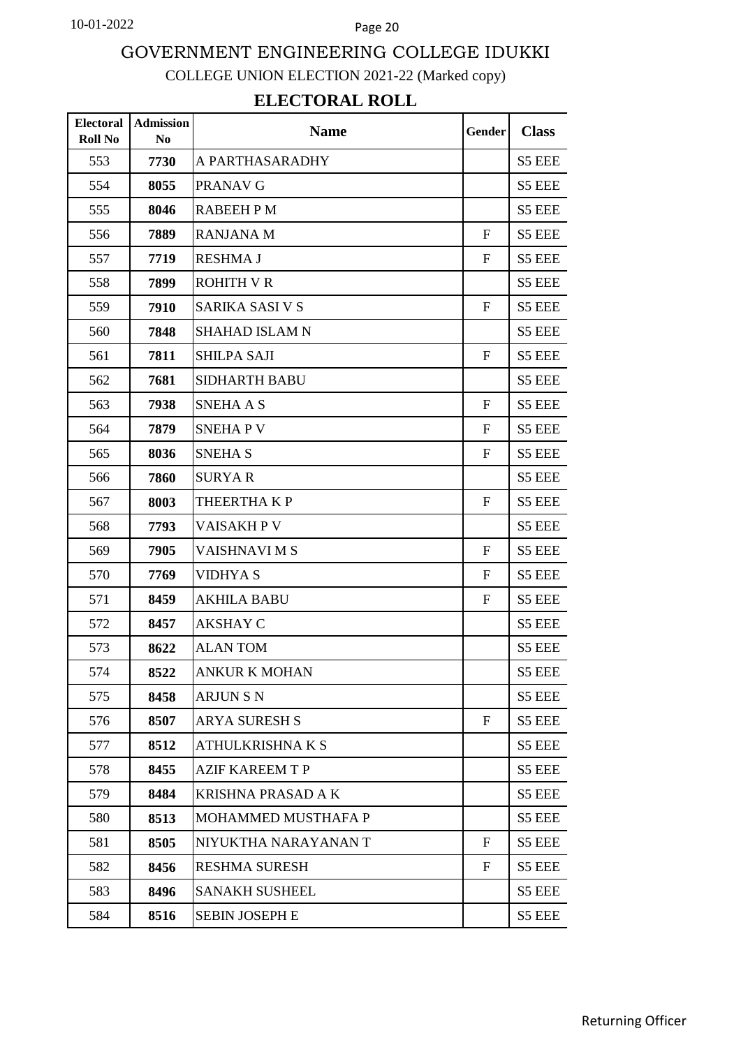# GOVERNMENT ENGINEERING COLLEGE IDUKKI

## COLLEGE UNION ELECTION 2021-22 (Marked copy)

## ELECTORAL ROLL

| Electoral Roll No | Admission No | Name | Gender | Class |
|---|---|---|---|---|
| 553 | 7730 | A PARTHASARADHY | | S5 EEE |
| 554 | 8055 | PRANAV G | | S5 EEE |
| 555 | 8046 | RABEEH P M | | S5 EEE |
| 556 | 7889 | RANJANA M | F | S5 EEE |
| 557 | 7719 | RESHMA J | F | S5 EEE |
| 558 | 7899 | ROHITH V R | | S5 EEE |
| 559 | 7910 | SARIKA SASI V S | F | S5 EEE |
| 560 | 7848 | SHAHAD ISLAM N | | S5 EEE |
| 561 | 7811 | SHILPA SAJI | F | S5 EEE |
| 562 | 7681 | SIDHARTH BABU | | S5 EEE |
| 563 | 7938 | SNEHA A S | F | S5 EEE |
| 564 | 7879 | SNEHA P V | F | S5 EEE |
| 565 | 8036 | SNEHA S | F | S5 EEE |
| 566 | 7860 | SURYA R | | S5 EEE |
| 567 | 8003 | THEERTHA K P | F | S5 EEE |
| 568 | 7793 | VAISAKH P V | | S5 EEE |
| 569 | 7905 | VAISHNAVI M S | F | S5 EEE |
| 570 | 7769 | VIDHYA S | F | S5 EEE |
| 571 | 8459 | AKHILA BABU | F | S5 EEE |
| 572 | 8457 | AKSHAY C | | S5 EEE |
| 573 | 8622 | ALAN TOM | | S5 EEE |
| 574 | 8522 | ANKUR K MOHAN | | S5 EEE |
| 575 | 8458 | ARJUN S N | | S5 EEE |
| 576 | 8507 | ARYA SURESH S | F | S5 EEE |
| 577 | 8512 | ATHULKRISHNA K S | | S5 EEE |
| 578 | 8455 | AZIF KAREEM T P | | S5 EEE |
| 579 | 8484 | KRISHNA PRASAD A K | | S5 EEE |
| 580 | 8513 | MOHAMMED MUSTHAFA P | | S5 EEE |
| 581 | 8505 | NIYUKTHA NARAYANAN T | F | S5 EEE |
| 582 | 8456 | RESHMA SURESH | F | S5 EEE |
| 583 | 8496 | SANAKH SUSHEEL | | S5 EEE |
| 584 | 8516 | SEBIN JOSEPH E | | S5 EEE |

Returning Officer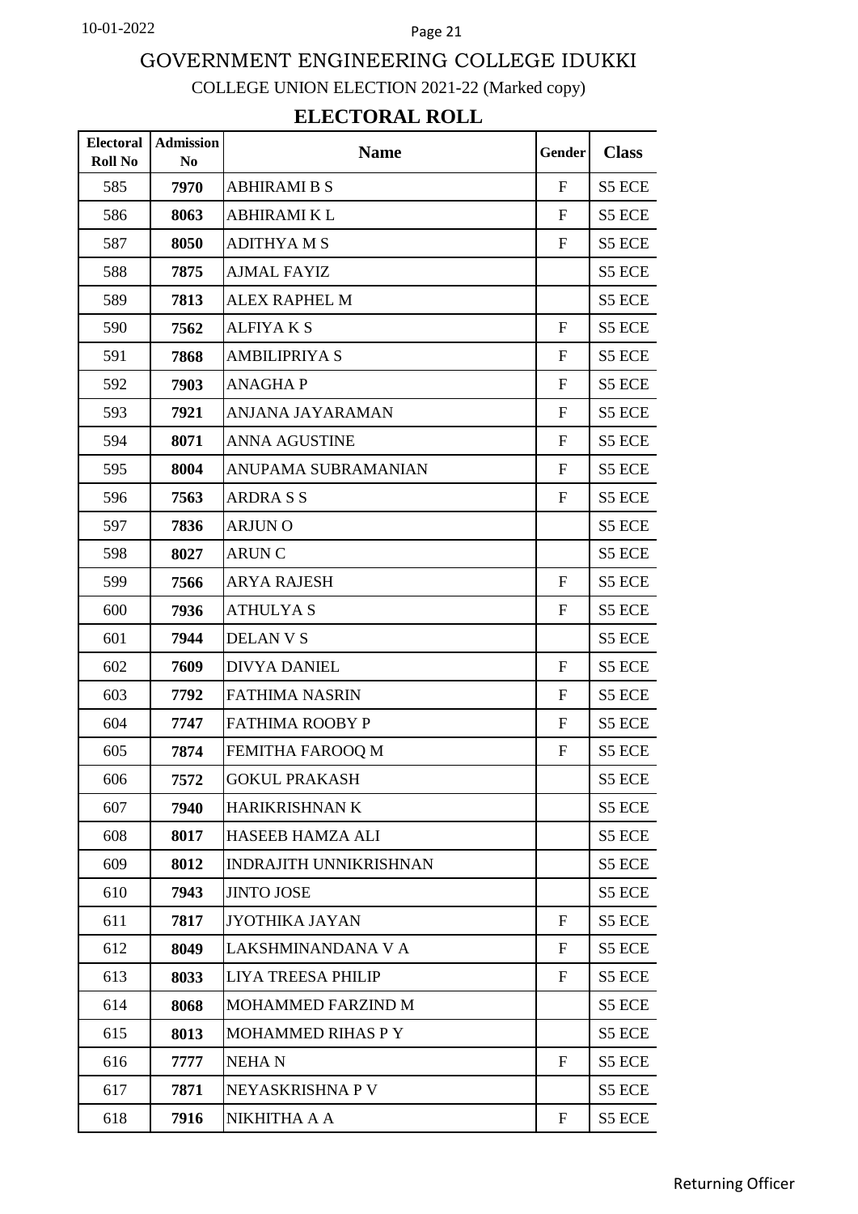10-01-2022

# GOVERNMENT ENGINEERING COLLEGE IDUKKI

## COLLEGE UNION ELECTION 2021-22 (Marked copy)

## ELECTORAL ROLL

| Electoral Roll No | Admission No | Name | Gender | Class |
|---|---|---|---|---|
| 585 | **7970** | ABHIRAMI B S | F | S5 ECE |
| 586 | **8063** | ABHIRAMI K L | F | S5 ECE |
| 587 | **8050** | ADITHYA M S | F | S5 ECE |
| 588 | **7875** | AJMAL FAYIZ | | S5 ECE |
| 589 | **7813** | ALEX RAPHEL M | | S5 ECE |
| 590 | **7562** | ALFIYA K S | F | S5 ECE |
| 591 | **7868** | AMBILIPRIYA S | F | S5 ECE |
| 592 | **7903** | ANAGHA P | F | S5 ECE |
| 593 | **7921** | ANJANA JAYARAMAN | F | S5 ECE |
| 594 | **8071** | ANNA AGUSTINE | F | S5 ECE |
| 595 | **8004** | ANUPAMA SUBRAMANIAN | F | S5 ECE |
| 596 | **7563** | ARDRA S S | F | S5 ECE |
| 597 | **7836** | ARJUN O | | S5 ECE |
| 598 | **8027** | ARUN C | | S5 ECE |
| 599 | **7566** | ARYA RAJESH | F | S5 ECE |
| 600 | **7936** | ATHULYA S | F | S5 ECE |
| 601 | **7944** | DELAN V S | | S5 ECE |
| 602 | **7609** | DIVYA DANIEL | F | S5 ECE |
| 603 | **7792** | FATHIMA NASRIN | F | S5 ECE |
| 604 | **7747** | FATHIMA ROOBY P | F | S5 ECE |
| 605 | **7874** | FEMITHA FAROOQ M | F | S5 ECE |
| 606 | **7572** | GOKUL PRAKASH | | S5 ECE |
| 607 | **7940** | HARIKRISHNAN K | | S5 ECE |
| 608 | **8017** | HASEEB HAMZA ALI | | S5 ECE |
| 609 | **8012** | INDRAJITH UNNIKRISHNAN | | S5 ECE |
| 610 | **7943** | JINTO JOSE | | S5 ECE |
| 611 | **7817** | JYOTHIKA JAYAN | F | S5 ECE |
| 612 | **8049** | LAKSHMINANDANA V A | F | S5 ECE |
| 613 | **8033** | LIYA TREESA PHILIP | F | S5 ECE |
| 614 | **8068** | MOHAMMED FARZIND M | | S5 ECE |
| 615 | **8013** | MOHAMMED RIHAS P Y | | S5 ECE |
| 616 | **7777** | NEHA N | F | S5 ECE |
| 617 | **7871** | NEYASKRISHNA P V | | S5 ECE |
| 618 | **7916** | NIKHITHA A A | F | S5 ECE |

Returning Officer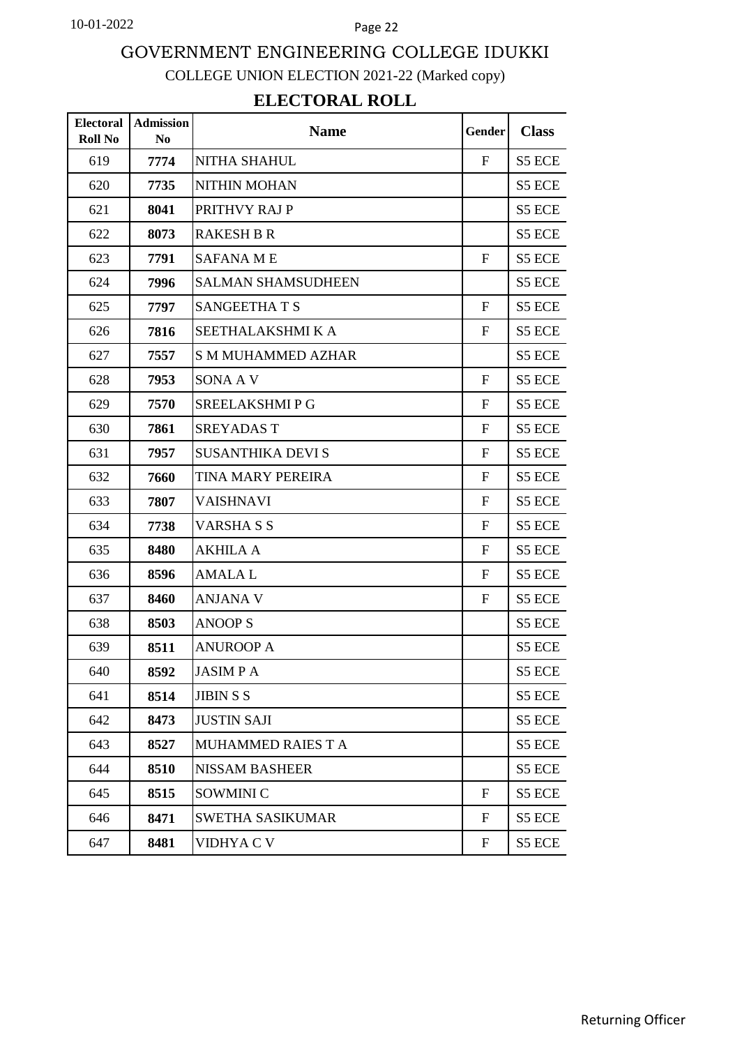# GOVERNMENT ENGINEERING COLLEGE IDUKKI

## COLLEGE UNION ELECTION 2021-22 (Marked copy)

## ELECTORAL ROLL

| Electoral Roll No | Admission No | Name | Gender | Class |
|---|---|---|---|---|
| 619 | **7774** | NITHA SHAHUL | F | S5 ECE |
| 620 | **7735** | NITHIN MOHAN | | S5 ECE |
| 621 | **8041** | PRITHVY RAJ P | | S5 ECE |
| 622 | **8073** | RAKESH B R | | S5 ECE |
| 623 | **7791** | SAFANA M E | F | S5 ECE |
| 624 | **7996** | SALMAN SHAMSUDHEEN | | S5 ECE |
| 625 | **7797** | SANGEETHA T S | F | S5 ECE |
| 626 | **7816** | SEETHALAKSHMI K A | F | S5 ECE |
| 627 | **7557** | S M MUHAMMED AZHAR | | S5 ECE |
| 628 | **7953** | SONA A V | F | S5 ECE |
| 629 | **7570** | SREELAKSHMI P G | F | S5 ECE |
| 630 | **7861** | SREYADAS T | F | S5 ECE |
| 631 | **7957** | SUSANTHIKA DEVI S | F | S5 ECE |
| 632 | **7660** | TINA MARY PEREIRA | F | S5 ECE |
| 633 | **7807** | VAISHNAVI | F | S5 ECE |
| 634 | **7738** | VARSHA S S | F | S5 ECE |
| 635 | **8480** | AKHILA A | F | S5 ECE |
| 636 | **8596** | AMALA L | F | S5 ECE |
| 637 | **8460** | ANJANA V | F | S5 ECE |
| 638 | **8503** | ANOOP S | | S5 ECE |
| 639 | **8511** | ANUROOP A | | S5 ECE |
| 640 | **8592** | JASIM P A | | S5 ECE |
| 641 | **8514** | JIBIN S S | | S5 ECE |
| 642 | **8473** | JUSTIN SAJI | | S5 ECE |
| 643 | **8527** | MUHAMMED RAIES T A | | S5 ECE |
| 644 | **8510** | NISSAM BASHEER | | S5 ECE |
| 645 | **8515** | SOWMINI C | F | S5 ECE |
| 646 | **8471** | SWETHA SASIKUMAR | F | S5 ECE |
| 647 | **8481** | VIDHYA C V | F | S5 ECE |

Returning Officer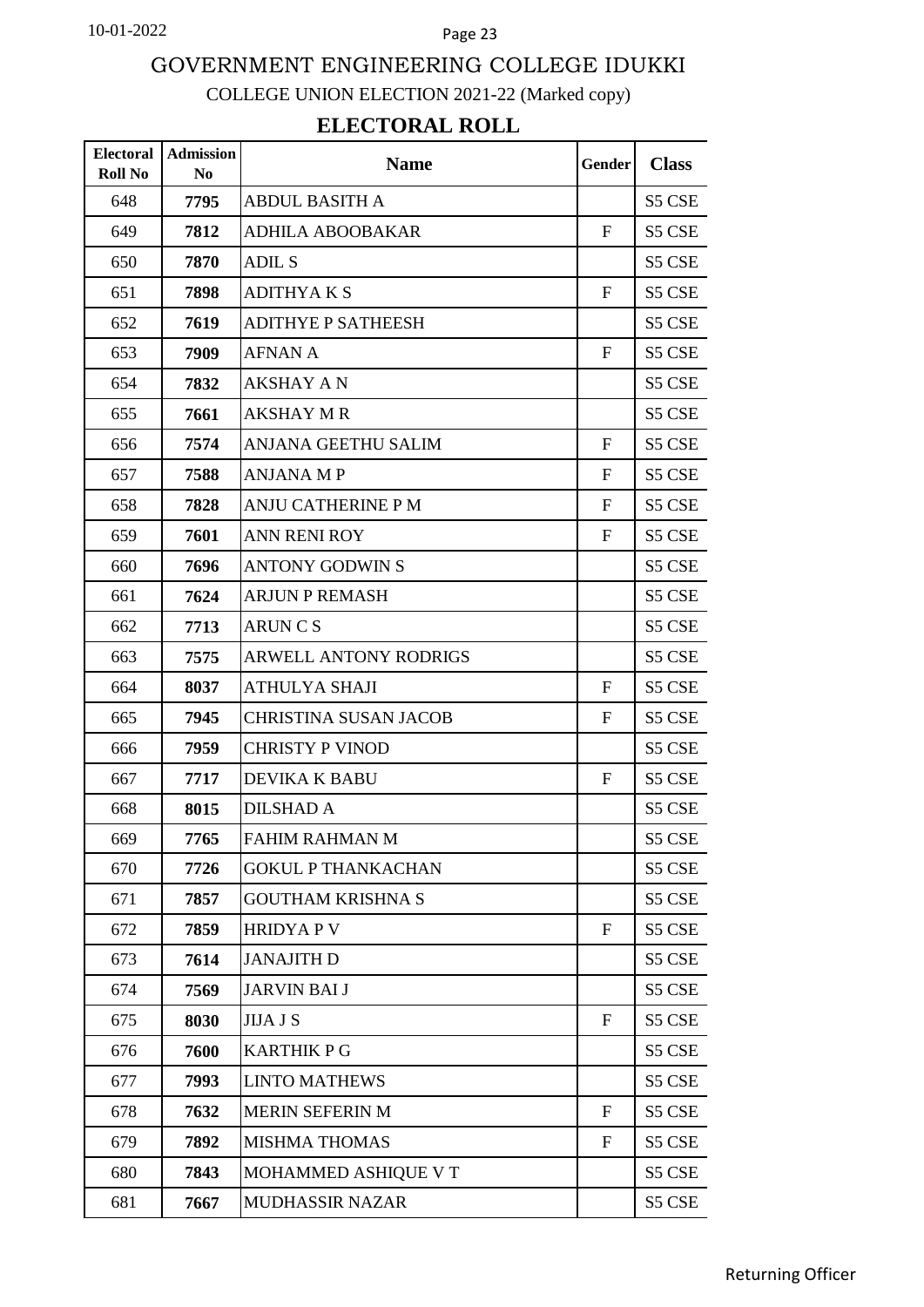# GOVERNMENT ENGINEERING COLLEGE IDUKKI

COLLEGE UNION ELECTION 2021-22 (Marked copy)

## ELECTORAL ROLL

| Electoral Roll No | Admission No | Name | Gender | Class |
|---|---|---|---|---|
| 648 | **7795** | ABDUL BASITH A | | S5 CSE |
| 649 | **7812** | ADHILA ABOOBAKAR | F | S5 CSE |
| 650 | **7870** | ADIL S | | S5 CSE |
| 651 | **7898** | ADITHYA K S | F | S5 CSE |
| 652 | **7619** | ADITHYE P SATHEESH | | S5 CSE |
| 653 | **7909** | AFNAN A | F | S5 CSE |
| 654 | **7832** | AKSHAY A N | | S5 CSE |
| 655 | **7661** | AKSHAY M R | | S5 CSE |
| 656 | **7574** | ANJANA GEETHU SALIM | F | S5 CSE |
| 657 | **7588** | ANJANA M P | F | S5 CSE |
| 658 | **7828** | ANJU CATHERINE P M | F | S5 CSE |
| 659 | **7601** | ANN RENI ROY | F | S5 CSE |
| 660 | **7696** | ANTONY GODWIN S | | S5 CSE |
| 661 | **7624** | ARJUN P REMASH | | S5 CSE |
| 662 | **7713** | ARUN C S | | S5 CSE |
| 663 | **7575** | ARWELL ANTONY RODRIGS | | S5 CSE |
| 664 | **8037** | ATHULYA SHAJI | F | S5 CSE |
| 665 | **7945** | CHRISTINA SUSAN JACOB | F | S5 CSE |
| 666 | **7959** | CHRISTY P VINOD | | S5 CSE |
| 667 | **7717** | DEVIKA K BABU | F | S5 CSE |
| 668 | **8015** | DILSHAD A | | S5 CSE |
| 669 | **7765** | FAHIM RAHMAN M | | S5 CSE |
| 670 | **7726** | GOKUL P THANKACHAN | | S5 CSE |
| 671 | **7857** | GOUTHAM KRISHNA S | | S5 CSE |
| 672 | **7859** | HRIDYA P V | F | S5 CSE |
| 673 | **7614** | JANAJITH D | | S5 CSE |
| 674 | **7569** | JARVIN BAI J | | S5 CSE |
| 675 | **8030** | JIJA J S | F | S5 CSE |
| 676 | **7600** | KARTHIK P G | | S5 CSE |
| 677 | **7993** | LINTO MATHEWS | | S5 CSE |
| 678 | **7632** | MERIN SEFERIN M | F | S5 CSE |
| 679 | **7892** | MISHMA THOMAS | F | S5 CSE |
| 680 | **7843** | MOHAMMED ASHIQUE V T | | S5 CSE |
| 681 | **7667** | MUDHASSIR NAZAR | | S5 CSE |

Returning Officer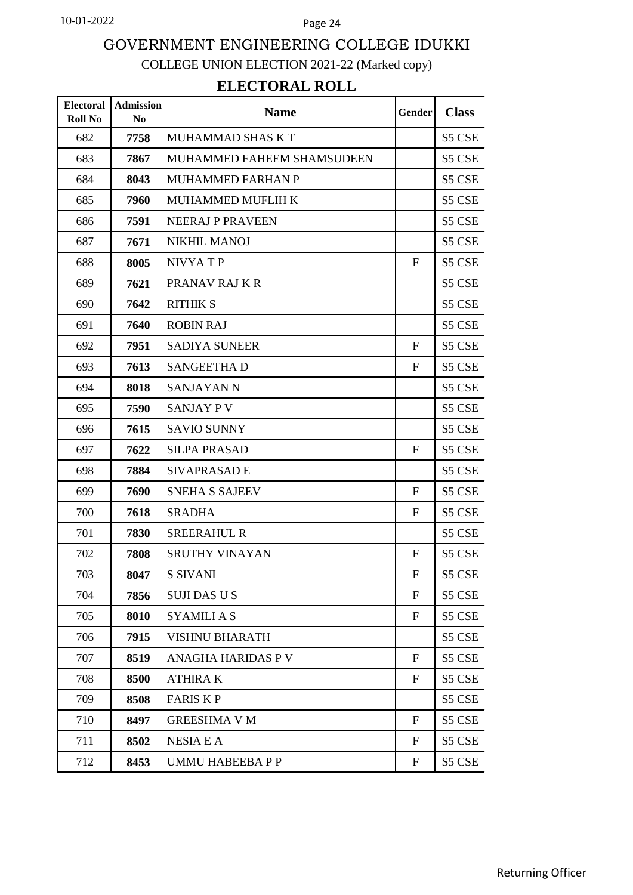# GOVERNMENT ENGINEERING COLLEGE IDUKKI

## COLLEGE UNION ELECTION 2021-22 (Marked copy)

## ELECTORAL ROLL

| Electoral Roll No | Admission No | Name | Gender | Class |
|---|---|---|---|---|
| 682 | **7758** | MUHAMMAD SHAS K T | | S5 CSE |
| 683 | **7867** | MUHAMMED FAHEEM SHAMSUDEEN | | S5 CSE |
| 684 | **8043** | MUHAMMED FARHAN P | | S5 CSE |
| 685 | **7960** | MUHAMMED MUFLIH K | | S5 CSE |
| 686 | **7591** | NEERAJ P PRAVEEN | | S5 CSE |
| 687 | **7671** | NIKHIL MANOJ | | S5 CSE |
| 688 | **8005** | NIVYA T P | F | S5 CSE |
| 689 | **7621** | PRANAV RAJ K R | | S5 CSE |
| 690 | **7642** | RITHIK S | | S5 CSE |
| 691 | **7640** | ROBIN RAJ | | S5 CSE |
| 692 | **7951** | SADIYA SUNEER | F | S5 CSE |
| 693 | **7613** | SANGEETHA D | F | S5 CSE |
| 694 | **8018** | SANJAYAN N | | S5 CSE |
| 695 | **7590** | SANJAY P V | | S5 CSE |
| 696 | **7615** | SAVIO SUNNY | | S5 CSE |
| 697 | **7622** | SILPA PRASAD | F | S5 CSE |
| 698 | **7884** | SIVAPRASAD E | | S5 CSE |
| 699 | **7690** | SNEHA S SAJEEV | F | S5 CSE |
| 700 | **7618** | SRADHA | F | S5 CSE |
| 701 | **7830** | SREERAHUL R | | S5 CSE |
| 702 | **7808** | SRUTHY VINAYAN | F | S5 CSE |
| 703 | **8047** | S SIVANI | F | S5 CSE |
| 704 | **7856** | SUJI DAS U S | F | S5 CSE |
| 705 | **8010** | SYAMILI A S | F | S5 CSE |
| 706 | **7915** | VISHNU BHARATH | | S5 CSE |
| 707 | **8519** | ANAGHA HARIDAS P V | F | S5 CSE |
| 708 | **8500** | ATHIRA K | F | S5 CSE |
| 709 | **8508** | FARIS K P | | S5 CSE |
| 710 | **8497** | GREESHMA V M | F | S5 CSE |
| 711 | **8502** | NESIA E A | F | S5 CSE |
| 712 | **8453** | UMMU HABEEBA P P | F | S5 CSE |

Returning Officer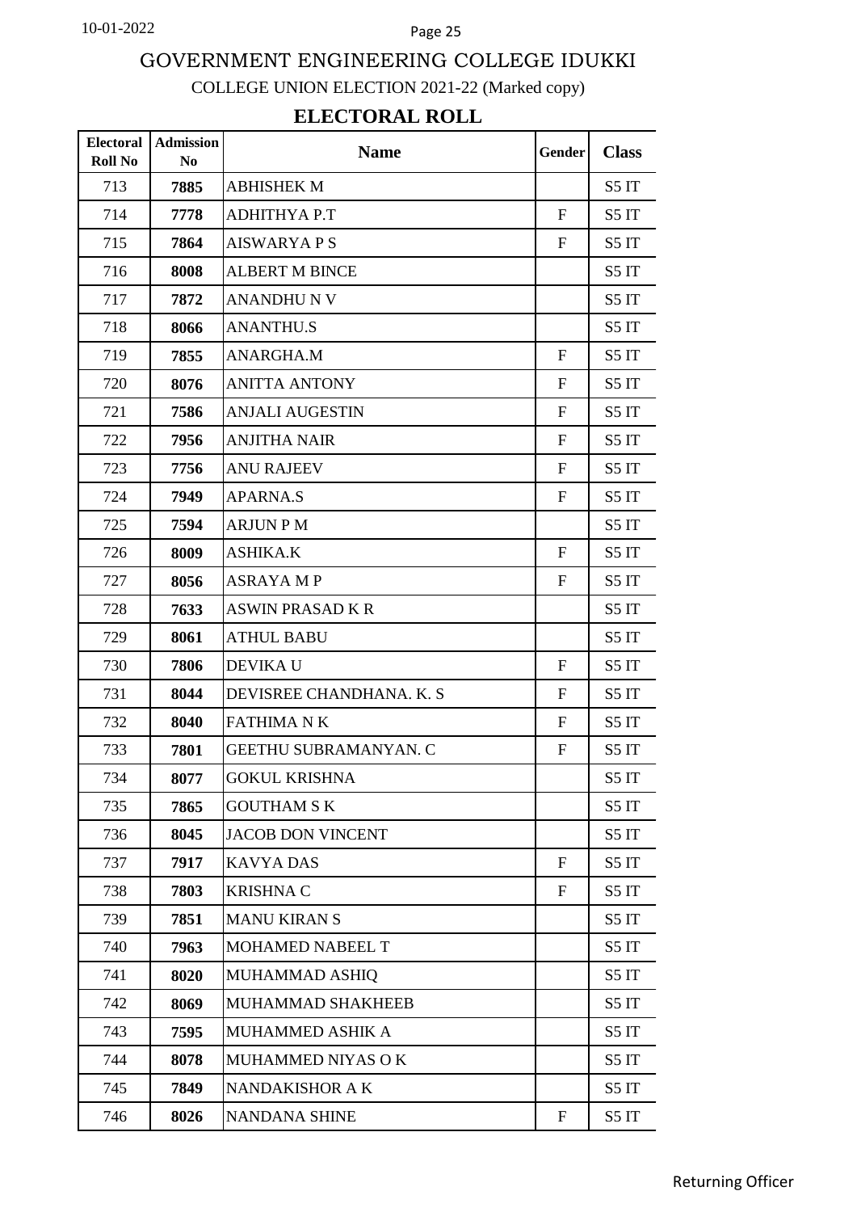# GOVERNMENT ENGINEERING COLLEGE IDUKKI

COLLEGE UNION ELECTION 2021-22 (Marked copy)

## ELECTORAL ROLL

| Electoral Roll No | Admission No | Name | Gender | Class |
|---|---|---|---|---|
| 713 | **7885** | ABHISHEK M | | S5 IT |
| 714 | **7778** | ADHITHYA P.T | F | S5 IT |
| 715 | **7864** | AISWARYA P S | F | S5 IT |
| 716 | **8008** | ALBERT M BINCE | | S5 IT |
| 717 | **7872** | ANANDHU N V | | S5 IT |
| 718 | **8066** | ANANTHU.S | | S5 IT |
| 719 | **7855** | ANARGHA.M | F | S5 IT |
| 720 | **8076** | ANITTA ANTONY | F | S5 IT |
| 721 | **7586** | ANJALI AUGESTIN | F | S5 IT |
| 722 | **7956** | ANJITHA NAIR | F | S5 IT |
| 723 | **7756** | ANU RAJEEV | F | S5 IT |
| 724 | **7949** | APARNA.S | F | S5 IT |
| 725 | **7594** | ARJUN P M | | S5 IT |
| 726 | **8009** | ASHIKA.K | F | S5 IT |
| 727 | **8056** | ASRAYA M P | F | S5 IT |
| 728 | **7633** | ASWIN PRASAD K R | | S5 IT |
| 729 | **8061** | ATHUL BABU | | S5 IT |
| 730 | **7806** | DEVIKA U | F | S5 IT |
| 731 | **8044** | DEVISREE CHANDHANA. K. S | F | S5 IT |
| 732 | **8040** | FATHIMA N K | F | S5 IT |
| 733 | **7801** | GEETHU SUBRAMANYAN. C | F | S5 IT |
| 734 | **8077** | GOKUL KRISHNA | | S5 IT |
| 735 | **7865** | GOUTHAM S K | | S5 IT |
| 736 | **8045** | JACOB DON VINCENT | | S5 IT |
| 737 | **7917** | KAVYA DAS | F | S5 IT |
| 738 | **7803** | KRISHNA C | F | S5 IT |
| 739 | **7851** | MANU KIRAN S | | S5 IT |
| 740 | **7963** | MOHAMED NABEEL T | | S5 IT |
| 741 | **8020** | MUHAMMAD ASHIQ | | S5 IT |
| 742 | **8069** | MUHAMMAD SHAKHEEB | | S5 IT |
| 743 | **7595** | MUHAMMED ASHIK A | | S5 IT |
| 744 | **8078** | MUHAMMED NIYAS O K | | S5 IT |
| 745 | **7849** | NANDAKISHOR A K | | S5 IT |
| 746 | **8026** | NANDANA SHINE | F | S5 IT |

Returning Officer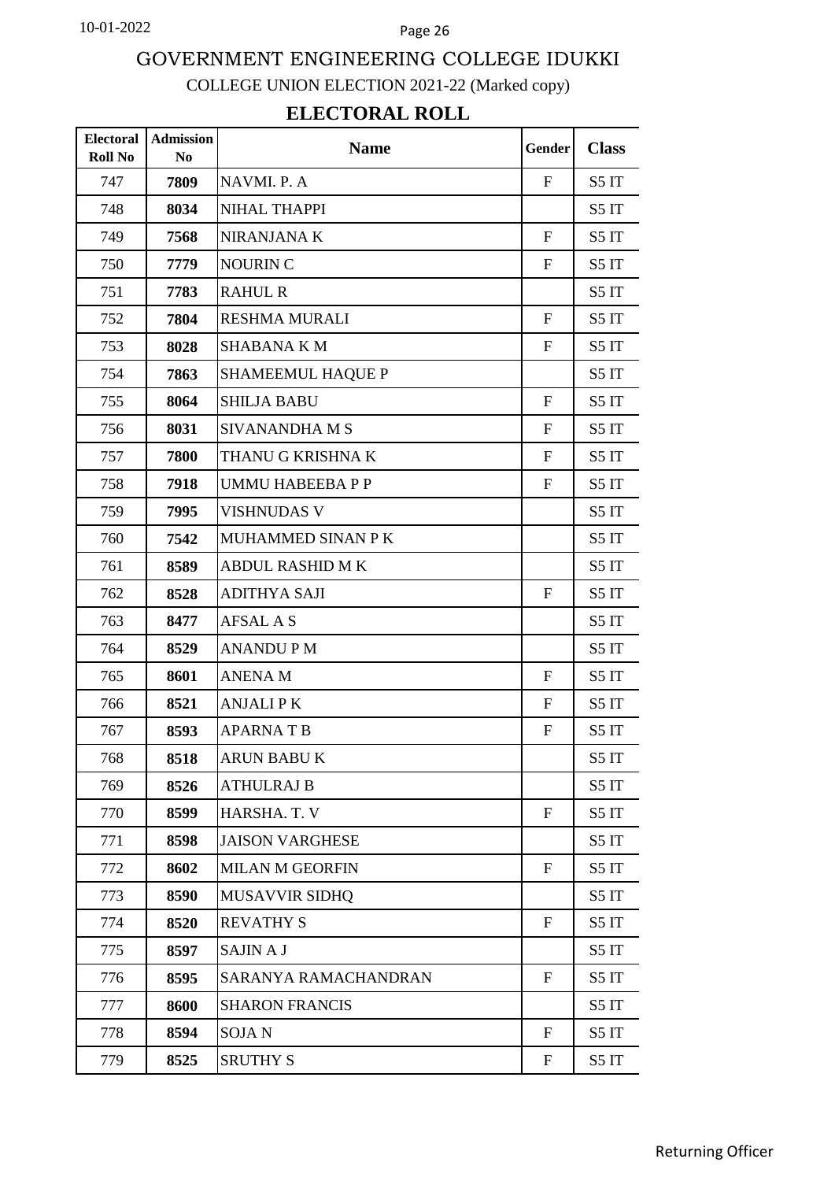# GOVERNMENT ENGINEERING COLLEGE IDUKKI

## COLLEGE UNION ELECTION 2021-22 (Marked copy)

## ELECTORAL ROLL

| Electoral Roll No | Admission No | Name | Gender | Class |
|---|---|---|---|---|
| 747 | **7809** | NAVMI. P. A | F | S5 IT |
| 748 | **8034** | NIHAL THAPPI | | S5 IT |
| 749 | **7568** | NIRANJANA K | F | S5 IT |
| 750 | **7779** | NOURIN C | F | S5 IT |
| 751 | **7783** | RAHUL R | | S5 IT |
| 752 | **7804** | RESHMA MURALI | F | S5 IT |
| 753 | **8028** | SHABANA K M | F | S5 IT |
| 754 | **7863** | SHAMEEMUL HAQUE P | | S5 IT |
| 755 | **8064** | SHILJA BABU | F | S5 IT |
| 756 | **8031** | SIVANANDHA M S | F | S5 IT |
| 757 | **7800** | THANU G KRISHNA K | F | S5 IT |
| 758 | **7918** | UMMU HABEEBA P P | F | S5 IT |
| 759 | **7995** | VISHNUDAS V | | S5 IT |
| 760 | **7542** | MUHAMMED SINAN P K | | S5 IT |
| 761 | **8589** | ABDUL RASHID M K | | S5 IT |
| 762 | **8528** | ADITHYA SAJI | F | S5 IT |
| 763 | **8477** | AFSAL A S | | S5 IT |
| 764 | **8529** | ANANDU P M | | S5 IT |
| 765 | **8601** | ANENA M | F | S5 IT |
| 766 | **8521** | ANJALI P K | F | S5 IT |
| 767 | **8593** | APARNA T B | F | S5 IT |
| 768 | **8518** | ARUN BABU K | | S5 IT |
| 769 | **8526** | ATHULRAJ B | | S5 IT |
| 770 | **8599** | HARSHA. T. V | F | S5 IT |
| 771 | **8598** | JAISON VARGHESE | | S5 IT |
| 772 | **8602** | MILAN M GEORFIN | F | S5 IT |
| 773 | **8590** | MUSAVVIR SIDHQ | | S5 IT |
| 774 | **8520** | REVATHY S | F | S5 IT |
| 775 | **8597** | SAJIN A J | | S5 IT |
| 776 | **8595** | SARANYA RAMACHANDRAN | F | S5 IT |
| 777 | **8600** | SHARON FRANCIS | | S5 IT |
| 778 | **8594** | SOJA N | F | S5 IT |
| 779 | **8525** | SRUTHY S | F | S5 IT |

Returning Officer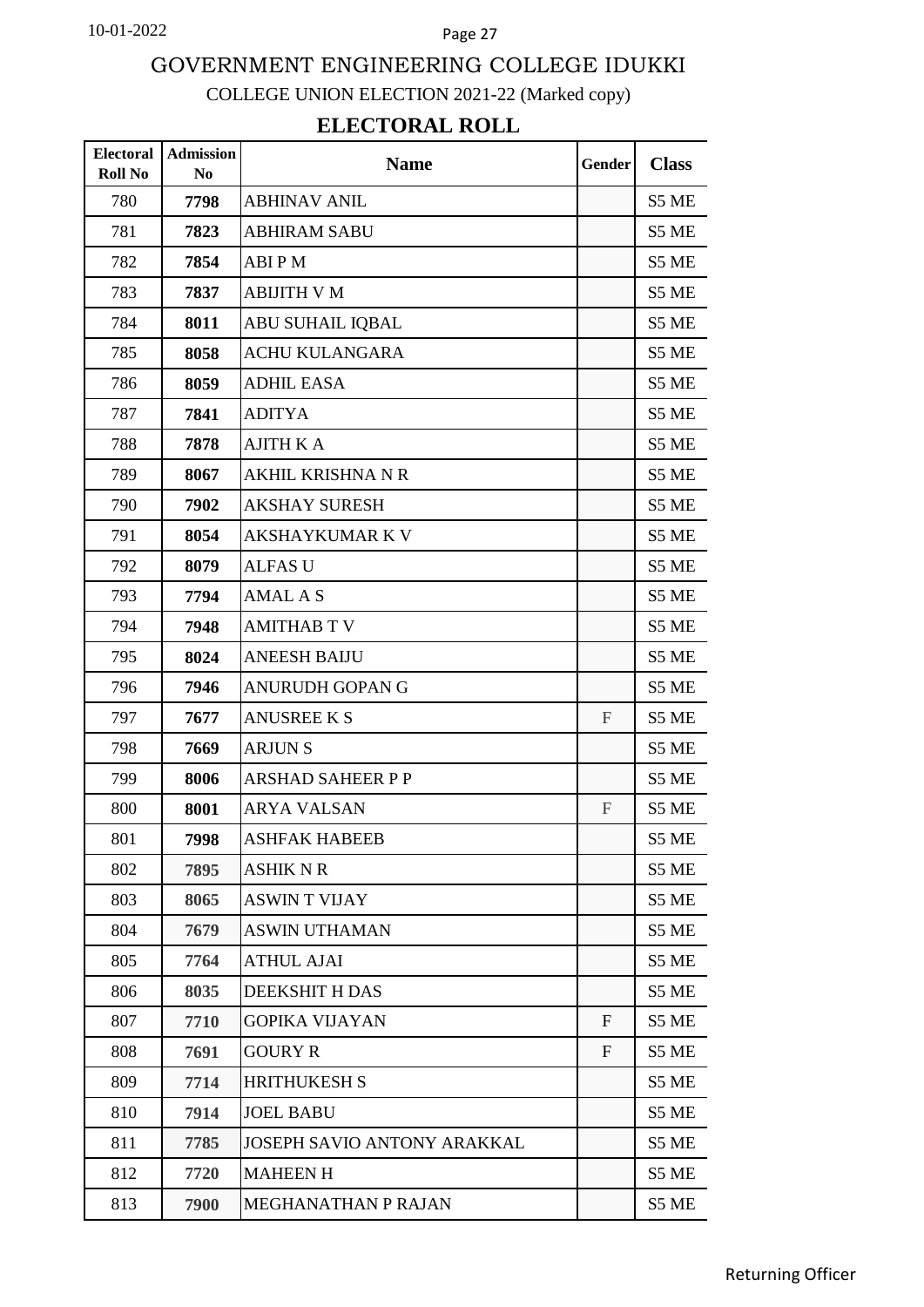GOVERNMENT ENGINEERING COLLEGE IDUKKI

COLLEGE UNION ELECTION 2021-22 (Marked copy)

## ELECTORAL ROLL

| Electoral Roll No | Admission No | Name | Gender | Class |
|---|---|---|---|---|
| 780 | 7798 | ABHINAV ANIL | | S5 ME |
| 781 | 7823 | ABHIRAM SABU | | S5 ME |
| 782 | 7854 | ABI P M | | S5 ME |
| 783 | 7837 | ABIJITH V M | | S5 ME |
| 784 | 8011 | ABU SUHAIL IQBAL | | S5 ME |
| 785 | 8058 | ACHU KULANGARA | | S5 ME |
| 786 | 8059 | ADHIL EASA | | S5 ME |
| 787 | 7841 | ADITYA | | S5 ME |
| 788 | 7878 | AJITH K A | | S5 ME |
| 789 | 8067 | AKHIL KRISHNA N R | | S5 ME |
| 790 | 7902 | AKSHAY SURESH | | S5 ME |
| 791 | 8054 | AKSHAYKUMAR K V | | S5 ME |
| 792 | 8079 | ALFAS U | | S5 ME |
| 793 | 7794 | AMAL A S | | S5 ME |
| 794 | 7948 | AMITHAB T V | | S5 ME |
| 795 | 8024 | ANEESH BAIJU | | S5 ME |
| 796 | 7946 | ANURUDH GOPAN G | | S5 ME |
| 797 | 7677 | ANUSREE K S | F | S5 ME |
| 798 | 7669 | ARJUN S | | S5 ME |
| 799 | 8006 | ARSHAD SAHEER P P | | S5 ME |
| 800 | 8001 | ARYA VALSAN | F | S5 ME |
| 801 | 7998 | ASHFAK HABEEB | | S5 ME |
| 802 | 7895 | ASHIK N R | | S5 ME |
| 803 | 8065 | ASWIN T VIJAY | | S5 ME |
| 804 | 7679 | ASWIN UTHAMAN | | S5 ME |
| 805 | 7764 | ATHUL AJAI | | S5 ME |
| 806 | 8035 | DEEKSHIT H DAS | | S5 ME |
| 807 | 7710 | GOPIKA VIJAYAN | F | S5 ME |
| 808 | 7691 | GOURY R | F | S5 ME |
| 809 | 7714 | HRITHUKESH S | | S5 ME |
| 810 | 7914 | JOEL BABU | | S5 ME |
| 811 | 7785 | JOSEPH SAVIO ANTONY ARAKKAL | | S5 ME |
| 812 | 7720 | MAHEEN H | | S5 ME |
| 813 | 7900 | MEGHANATHAN P RAJAN | | S5 ME |

Returning Officer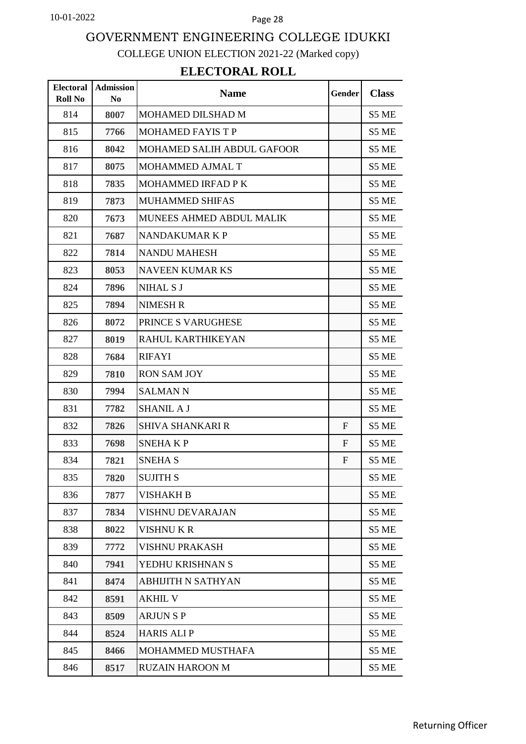# GOVERNMENT ENGINEERING COLLEGE IDUKKI

## COLLEGE UNION ELECTION 2021-22 (Marked copy)

## ELECTORAL ROLL

| Electoral Roll No | Admission No | Name | Gender | Class |
|---|---|---|---|---|
| 814 | 8007 | MOHAMED DILSHAD M | | S5 ME |
| 815 | 7766 | MOHAMED FAYIS T P | | S5 ME |
| 816 | 8042 | MOHAMED SALIH ABDUL GAFOOR | | S5 ME |
| 817 | 8075 | MOHAMMED AJMAL T | | S5 ME |
| 818 | 7835 | MOHAMMED IRFAD P K | | S5 ME |
| 819 | 7873 | MUHAMMED SHIFAS | | S5 ME |
| 820 | 7673 | MUNEES AHMED ABDUL MALIK | | S5 ME |
| 821 | 7687 | NANDAKUMAR K P | | S5 ME |
| 822 | 7814 | NANDU MAHESH | | S5 ME |
| 823 | 8053 | NAVEEN KUMAR KS | | S5 ME |
| 824 | 7896 | NIHAL S J | | S5 ME |
| 825 | 7894 | NIMESH R | | S5 ME |
| 826 | 8072 | PRINCE S VARUGHESE | | S5 ME |
| 827 | 8019 | RAHUL KARTHIKEYAN | | S5 ME |
| 828 | 7684 | RIFAYI | | S5 ME |
| 829 | 7810 | RON SAM JOY | | S5 ME |
| 830 | 7994 | SALMAN N | | S5 ME |
| 831 | 7782 | SHANIL A J | | S5 ME |
| 832 | 7826 | SHIVA SHANKARI R | F | S5 ME |
| 833 | 7698 | SNEHA K P | F | S5 ME |
| 834 | 7821 | SNEHA S | F | S5 ME |
| 835 | 7820 | SUJITH S | | S5 ME |
| 836 | 7877 | VISHAKH B | | S5 ME |
| 837 | 7834 | VISHNU DEVARAJAN | | S5 ME |
| 838 | 8022 | VISHNU K R | | S5 ME |
| 839 | 7772 | VISHNU PRAKASH | | S5 ME |
| 840 | 7941 | YEDHU KRISHNAN S | | S5 ME |
| 841 | 8474 | ABHIJITH N SATHYAN | | S5 ME |
| 842 | 8591 | AKHIL V | | S5 ME |
| 843 | 8509 | ARJUN S P | | S5 ME |
| 844 | 8524 | HARIS ALI P | | S5 ME |
| 845 | 8466 | MOHAMMED MUSTHAFA | | S5 ME |
| 846 | 8517 | RUZAIN HAROON M | | S5 ME |

Returning Officer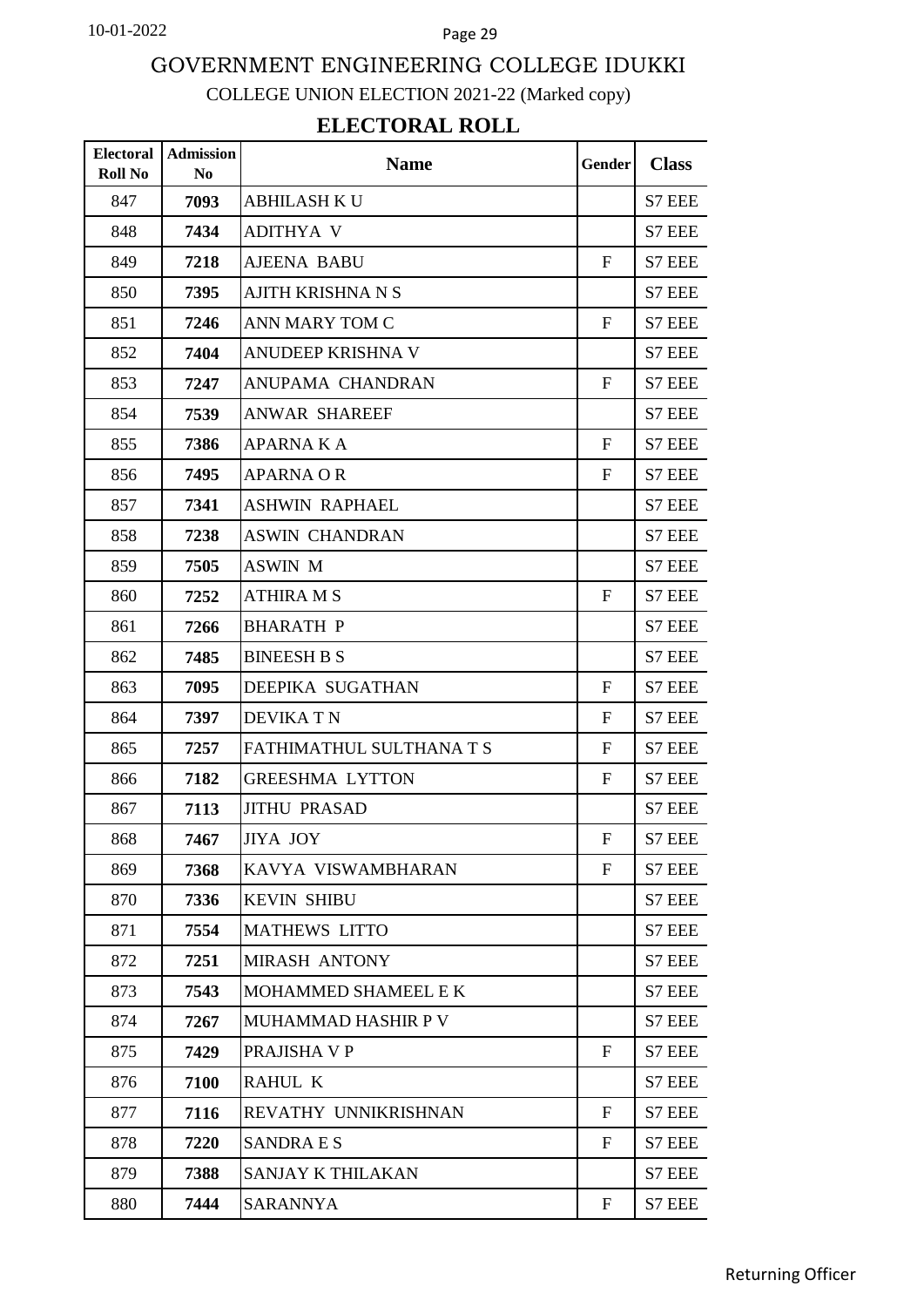# GOVERNMENT ENGINEERING COLLEGE IDUKKI

## COLLEGE UNION ELECTION 2021-22 (Marked copy)

## ELECTORAL ROLL

| Electoral Roll No | Admission No | Name | Gender | Class |
|---|---|---|---|---|
| 847 | **7093** | ABHILASH K U | | S7 EEE |
| 848 | **7434** | ADITHYA V | | S7 EEE |
| 849 | **7218** | AJEENA BABU | F | S7 EEE |
| 850 | **7395** | AJITH KRISHNA N S | | S7 EEE |
| 851 | **7246** | ANN MARY TOM C | F | S7 EEE |
| 852 | **7404** | ANUDEEP KRISHNA V | | S7 EEE |
| 853 | **7247** | ANUPAMA CHANDRAN | F | S7 EEE |
| 854 | **7539** | ANWAR SHAREEF | | S7 EEE |
| 855 | **7386** | APARNA K A | F | S7 EEE |
| 856 | **7495** | APARNA O R | F | S7 EEE |
| 857 | **7341** | ASHWIN RAPHAEL | | S7 EEE |
| 858 | **7238** | ASWIN CHANDRAN | | S7 EEE |
| 859 | **7505** | ASWIN M | | S7 EEE |
| 860 | **7252** | ATHIRA M S | F | S7 EEE |
| 861 | **7266** | BHARATH P | | S7 EEE |
| 862 | **7485** | BINEESH B S | | S7 EEE |
| 863 | **7095** | DEEPIKA SUGATHAN | F | S7 EEE |
| 864 | **7397** | DEVIKA T N | F | S7 EEE |
| 865 | **7257** | FATHIMATHUL SULTHANA T S | F | S7 EEE |
| 866 | **7182** | GREESHMA LYTTON | F | S7 EEE |
| 867 | **7113** | JITHU PRASAD | | S7 EEE |
| 868 | **7467** | JIYA JOY | F | S7 EEE |
| 869 | **7368** | KAVYA VISWAMBHARAN | F | S7 EEE |
| 870 | **7336** | KEVIN SHIBU | | S7 EEE |
| 871 | **7554** | MATHEWS LITTO | | S7 EEE |
| 872 | **7251** | MIRASH ANTONY | | S7 EEE |
| 873 | **7543** | MOHAMMED SHAMEEL E K | | S7 EEE |
| 874 | **7267** | MUHAMMAD HASHIR P V | | S7 EEE |
| 875 | **7429** | PRAJISHA V P | F | S7 EEE |
| 876 | **7100** | RAHUL K | | S7 EEE |
| 877 | **7116** | REVATHY UNNIKRISHNAN | F | S7 EEE |
| 878 | **7220** | SANDRA E S | F | S7 EEE |
| 879 | **7388** | SANJAY K THILAKAN | | S7 EEE |
| 880 | **7444** | SARANNYA | F | S7 EEE |

Returning Officer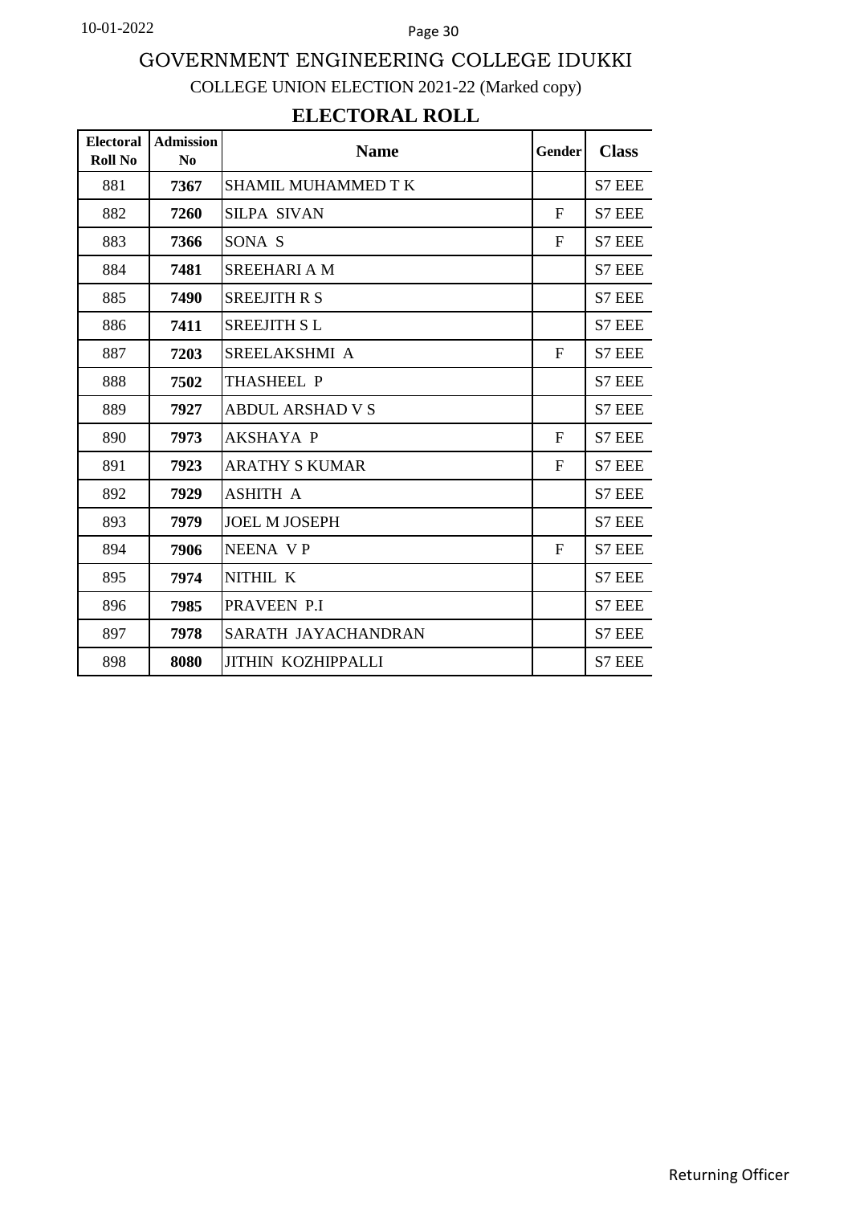# GOVERNMENT ENGINEERING COLLEGE IDUKKI

## COLLEGE UNION ELECTION 2021-22 (Marked copy)

## ELECTORAL ROLL

| Electoral Roll No | Admission No | Name | Gender | Class |
|---|---|---|---|---|
| 881 | **7367** | SHAMIL MUHAMMED T K | | S7 EEE |
| 882 | **7260** | SILPA SIVAN | F | S7 EEE |
| 883 | **7366** | SONA S | F | S7 EEE |
| 884 | **7481** | SREEHARI A M | | S7 EEE |
| 885 | **7490** | SREEJITH R S | | S7 EEE |
| 886 | **7411** | SREEJITH S L | | S7 EEE |
| 887 | **7203** | SREELAKSHMI A | F | S7 EEE |
| 888 | **7502** | THASHEEL P | | S7 EEE |
| 889 | **7927** | ABDUL ARSHAD V S | | S7 EEE |
| 890 | **7973** | AKSHAYA P | F | S7 EEE |
| 891 | **7923** | ARATHY S KUMAR | F | S7 EEE |
| 892 | **7929** | ASHITH A | | S7 EEE |
| 893 | **7979** | JOEL M JOSEPH | | S7 EEE |
| 894 | **7906** | NEENA V P | F | S7 EEE |
| 895 | **7974** | NITHIL K | | S7 EEE |
| 896 | **7985** | PRAVEEN P.I | | S7 EEE |
| 897 | **7978** | SARATH JAYACHANDRAN | | S7 EEE |
| 898 | **8080** | JITHIN KOZHIPPALLI | | S7 EEE |

Returning Officer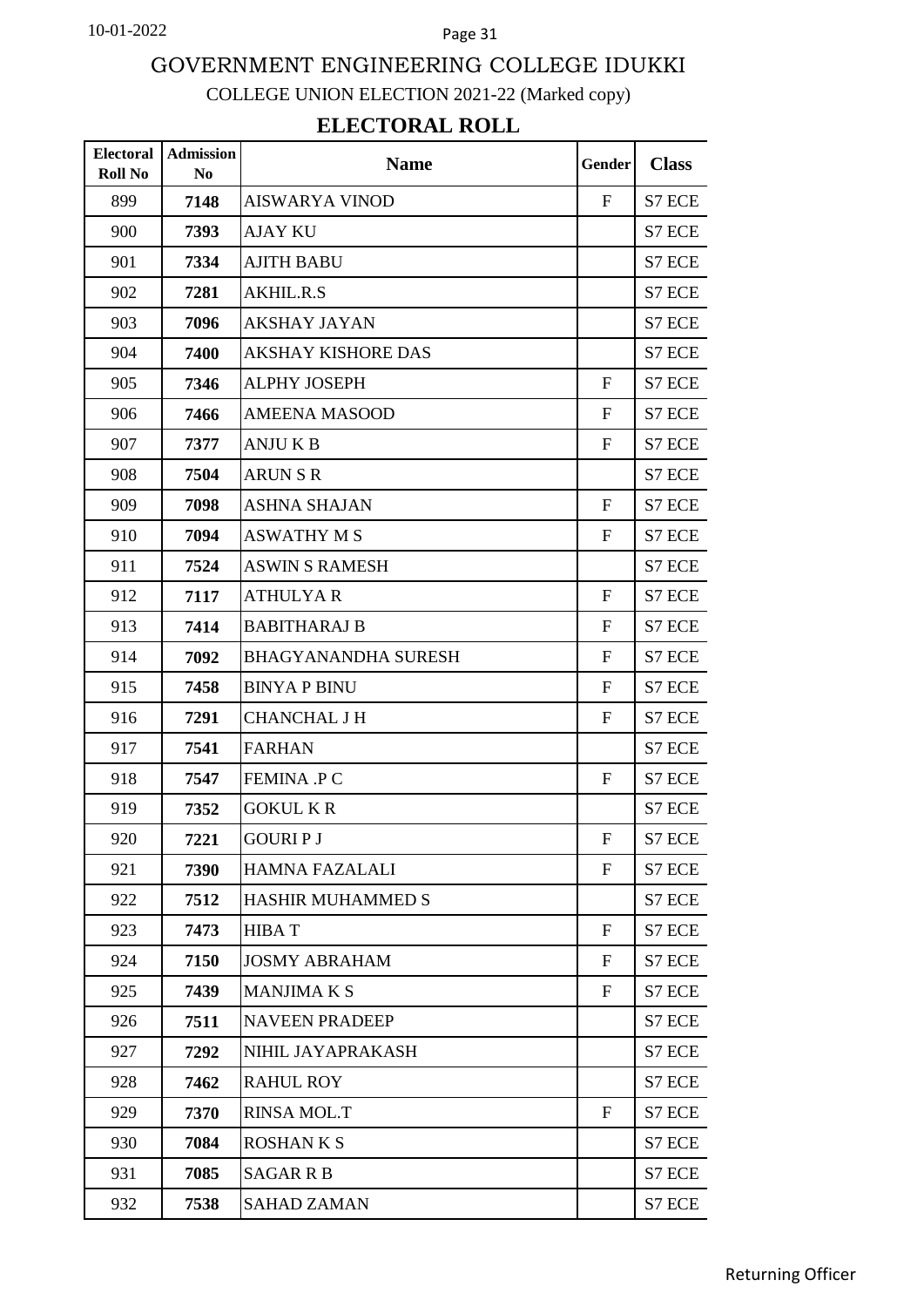# GOVERNMENT ENGINEERING COLLEGE IDUKKI

COLLEGE UNION ELECTION 2021-22 (Marked copy)

## ELECTORAL ROLL

| Electoral Roll No | Admission No | Name | Gender | Class |
|---|---|---|---|---|
| 899 | **7148** | AISWARYA VINOD | F | S7 ECE |
| 900 | **7393** | AJAY KU | | S7 ECE |
| 901 | **7334** | AJITH BABU | | S7 ECE |
| 902 | **7281** | AKHIL.R.S | | S7 ECE |
| 903 | **7096** | AKSHAY JAYAN | | S7 ECE |
| 904 | **7400** | AKSHAY KISHORE DAS | | S7 ECE |
| 905 | **7346** | ALPHY JOSEPH | F | S7 ECE |
| 906 | **7466** | AMEENA MASOOD | F | S7 ECE |
| 907 | **7377** | ANJU K B | F | S7 ECE |
| 908 | **7504** | ARUN S R | | S7 ECE |
| 909 | **7098** | ASHNA SHAJAN | F | S7 ECE |
| 910 | **7094** | ASWATHY M S | F | S7 ECE |
| 911 | **7524** | ASWIN S RAMESH | | S7 ECE |
| 912 | **7117** | ATHULYA R | F | S7 ECE |
| 913 | **7414** | BABITHARAJ B | F | S7 ECE |
| 914 | **7092** | BHAGYANANDHA SURESH | F | S7 ECE |
| 915 | **7458** | BINYA P BINU | F | S7 ECE |
| 916 | **7291** | CHANCHAL J H | F | S7 ECE |
| 917 | **7541** | FARHAN | | S7 ECE |
| 918 | **7547** | FEMINA .P C | F | S7 ECE |
| 919 | **7352** | GOKUL K R | | S7 ECE |
| 920 | **7221** | GOURI P J | F | S7 ECE |
| 921 | **7390** | HAMNA FAZALALI | F | S7 ECE |
| 922 | **7512** | HASHIR MUHAMMED S | | S7 ECE |
| 923 | **7473** | HIBA T | F | S7 ECE |
| 924 | **7150** | JOSMY ABRAHAM | F | S7 ECE |
| 925 | **7439** | MANJIMA K S | F | S7 ECE |
| 926 | **7511** | NAVEEN PRADEEP | | S7 ECE |
| 927 | **7292** | NIHIL JAYAPRAKASH | | S7 ECE |
| 928 | **7462** | RAHUL ROY | | S7 ECE |
| 929 | **7370** | RINSA MOL.T | F | S7 ECE |
| 930 | **7084** | ROSHAN K S | | S7 ECE |
| 931 | **7085** | SAGAR R B | | S7 ECE |
| 932 | **7538** | SAHAD ZAMAN | | S7 ECE |

Returning Officer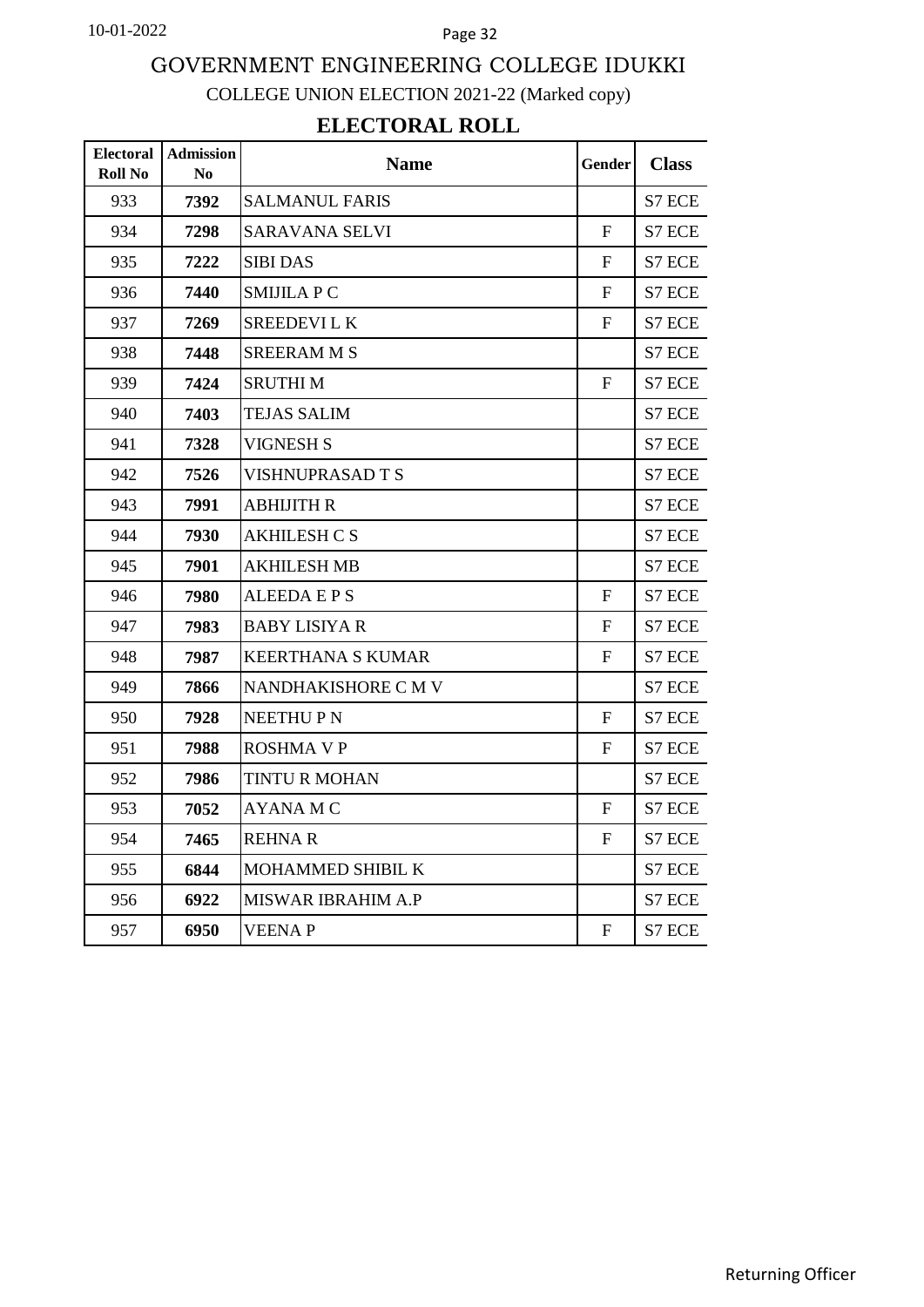# GOVERNMENT ENGINEERING COLLEGE IDUKKI

COLLEGE UNION ELECTION 2021-22 (Marked copy)

## ELECTORAL ROLL

| Electoral Roll No | Admission No | Name | Gender | Class |
|---|---|---|---|---|
| 933 | **7392** | SALMANUL FARIS | | S7 ECE |
| 934 | **7298** | SARAVANA SELVI | F | S7 ECE |
| 935 | **7222** | SIBI DAS | F | S7 ECE |
| 936 | **7440** | SMIJILA P C | F | S7 ECE |
| 937 | **7269** | SREEDEVI L K | F | S7 ECE |
| 938 | **7448** | SREERAM M S | | S7 ECE |
| 939 | **7424** | SRUTHI M | F | S7 ECE |
| 940 | **7403** | TEJAS SALIM | | S7 ECE |
| 941 | **7328** | VIGNESH S | | S7 ECE |
| 942 | **7526** | VISHNUPRASAD T S | | S7 ECE |
| 943 | **7991** | ABHIJITH R | | S7 ECE |
| 944 | **7930** | AKHILESH C S | | S7 ECE |
| 945 | **7901** | AKHILESH MB | | S7 ECE |
| 946 | **7980** | ALEEDA E P S | F | S7 ECE |
| 947 | **7983** | BABY LISIYA R | F | S7 ECE |
| 948 | **7987** | KEERTHANA S KUMAR | F | S7 ECE |
| 949 | **7866** | NANDHAKISHORE C M V | | S7 ECE |
| 950 | **7928** | NEETHU P N | F | S7 ECE |
| 951 | **7988** | ROSHMA V P | F | S7 ECE |
| 952 | **7986** | TINTU R MOHAN | | S7 ECE |
| 953 | **7052** | AYANA M C | F | S7 ECE |
| 954 | **7465** | REHNA R | F | S7 ECE |
| 955 | **6844** | MOHAMMED SHIBIL K | | S7 ECE |
| 956 | **6922** | MISWAR IBRAHIM A.P | | S7 ECE |
| 957 | **6950** | VEENA P | F | S7 ECE |

Returning Officer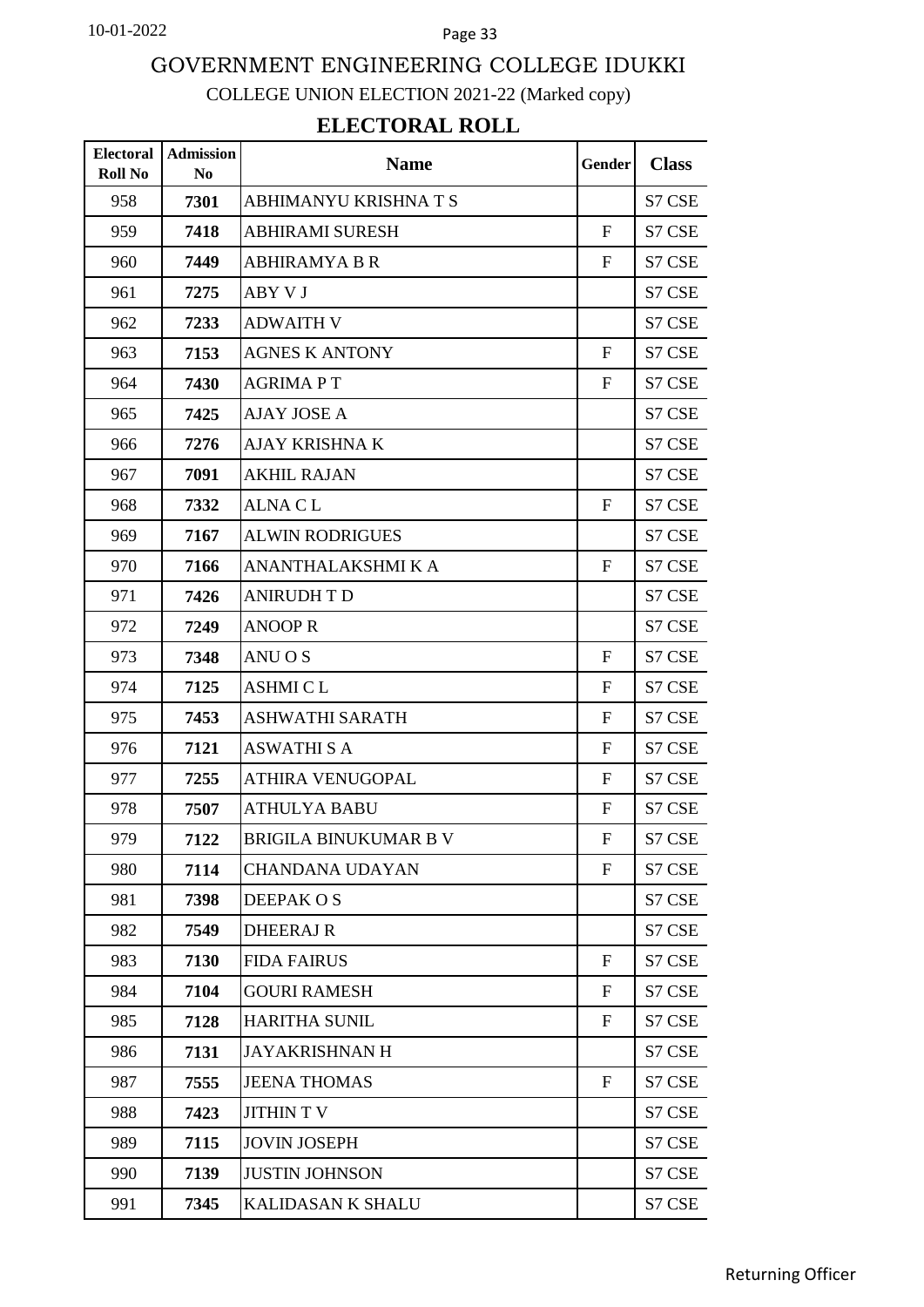# GOVERNMENT ENGINEERING COLLEGE IDUKKI

## COLLEGE UNION ELECTION 2021-22 (Marked copy)

## ELECTORAL ROLL

| Electoral Roll No | Admission No | Name | Gender | Class |
|---|---|---|---|---|
| 958 | **7301** | ABHIMANYU KRISHNA T S | | S7 CSE |
| 959 | **7418** | ABHIRAMI SURESH | F | S7 CSE |
| 960 | **7449** | ABHIRAMYA B R | F | S7 CSE |
| 961 | **7275** | ABY V J | | S7 CSE |
| 962 | **7233** | ADWAITH V | | S7 CSE |
| 963 | **7153** | AGNES K ANTONY | F | S7 CSE |
| 964 | **7430** | AGRIMA P T | F | S7 CSE |
| 965 | **7425** | AJAY JOSE A | | S7 CSE |
| 966 | **7276** | AJAY KRISHNA K | | S7 CSE |
| 967 | **7091** | AKHIL RAJAN | | S7 CSE |
| 968 | **7332** | ALNA C L | F | S7 CSE |
| 969 | **7167** | ALWIN RODRIGUES | | S7 CSE |
| 970 | **7166** | ANANTHALAKSHMI K A | F | S7 CSE |
| 971 | **7426** | ANIRUDH T D | | S7 CSE |
| 972 | **7249** | ANOOP R | | S7 CSE |
| 973 | **7348** | ANU O S | F | S7 CSE |
| 974 | **7125** | ASHMI C L | F | S7 CSE |
| 975 | **7453** | ASHWATHI SARATH | F | S7 CSE |
| 976 | **7121** | ASWATHI S A | F | S7 CSE |
| 977 | **7255** | ATHIRA VENUGOPAL | F | S7 CSE |
| 978 | **7507** | ATHULYA BABU | F | S7 CSE |
| 979 | **7122** | BRIGILA BINUKUMAR B V | F | S7 CSE |
| 980 | **7114** | CHANDANA UDAYAN | F | S7 CSE |
| 981 | **7398** | DEEPAK O S | | S7 CSE |
| 982 | **7549** | DHEERAJ R | | S7 CSE |
| 983 | **7130** | FIDA FAIRUS | F | S7 CSE |
| 984 | **7104** | GOURI RAMESH | F | S7 CSE |
| 985 | **7128** | HARITHA SUNIL | F | S7 CSE |
| 986 | **7131** | JAYAKRISHNAN H | | S7 CSE |
| 987 | **7555** | JEENA THOMAS | F | S7 CSE |
| 988 | **7423** | JITHIN T V | | S7 CSE |
| 989 | **7115** | JOVIN JOSEPH | | S7 CSE |
| 990 | **7139** | JUSTIN JOHNSON | | S7 CSE |
| 991 | **7345** | KALIDASAN K SHALU | | S7 CSE |

Returning Officer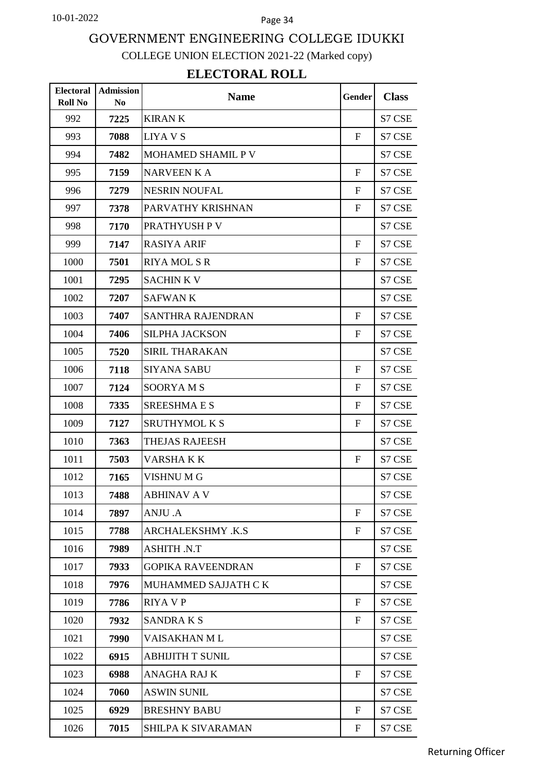# GOVERNMENT ENGINEERING COLLEGE IDUKKI

## COLLEGE UNION ELECTION 2021-22 (Marked copy)

## ELECTORAL ROLL

| Electoral Roll No | Admission No | Name | Gender | Class |
|---|---|---|---|---|
| 992 | **7225** | KIRAN K | | S7 CSE |
| 993 | **7088** | LIYA V S | F | S7 CSE |
| 994 | **7482** | MOHAMED SHAMIL P V | | S7 CSE |
| 995 | **7159** | NARVEEN K A | F | S7 CSE |
| 996 | **7279** | NESRIN NOUFAL | F | S7 CSE |
| 997 | **7378** | PARVATHY KRISHNAN | F | S7 CSE |
| 998 | **7170** | PRATHYUSH P V | | S7 CSE |
| 999 | **7147** | RASIYA ARIF | F | S7 CSE |
| 1000 | **7501** | RIYA MOL S R | F | S7 CSE |
| 1001 | **7295** | SACHIN K V | | S7 CSE |
| 1002 | **7207** | SAFWAN K | | S7 CSE |
| 1003 | **7407** | SANTHRA RAJENDRAN | F | S7 CSE |
| 1004 | **7406** | SILPHA JACKSON | F | S7 CSE |
| 1005 | **7520** | SIRIL THARAKAN | | S7 CSE |
| 1006 | **7118** | SIYANA SABU | F | S7 CSE |
| 1007 | **7124** | SOORYA M S | F | S7 CSE |
| 1008 | **7335** | SREESHMA E S | F | S7 CSE |
| 1009 | **7127** | SRUTHYMOL K S | F | S7 CSE |
| 1010 | **7363** | THEJAS RAJEESH | | S7 CSE |
| 1011 | **7503** | VARSHA K K | F | S7 CSE |
| 1012 | **7165** | VISHNU M G | | S7 CSE |
| 1013 | **7488** | ABHINAV A V | | S7 CSE |
| 1014 | **7897** | ANJU .A | F | S7 CSE |
| 1015 | **7788** | ARCHALEKSHMY .K.S | F | S7 CSE |
| 1016 | **7989** | ASHITH .N.T | | S7 CSE |
| 1017 | **7933** | GOPIKA RAVEENDRAN | F | S7 CSE |
| 1018 | **7976** | MUHAMMED SAJJATH C K | | S7 CSE |
| 1019 | **7786** | RIYA V P | F | S7 CSE |
| 1020 | **7932** | SANDRA K S | F | S7 CSE |
| 1021 | **7990** | VAISAKHAN M L | | S7 CSE |
| 1022 | **6915** | ABHIJITH T SUNIL | | S7 CSE |
| 1023 | **6988** | ANAGHA RAJ K | F | S7 CSE |
| 1024 | **7060** | ASWIN SUNIL | | S7 CSE |
| 1025 | **6929** | BRESHNY BABU | F | S7 CSE |
| 1026 | **7015** | SHILPA K SIVARAMAN | F | S7 CSE |

Returning Officer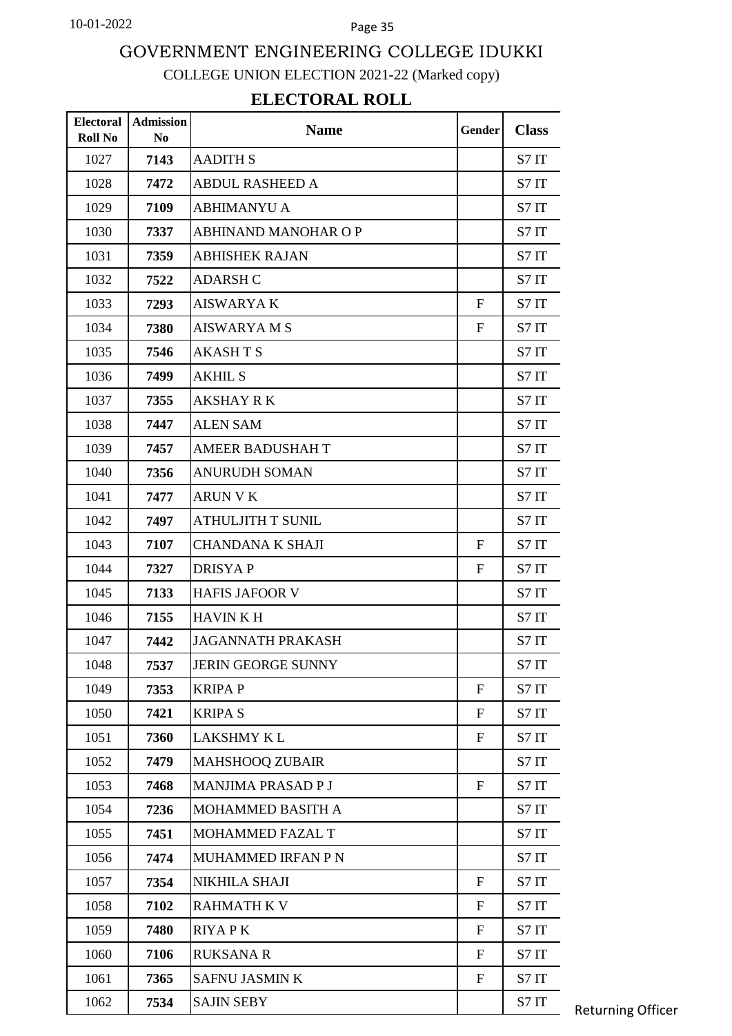# GOVERNMENT ENGINEERING COLLEGE IDUKKI

COLLEGE UNION ELECTION 2021-22 (Marked copy)

## ELECTORAL ROLL

| Electoral Roll No | Admission No | Name | Gender | Class |
|---|---|---|---|---|
| 1027 | **7143** | AADITH S | | S7 IT |
| 1028 | **7472** | ABDUL RASHEED A | | S7 IT |
| 1029 | **7109** | ABHIMANYU A | | S7 IT |
| 1030 | **7337** | ABHINAND MANOHAR O P | | S7 IT |
| 1031 | **7359** | ABHISHEK RAJAN | | S7 IT |
| 1032 | **7522** | ADARSH C | | S7 IT |
| 1033 | **7293** | AISWARYA K | F | S7 IT |
| 1034 | **7380** | AISWARYA M S | F | S7 IT |
| 1035 | **7546** | AKASH T S | | S7 IT |
| 1036 | **7499** | AKHIL S | | S7 IT |
| 1037 | **7355** | AKSHAY R K | | S7 IT |
| 1038 | **7447** | ALEN SAM | | S7 IT |
| 1039 | **7457** | AMEER BADUSHAH T | | S7 IT |
| 1040 | **7356** | ANURUDH SOMAN | | S7 IT |
| 1041 | **7477** | ARUN V K | | S7 IT |
| 1042 | **7497** | ATHULJITH T SUNIL | | S7 IT |
| 1043 | **7107** | CHANDANA K SHAJI | F | S7 IT |
| 1044 | **7327** | DRISYA P | F | S7 IT |
| 1045 | **7133** | HAFIS JAFOOR V | | S7 IT |
| 1046 | **7155** | HAVIN K H | | S7 IT |
| 1047 | **7442** | JAGANNATH PRAKASH | | S7 IT |
| 1048 | **7537** | JERIN GEORGE SUNNY | | S7 IT |
| 1049 | **7353** | KRIPA P | F | S7 IT |
| 1050 | **7421** | KRIPA S | F | S7 IT |
| 1051 | **7360** | LAKSHMY K L | F | S7 IT |
| 1052 | **7479** | MAHSHOOQ ZUBAIR | | S7 IT |
| 1053 | **7468** | MANJIMA PRASAD P J | F | S7 IT |
| 1054 | **7236** | MOHAMMED BASITH A | | S7 IT |
| 1055 | **7451** | MOHAMMED FAZAL T | | S7 IT |
| 1056 | **7474** | MUHAMMED IRFAN P N | | S7 IT |
| 1057 | **7354** | NIKHILA SHAJI | F | S7 IT |
| 1058 | **7102** | RAHMATH K V | F | S7 IT |
| 1059 | **7480** | RIYA P K | F | S7 IT |
| 1060 | **7106** | RUKSANA R | F | S7 IT |
| 1061 | **7365** | SAFNU JASMIN K | F | S7 IT |
| 1062 | **7534** | SAJIN SEBY | | S7 IT |

Returning Officer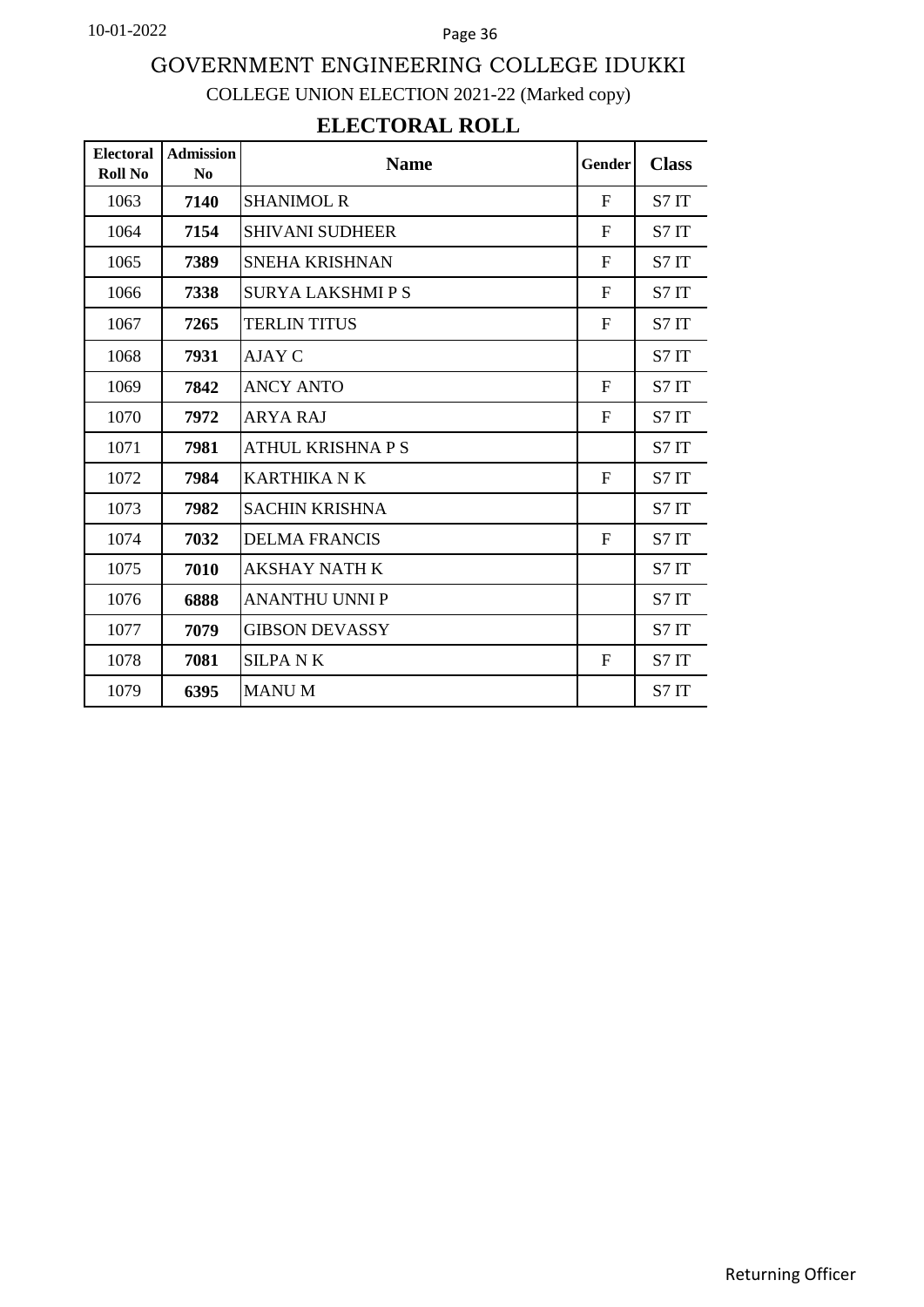# GOVERNMENT ENGINEERING COLLEGE IDUKKI

COLLEGE UNION ELECTION 2021-22 (Marked copy)

## ELECTORAL ROLL

| Electoral Roll No | Admission No | Name | Gender | Class |
|---|---|---|---|---|
| 1063 | **7140** | SHANIMOL R | F | S7 IT |
| 1064 | **7154** | SHIVANI SUDHEER | F | S7 IT |
| 1065 | **7389** | SNEHA KRISHNAN | F | S7 IT |
| 1066 | **7338** | SURYA LAKSHMI P S | F | S7 IT |
| 1067 | **7265** | TERLIN TITUS | F | S7 IT |
| 1068 | **7931** | AJAY C | | S7 IT |
| 1069 | **7842** | ANCY ANTO | F | S7 IT |
| 1070 | **7972** | ARYA RAJ | F | S7 IT |
| 1071 | **7981** | ATHUL KRISHNA P S | | S7 IT |
| 1072 | **7984** | KARTHIKA N K | F | S7 IT |
| 1073 | **7982** | SACHIN KRISHNA | | S7 IT |
| 1074 | **7032** | DELMA FRANCIS | F | S7 IT |
| 1075 | **7010** | AKSHAY NATH K | | S7 IT |
| 1076 | **6888** | ANANTHU UNNI P | | S7 IT |
| 1077 | **7079** | GIBSON DEVASSY | | S7 IT |
| 1078 | **7081** | SILPA N K | F | S7 IT |
| 1079 | **6395** | MANU M | | S7 IT |

Returning Officer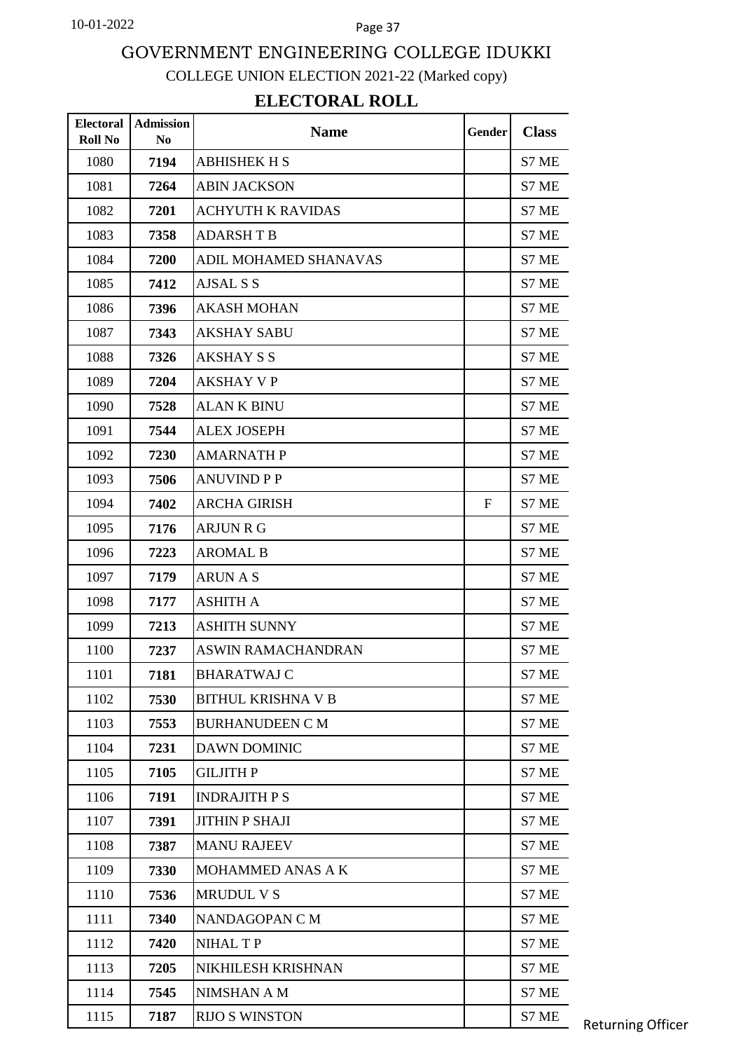# GOVERNMENT ENGINEERING COLLEGE IDUKKI

## COLLEGE UNION ELECTION 2021-22 (Marked copy)

## ELECTORAL ROLL

| Electoral Roll No | Admission No | Name | Gender | Class |
|---|---|---|---|---|
| 1080 | **7194** | ABHISHEK H S | | S7 ME |
| 1081 | **7264** | ABIN JACKSON | | S7 ME |
| 1082 | **7201** | ACHYUTH K RAVIDAS | | S7 ME |
| 1083 | **7358** | ADARSH T B | | S7 ME |
| 1084 | **7200** | ADIL MOHAMED SHANAVAS | | S7 ME |
| 1085 | **7412** | AJSAL S S | | S7 ME |
| 1086 | **7396** | AKASH MOHAN | | S7 ME |
| 1087 | **7343** | AKSHAY SABU | | S7 ME |
| 1088 | **7326** | AKSHAY S S | | S7 ME |
| 1089 | **7204** | AKSHAY V P | | S7 ME |
| 1090 | **7528** | ALAN K BINU | | S7 ME |
| 1091 | **7544** | ALEX JOSEPH | | S7 ME |
| 1092 | **7230** | AMARNATH P | | S7 ME |
| 1093 | **7506** | ANUVIND P P | | S7 ME |
| 1094 | **7402** | ARCHA GIRISH | F | S7 ME |
| 1095 | **7176** | ARJUN R G | | S7 ME |
| 1096 | **7223** | AROMAL B | | S7 ME |
| 1097 | **7179** | ARUN A S | | S7 ME |
| 1098 | **7177** | ASHITH A | | S7 ME |
| 1099 | **7213** | ASHITH SUNNY | | S7 ME |
| 1100 | **7237** | ASWIN RAMACHANDRAN | | S7 ME |
| 1101 | **7181** | BHARATWAJ C | | S7 ME |
| 1102 | **7530** | BITHUL KRISHNA V B | | S7 ME |
| 1103 | **7553** | BURHANUDEEN C M | | S7 ME |
| 1104 | **7231** | DAWN DOMINIC | | S7 ME |
| 1105 | **7105** | GILJITH P | | S7 ME |
| 1106 | **7191** | INDRAJITH P S | | S7 ME |
| 1107 | **7391** | JITHIN P SHAJI | | S7 ME |
| 1108 | **7387** | MANU RAJEEV | | S7 ME |
| 1109 | **7330** | MOHAMMED ANAS A K | | S7 ME |
| 1110 | **7536** | MRUDUL V S | | S7 ME |
| 1111 | **7340** | NANDAGOPAN C M | | S7 ME |
| 1112 | **7420** | NIHAL T P | | S7 ME |
| 1113 | **7205** | NIKHILESH KRISHNAN | | S7 ME |
| 1114 | **7545** | NIMSHAN A M | | S7 ME |
| 1115 | **7187** | RIJO S WINSTON | | S7 ME |

Returning Officer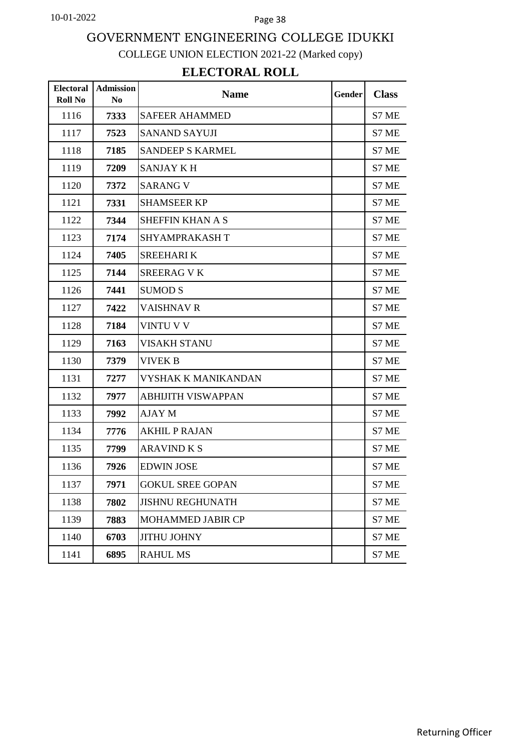# GOVERNMENT ENGINEERING COLLEGE IDUKKI

COLLEGE UNION ELECTION 2021-22 (Marked copy)

## ELECTORAL ROLL

| Electoral Roll No | Admission No | Name | Gender | Class |
|---|---|---|---|---|
| 1116 | 7333 | SAFEER AHAMMED | | S7 ME |
| 1117 | 7523 | SANAND SAYUJI | | S7 ME |
| 1118 | 7185 | SANDEEP S KARMEL | | S7 ME |
| 1119 | 7209 | SANJAY K H | | S7 ME |
| 1120 | 7372 | SARANG V | | S7 ME |
| 1121 | 7331 | SHAMSEER KP | | S7 ME |
| 1122 | 7344 | SHEFFIN KHAN A S | | S7 ME |
| 1123 | 7174 | SHYAMPRAKASH T | | S7 ME |
| 1124 | 7405 | SREEHARI K | | S7 ME |
| 1125 | 7144 | SREERAG V K | | S7 ME |
| 1126 | 7441 | SUMOD S | | S7 ME |
| 1127 | 7422 | VAISHNAV R | | S7 ME |
| 1128 | 7184 | VINTU V V | | S7 ME |
| 1129 | 7163 | VISAKH STANU | | S7 ME |
| 1130 | 7379 | VIVEK B | | S7 ME |
| 1131 | 7277 | VYSHAK K MANIKANDAN | | S7 ME |
| 1132 | 7977 | ABHIJITH VISWAPPAN | | S7 ME |
| 1133 | 7992 | AJAY M | | S7 ME |
| 1134 | 7776 | AKHIL P RAJAN | | S7 ME |
| 1135 | 7799 | ARAVIND K S | | S7 ME |
| 1136 | 7926 | EDWIN JOSE | | S7 ME |
| 1137 | 7971 | GOKUL SREE GOPAN | | S7 ME |
| 1138 | 7802 | JISHNU REGHUNATH | | S7 ME |
| 1139 | 7883 | MOHAMMED JABIR CP | | S7 ME |
| 1140 | 6703 | JITHU JOHNY | | S7 ME |
| 1141 | 6895 | RAHUL MS | | S7 ME |

Returning Officer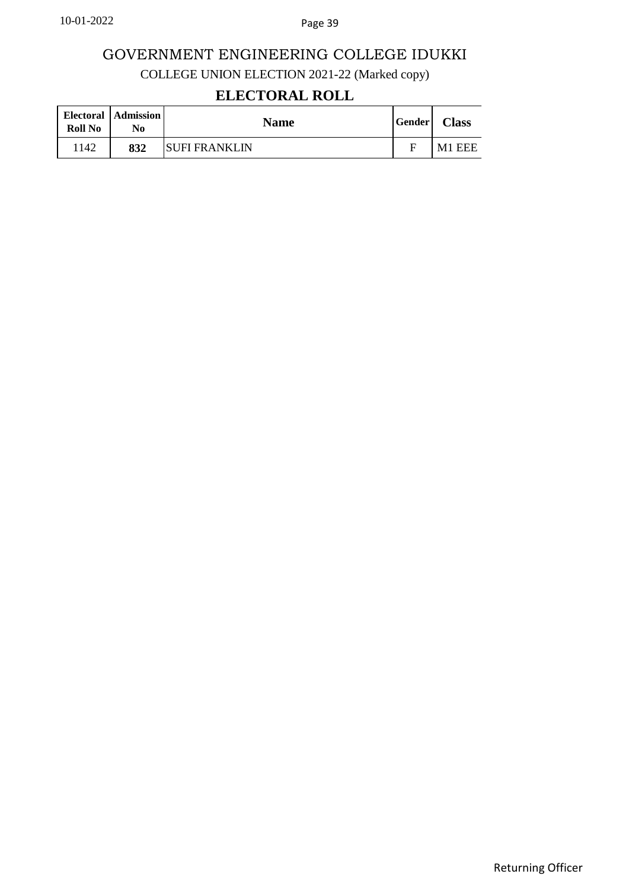# GOVERNMENT ENGINEERING COLLEGE IDUKKI

COLLEGE UNION ELECTION 2021-22 (Marked copy)

## ELECTORAL ROLL

| Electoral Roll No | Admission No | Name | Gender | Class |
|---|---|---|---|---|
| 1142 | **832** | SUFI FRANKLIN | F | M1 EEE |

Returning Officer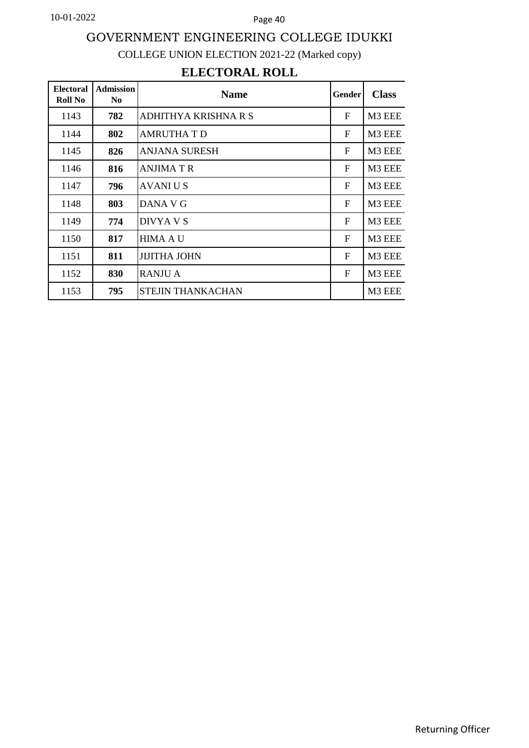# GOVERNMENT ENGINEERING COLLEGE IDUKKI

## COLLEGE UNION ELECTION 2021-22 (Marked copy)

## ELECTORAL ROLL

| Electoral Roll No | Admission No | Name | Gender | Class |
|---|---|---|---|---|
| 1143 | **782** | ADHITHYA KRISHNA R S | F | M3 EEE |
| 1144 | **802** | AMRUTHA T D | F | M3 EEE |
| 1145 | **826** | ANJANA SURESH | F | M3 EEE |
| 1146 | **816** | ANJIMA T R | F | M3 EEE |
| 1147 | **796** | AVANI U S | F | M3 EEE |
| 1148 | **803** | DANA V G | F | M3 EEE |
| 1149 | **774** | DIVYA V S | F | M3 EEE |
| 1150 | **817** | HIMA A U | F | M3 EEE |
| 1151 | **811** | JIJITHA JOHN | F | M3 EEE |
| 1152 | **830** | RANJU A | F | M3 EEE |
| 1153 | **795** | STEJIN THANKACHAN | | M3 EEE |

Returning Officer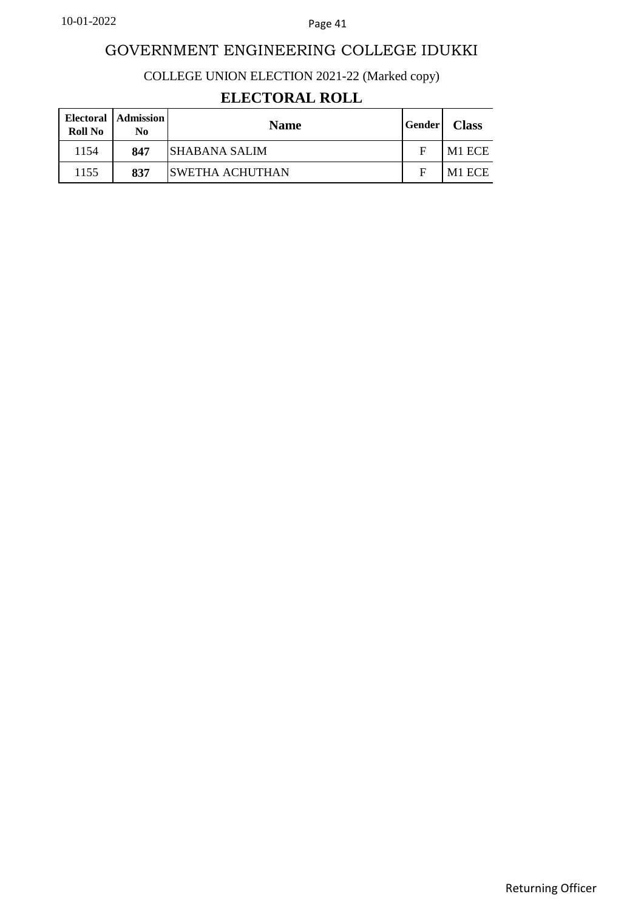# GOVERNMENT ENGINEERING COLLEGE IDUKKI

COLLEGE UNION ELECTION 2021-22 (Marked copy)

## ELECTORAL ROLL

| Electoral Roll No | Admission No | Name | Gender | Class |
|---|---|---|---|---|
| 1154 | **847** | SHABANA SALIM | F | M1 ECE |
| 1155 | **837** | SWETHA ACHUTHAN | F | M1 ECE |

Returning Officer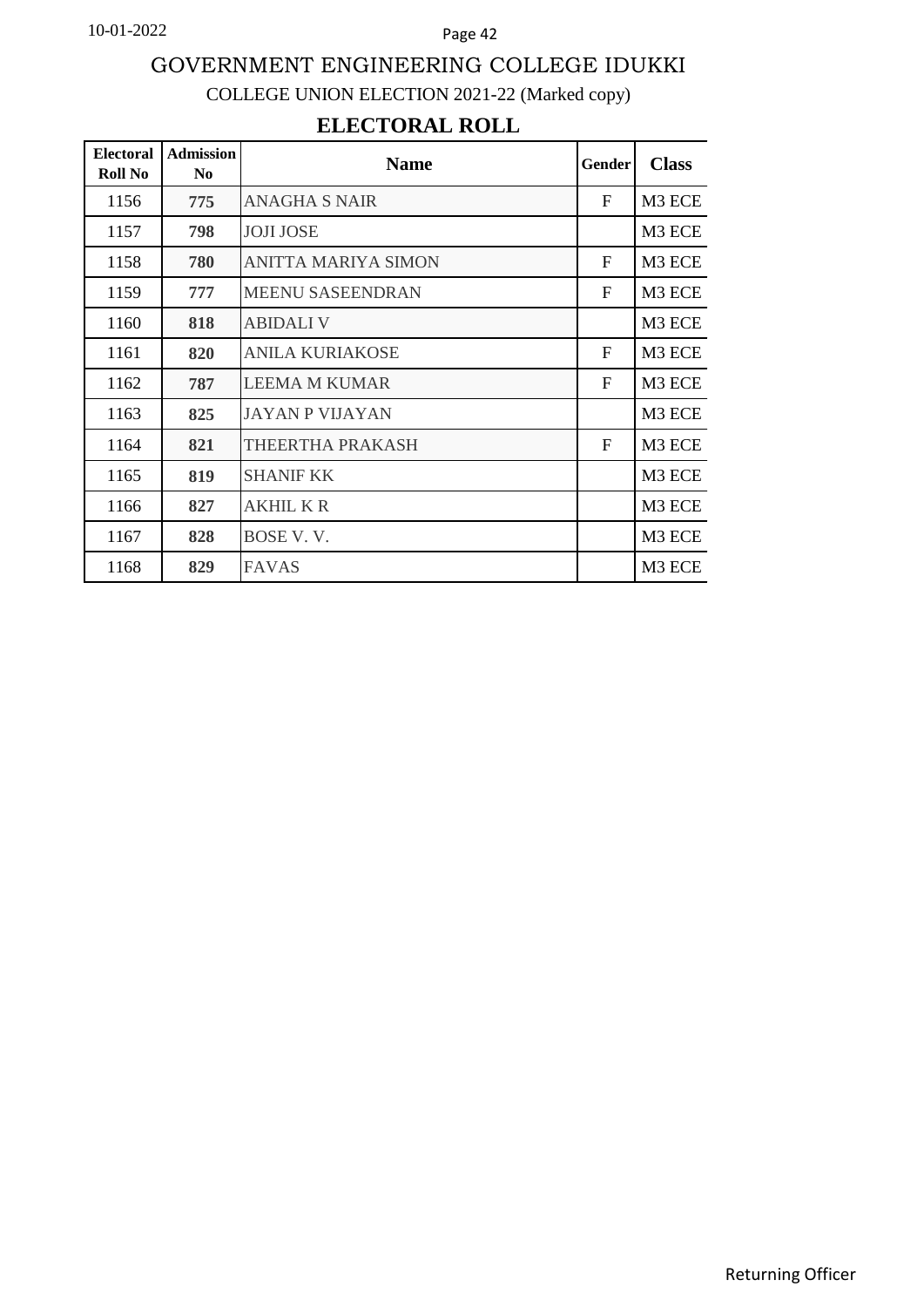# GOVERNMENT ENGINEERING COLLEGE IDUKKI

## COLLEGE UNION ELECTION 2021-22 (Marked copy)

## ELECTORAL ROLL

| Electoral Roll No | Admission No | Name | Gender | Class |
|---|---|---|---|---|
| 1156 | **775** | ANAGHA S NAIR | F | M3 ECE |
| 1157 | **798** | JOJI JOSE | | M3 ECE |
| 1158 | **780** | ANITTA MARIYA SIMON | F | M3 ECE |
| 1159 | **777** | MEENU SASEENDRAN | F | M3 ECE |
| 1160 | **818** | ABIDALI V | | M3 ECE |
| 1161 | **820** | ANILA KURIAKOSE | F | M3 ECE |
| 1162 | **787** | LEEMA M KUMAR | F | M3 ECE |
| 1163 | **825** | JAYAN P VIJAYAN | | M3 ECE |
| 1164 | **821** | THEERTHA PRAKASH | F | M3 ECE |
| 1165 | **819** | SHANIF KK | | M3 ECE |
| 1166 | **827** | AKHIL K R | | M3 ECE |
| 1167 | **828** | BOSE V. V. | | M3 ECE |
| 1168 | **829** | FAVAS | | M3 ECE |

Returning Officer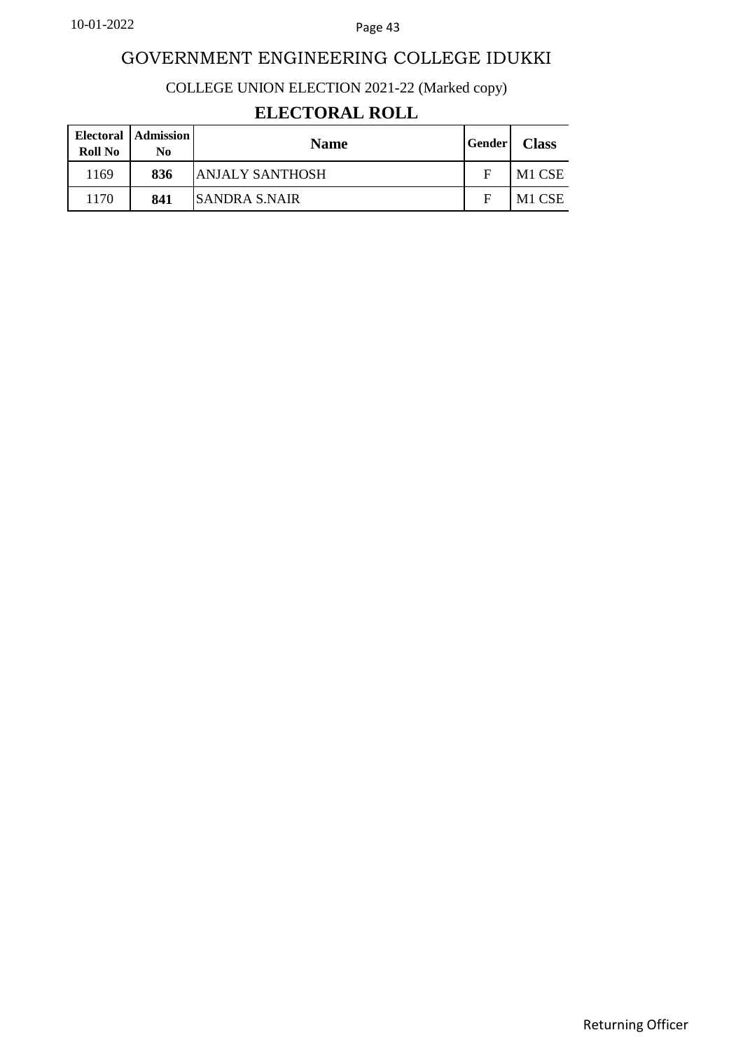# GOVERNMENT ENGINEERING COLLEGE IDUKKI

COLLEGE UNION ELECTION 2021-22 (Marked copy)

## ELECTORAL ROLL

| Electoral Roll No | Admission No | Name | Gender | Class |
|---|---|---|---|---|
| 1169 | **836** | ANJALY SANTHOSH | F | M1 CSE |
| 1170 | **841** | SANDRA S.NAIR | F | M1 CSE |

Returning Officer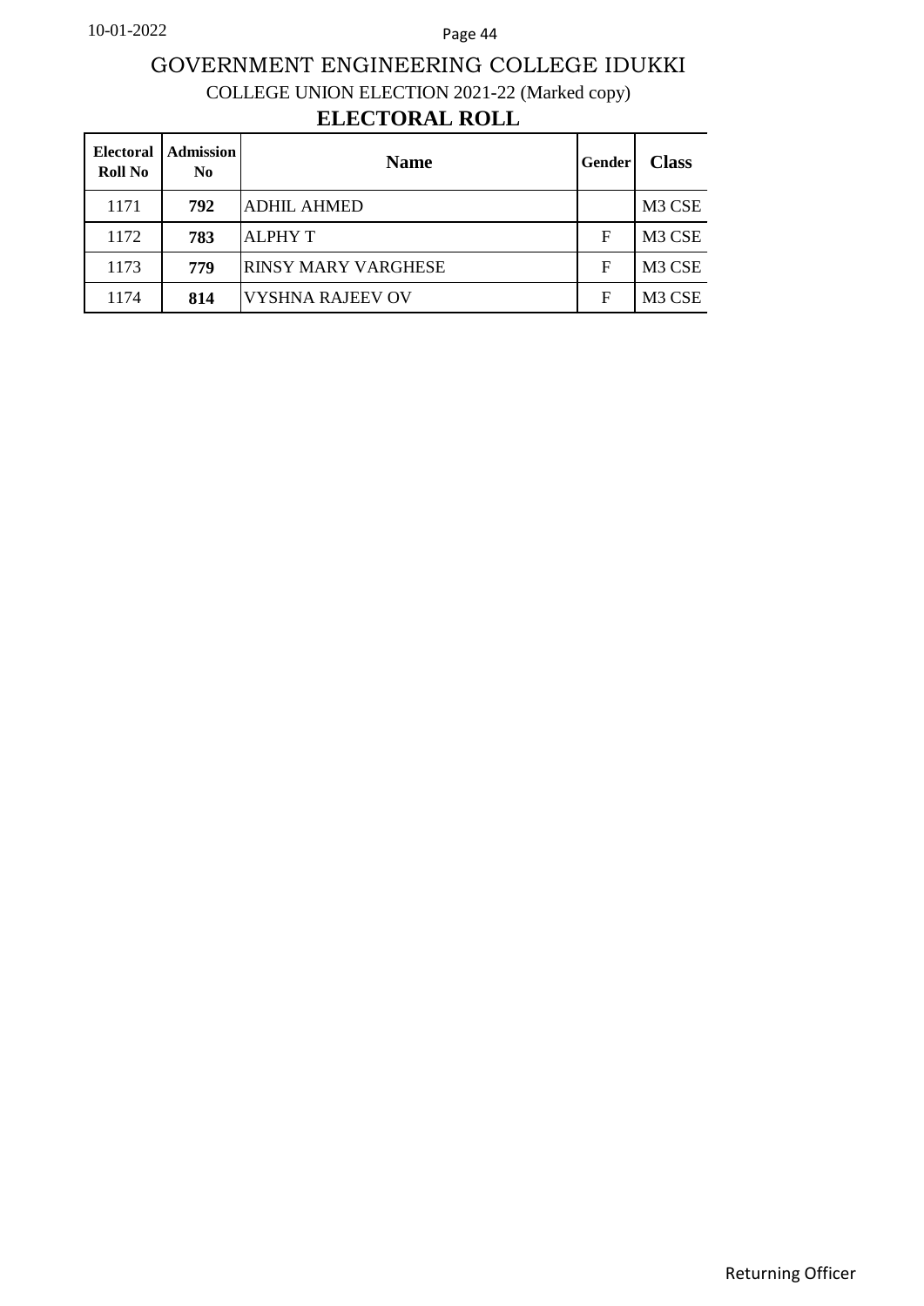# GOVERNMENT ENGINEERING COLLEGE IDUKKI

## COLLEGE UNION ELECTION 2021-22 (Marked copy)

## ELECTORAL ROLL

| Electoral Roll No | Admission No | Name | Gender | Class |
|---|---|---|---|---|
| 1171 | **792** | ADHIL AHMED | | M3 CSE |
| 1172 | **783** | ALPHY T | F | M3 CSE |
| 1173 | **779** | RINSY MARY VARGHESE | F | M3 CSE |
| 1174 | **814** | VYSHNA RAJEEV OV | F | M3 CSE |

Returning Officer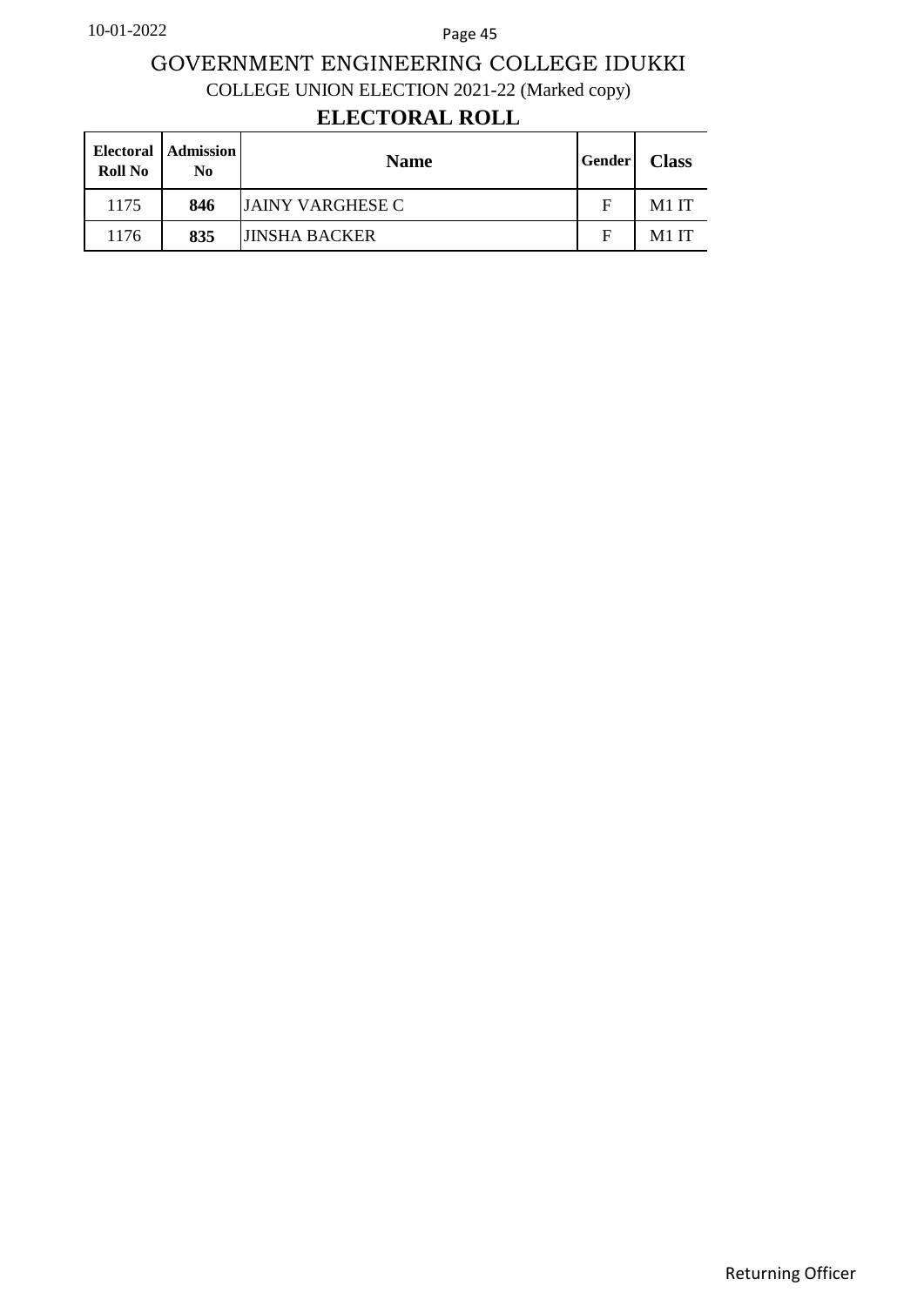# GOVERNMENT ENGINEERING COLLEGE IDUKKI

COLLEGE UNION ELECTION 2021-22 (Marked copy)

## ELECTORAL ROLL

| Electoral Roll No | Admission No | Name | Gender | Class |
|---|---|---|---|---|
| 1175 | **846** | JAINY VARGHESE C | F | M1 IT |
| 1176 | **835** | JINSHA BACKER | F | M1 IT |

Returning Officer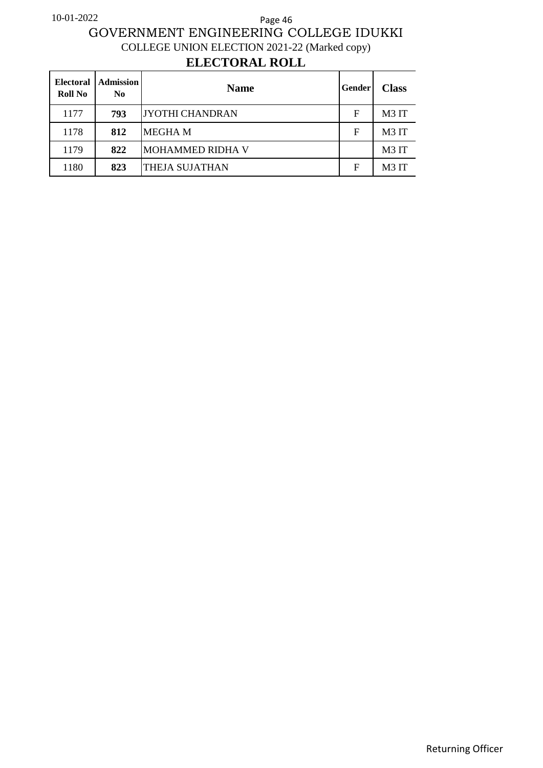# GOVERNMENT ENGINEERING COLLEGE IDUKKI

COLLEGE UNION ELECTION 2021-22 (Marked copy)

## ELECTORAL ROLL

| Electoral Roll No | Admission No | Name | Gender | Class |
|---|---|---|---|---|
| 1177 | **793** | JYOTHI CHANDRAN | F | M3 IT |
| 1178 | **812** | MEGHA M | F | M3 IT |
| 1179 | **822** | MOHAMMED RIDHA V | | M3 IT |
| 1180 | **823** | THEJA SUJATHAN | F | M3 IT |

Returning Officer